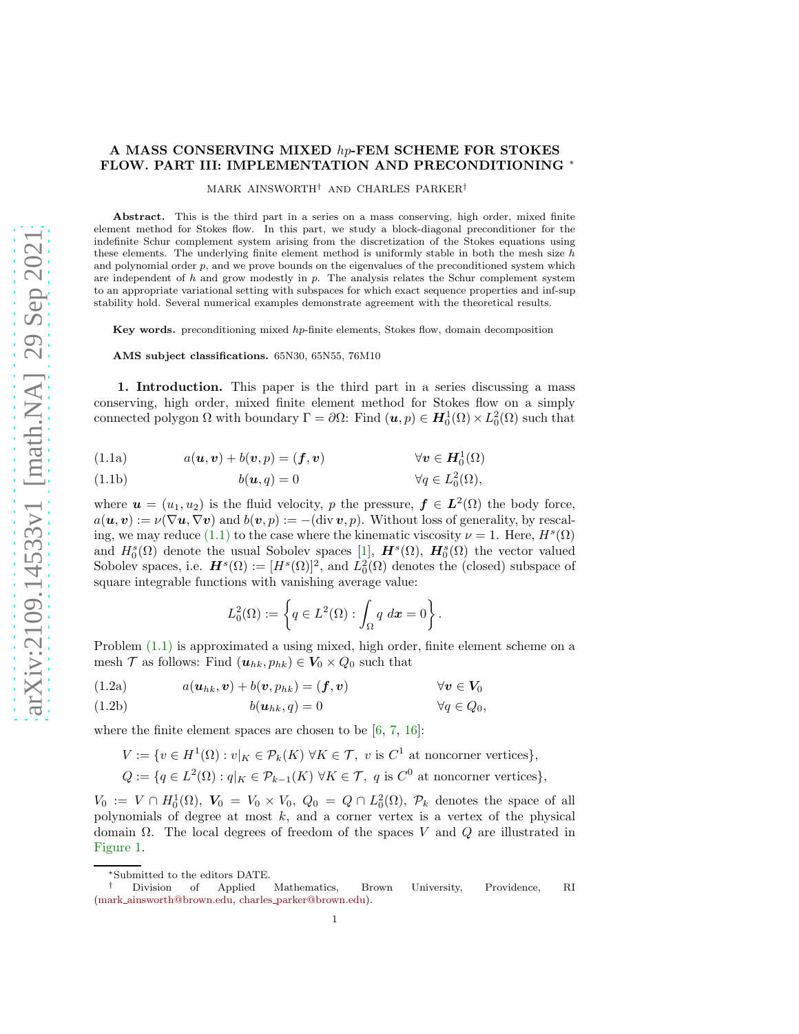# A MASS CONSERVING MIXED $hp$-FEM SCHEME FOR STOKES FLOW. PART III: IMPLEMENTATION AND PRECONDITIONING *

MARK AINSWORTH† AND CHARLES PARKER†

**Abstract.** This is the third part in a series on a mass conserving, high order, mixed finite element method for Stokes flow. In this part, we study a block-diagonal preconditioner for the indefinite Schur complement system arising from the discretization of the Stokes equations using these elements. The underlying finite element method is uniformly stable in both the mesh size $h$ and polynomial order $p$, and we prove bounds on the eigenvalues of the preconditioned system which are independent of $h$ and grow modestly in $p$. The analysis relates the Schur complement system to an appropriate variational setting with subspaces for which exact sequence properties and inf-sup stability hold. Several numerical examples demonstrate agreement with the theoretical results.

**Key words.** preconditioning mixed $hp$-finite elements, Stokes flow, domain decomposition

**AMS subject classifications.** 65N30, 65N55, 76M10

**1. Introduction.** This paper is the third part in a series discussing a mass conserving, high order, mixed finite element method for Stokes flow on a simply connected polygon $\Omega$ with boundary $\Gamma = \partial\Omega$: Find $(\boldsymbol{u}, p) \in \boldsymbol{H}_0^1(\Omega) \times L_0^2(\Omega)$ such that

$$a(\boldsymbol{u}, \boldsymbol{v}) + b(\boldsymbol{v}, p) = (\boldsymbol{f}, \boldsymbol{v}) \qquad \forall \boldsymbol{v} \in \boldsymbol{H}_0^1(\Omega) \tag{1.1a}$$

$$b(\boldsymbol{u}, q) = 0 \qquad \forall q \in L_0^2(\Omega), \tag{1.1b}$$

where $\boldsymbol{u} = (u_1, u_2)$ is the fluid velocity, $p$ the pressure, $\boldsymbol{f} \in \boldsymbol{L}^2(\Omega)$ the body force, $a(\boldsymbol{u}, \boldsymbol{v}) := \nu(\nabla \boldsymbol{u}, \nabla \boldsymbol{v})$ and $b(\boldsymbol{v}, p) := -(\operatorname{div} \boldsymbol{v}, p)$. Without loss of generality, by rescaling, we may reduce (1.1) to the case where the kinematic viscosity $\nu = 1$. Here, $H^s(\Omega)$ and $H_0^s(\Omega)$ denote the usual Sobolev spaces [1], $\boldsymbol{H}^s(\Omega)$, $\boldsymbol{H}_0^s(\Omega)$ the vector valued Sobolev spaces, i.e. $\boldsymbol{H}^s(\Omega) := [H^s(\Omega)]^2$, and $L_0^2(\Omega)$ denotes the (closed) subspace of square integrable functions with vanishing average value:

$$L_0^2(\Omega) := \left\{ q \in L^2(\Omega) : \int_\Omega q \; d\boldsymbol{x} = 0 \right\}.$$

Problem (1.1) is approximated a using mixed, high order, finite element scheme on a mesh $\mathcal{T}$ as follows: Find $(\boldsymbol{u}_{hk}, p_{hk}) \in \boldsymbol{V}_0 \times Q_0$ such that

$$a(\boldsymbol{u}_{hk}, \boldsymbol{v}) + b(\boldsymbol{v}, p_{hk}) = (\boldsymbol{f}, \boldsymbol{v}) \qquad \forall \boldsymbol{v} \in \boldsymbol{V}_0 \tag{1.2a}$$

$$b(\boldsymbol{u}_{hk}, q) = 0 \qquad \forall q \in Q_0, \tag{1.2b}$$

where the finite element spaces are chosen to be [6, 7, 16]:

$$V := \{v \in H^1(\Omega) : v|_K \in \mathcal{P}_k(K) \; \forall K \in \mathcal{T}, \; v \text{ is } C^1 \text{ at noncorner vertices}\},$$

$$Q := \{q \in L^2(\Omega) : q|_K \in \mathcal{P}_{k-1}(K) \; \forall K \in \mathcal{T}, \; q \text{ is } C^0 \text{ at noncorner vertices}\},$$

$V_0 := V \cap H_0^1(\Omega)$, $\boldsymbol{V}_0 = V_0 \times V_0$, $Q_0 = Q \cap L_0^2(\Omega)$, $\mathcal{P}_k$ denotes the space of all polynomials of degree at most $k$, and a corner vertex is a vertex of the physical domain $\Omega$. The local degrees of freedom of the spaces $V$ and $Q$ are illustrated in Figure 1.

---

*Submitted to the editors DATE.

† Division of Applied Mathematics, Brown University, Providence, RI (mark_ainsworth@brown.edu, charles_parker@brown.edu).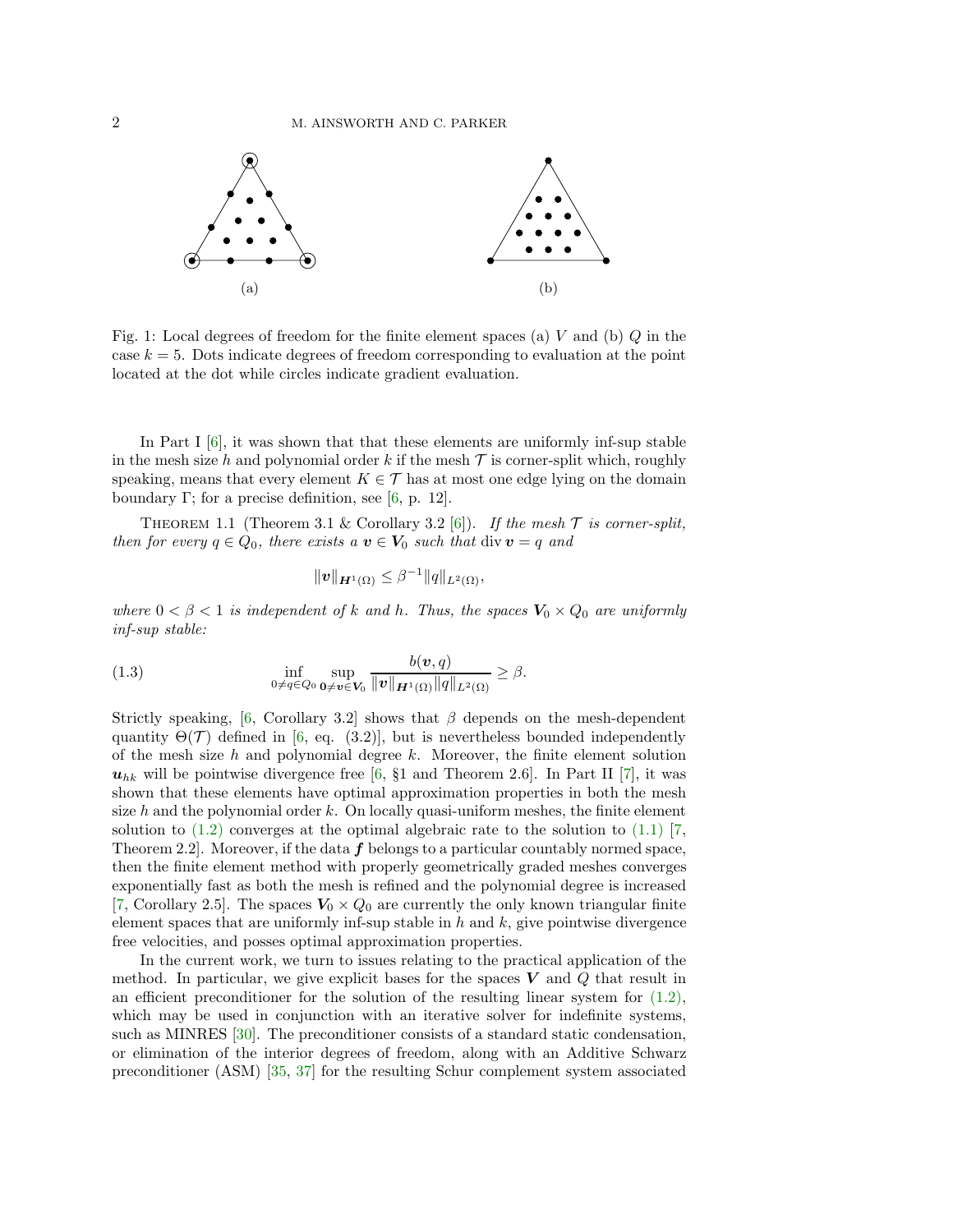Fig. 1: Local degrees of freedom for the finite element spaces (a) $V$ and (b) $Q$ in the case $k = 5$. Dots indicate degrees of freedom corresponding to evaluation at the point located at the dot while circles indicate gradient evaluation.

In Part I [6], it was shown that that these elements are uniformly inf-sup stable in the mesh size $h$ and polynomial order $k$ if the mesh $\mathcal{T}$ is corner-split which, roughly speaking, means that every element $K \in \mathcal{T}$ has at most one edge lying on the domain boundary $\Gamma$; for a precise definition, see [6, p. 12].

**Theorem 1.1** (Theorem 3.1 & Corollary 3.2 [6]). *If the mesh $\mathcal{T}$ is corner-split, then for every $q \in Q_0$, there exists a $\boldsymbol{v} \in \boldsymbol{V}_0$ such that $\operatorname{div} \boldsymbol{v} = q$ and*

$$\|\boldsymbol{v}\|_{\boldsymbol{H}^1(\Omega)} \leq \beta^{-1} \|q\|_{L^2(\Omega)},$$

*where $0 < \beta < 1$ is independent of $k$ and $h$. Thus, the spaces $\boldsymbol{V}_0 \times Q_0$ are uniformly inf-sup stable:*

$$\inf_{0 \neq q \in Q_0} \sup_{\boldsymbol{0} \neq \boldsymbol{v} \in \boldsymbol{V}_0} \frac{b(\boldsymbol{v}, q)}{\|\boldsymbol{v}\|_{\boldsymbol{H}^1(\Omega)} \|q\|_{L^2(\Omega)}} \geq \beta. \tag{1.3}$$

Strictly speaking, [6, Corollary 3.2] shows that $\beta$ depends on the mesh-dependent quantity $\Theta(\mathcal{T})$ defined in [6, eq. (3.2)], but is nevertheless bounded independently of the mesh size $h$ and polynomial degree $k$. Moreover, the finite element solution $\boldsymbol{u}_{hk}$ will be pointwise divergence free [6, §1 and Theorem 2.6]. In Part II [7], it was shown that these elements have optimal approximation properties in both the mesh size $h$ and the polynomial order $k$. On locally quasi-uniform meshes, the finite element solution to (1.2) converges at the optimal algebraic rate to the solution to (1.1) [7, Theorem 2.2]. Moreover, if the data $\boldsymbol{f}$ belongs to a particular countably normed space, then the finite element method with properly geometrically graded meshes converges exponentially fast as both the mesh is refined and the polynomial degree is increased [7, Corollary 2.5]. The spaces $\boldsymbol{V}_0 \times Q_0$ are currently the only known triangular finite element spaces that are uniformly inf-sup stable in $h$ and $k$, give pointwise divergence free velocities, and posses optimal approximation properties.

In the current work, we turn to issues relating to the practical application of the method. In particular, we give explicit bases for the spaces $\boldsymbol{V}$ and $Q$ that result in an efficient preconditioner for the solution of the resulting linear system for (1.2), which may be used in conjunction with an iterative solver for indefinite systems, such as MINRES [30]. The preconditioner consists of a standard static condensation, or elimination of the interior degrees of freedom, along with an Additive Schwarz preconditioner (ASM) [35, 37] for the resulting Schur complement system associated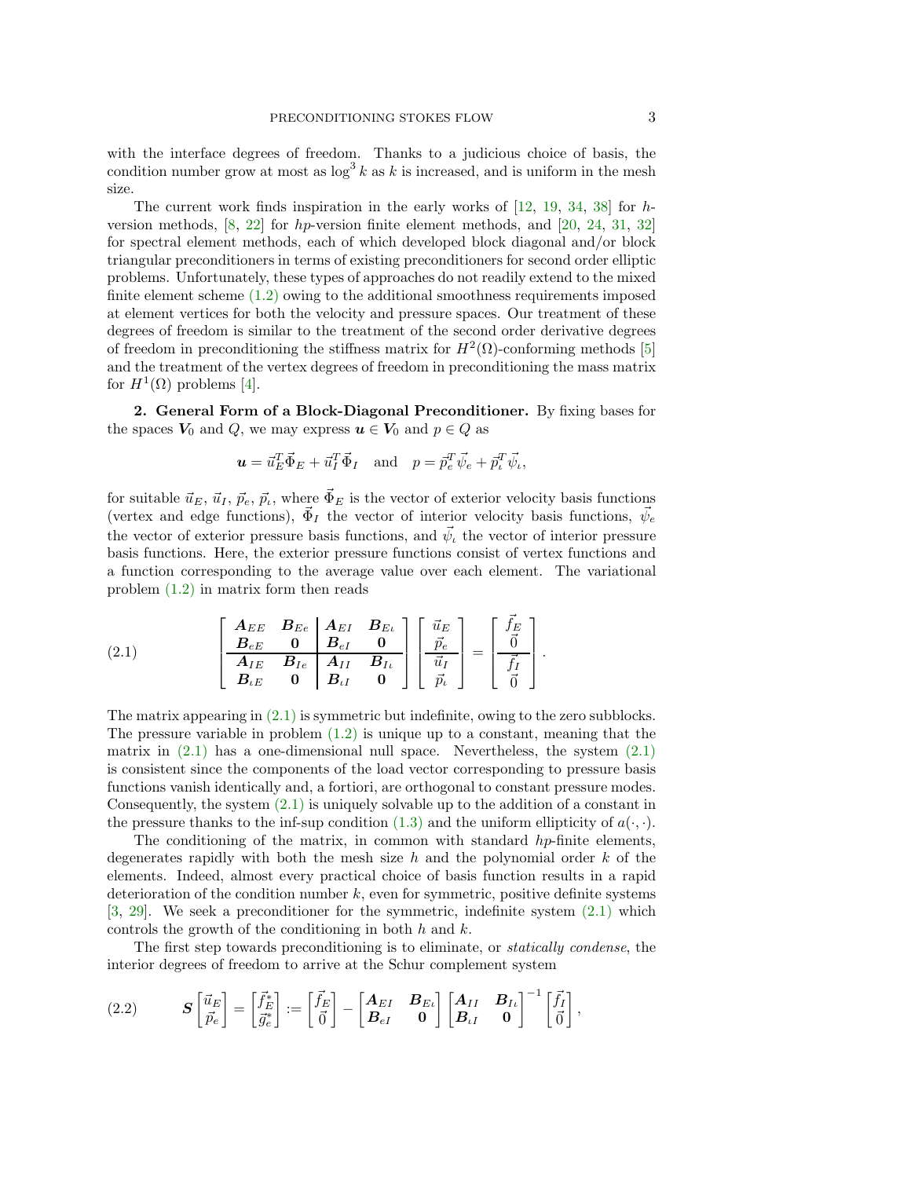with the interface degrees of freedom. Thanks to a judicious choice of basis, the condition number grow at most as $\log^3 k$ as $k$ is increased, and is uniform in the mesh size.

The current work finds inspiration in the early works of [12, 19, 34, 38] for $h$-version methods, [8, 22] for $hp$-version finite element methods, and [20, 24, 31, 32] for spectral element methods, each of which developed block diagonal and/or block triangular preconditioners in terms of existing preconditioners for second order elliptic problems. Unfortunately, these types of approaches do not readily extend to the mixed finite element scheme (1.2) owing to the additional smoothness requirements imposed at element vertices for both the velocity and pressure spaces. Our treatment of these degrees of freedom is similar to the treatment of the second order derivative degrees of freedom in preconditioning the stiffness matrix for $H^2(\Omega)$-conforming methods [5] and the treatment of the vertex degrees of freedom in preconditioning the mass matrix for $H^1(\Omega)$ problems [4].

**2. General Form of a Block-Diagonal Preconditioner.** By fixing bases for the spaces $\boldsymbol{V}_0$ and $Q$, we may express $\boldsymbol{u} \in \boldsymbol{V}_0$ and $p \in Q$ as

$$\boldsymbol{u} = \vec{u}_E^T \vec{\boldsymbol{\Phi}}_E + \vec{u}_I^T \vec{\boldsymbol{\Phi}}_I \quad \text{and} \quad p = \vec{p}_e^T \vec{\psi}_e + \vec{p}_\iota^T \vec{\psi}_\iota,$$

for suitable $\vec{u}_E$, $\vec{u}_I$, $\vec{p}_e$, $\vec{p}_\iota$, where $\vec{\boldsymbol{\Phi}}_E$ is the vector of exterior velocity basis functions (vertex and edge functions), $\vec{\boldsymbol{\Phi}}_I$ the vector of interior velocity basis functions, $\vec{\psi}_e$ the vector of exterior pressure basis functions, and $\vec{\psi}_\iota$ the vector of interior pressure basis functions. Here, the exterior pressure functions consist of vertex functions and a function corresponding to the average value over each element. The variational problem (1.2) in matrix form then reads

$$\left[\begin{array}{cc|cc} \boldsymbol{A}_{EE} & \boldsymbol{B}_{Ee} & \boldsymbol{A}_{EI} & \boldsymbol{B}_{E\iota} \\ \boldsymbol{B}_{eE} & \boldsymbol{0} & \boldsymbol{B}_{eI} & \boldsymbol{0} \\ \hline \boldsymbol{A}_{IE} & \boldsymbol{B}_{Ie} & \boldsymbol{A}_{II} & \boldsymbol{B}_{I\iota} \\ \boldsymbol{B}_{\iota E} & \boldsymbol{0} & \boldsymbol{B}_{\iota I} & \boldsymbol{0} \end{array}\right] \left[\begin{array}{c} \vec{u}_E \\ \vec{p}_e \\ \hline \vec{u}_I \\ \vec{p}_\iota \end{array}\right] = \left[\begin{array}{c} \vec{f}_E \\ \vec{0} \\ \hline \vec{f}_I \\ \vec{0} \end{array}\right]. \tag{2.1}$$

The matrix appearing in (2.1) is symmetric but indefinite, owing to the zero subblocks. The pressure variable in problem (1.2) is unique up to a constant, meaning that the matrix in (2.1) has a one-dimensional null space. Nevertheless, the system (2.1) is consistent since the components of the load vector corresponding to pressure basis functions vanish identically and, a fortiori, are orthogonal to constant pressure modes. Consequently, the system (2.1) is uniquely solvable up to the addition of a constant in the pressure thanks to the inf-sup condition (1.3) and the uniform ellipticity of $a(\cdot,\cdot)$.

The conditioning of the matrix, in common with standard $hp$-finite elements, degenerates rapidly with both the mesh size $h$ and the polynomial order $k$ of the elements. Indeed, almost every practical choice of basis function results in a rapid deterioration of the condition number $k$, even for symmetric, positive definite systems [3, 29]. We seek a preconditioner for the symmetric, indefinite system (2.1) which controls the growth of the conditioning in both $h$ and $k$.

The first step towards preconditioning is to eliminate, or *statically condense*, the interior degrees of freedom to arrive at the Schur complement system

$$\boldsymbol{S} \begin{bmatrix} \vec{u}_E \\ \vec{p}_e \end{bmatrix} = \begin{bmatrix} \vec{f}_E^* \\ \vec{g}_e^* \end{bmatrix} := \begin{bmatrix} \vec{f}_E \\ \vec{0} \end{bmatrix} - \begin{bmatrix} \boldsymbol{A}_{EI} & \boldsymbol{B}_{E\iota} \\ \boldsymbol{B}_{eI} & \boldsymbol{0} \end{bmatrix} \begin{bmatrix} \boldsymbol{A}_{II} & \boldsymbol{B}_{I\iota} \\ \boldsymbol{B}_{\iota I} & \boldsymbol{0} \end{bmatrix}^{-1} \begin{bmatrix} \vec{f}_I \\ \vec{0} \end{bmatrix}, \tag{2.2}$$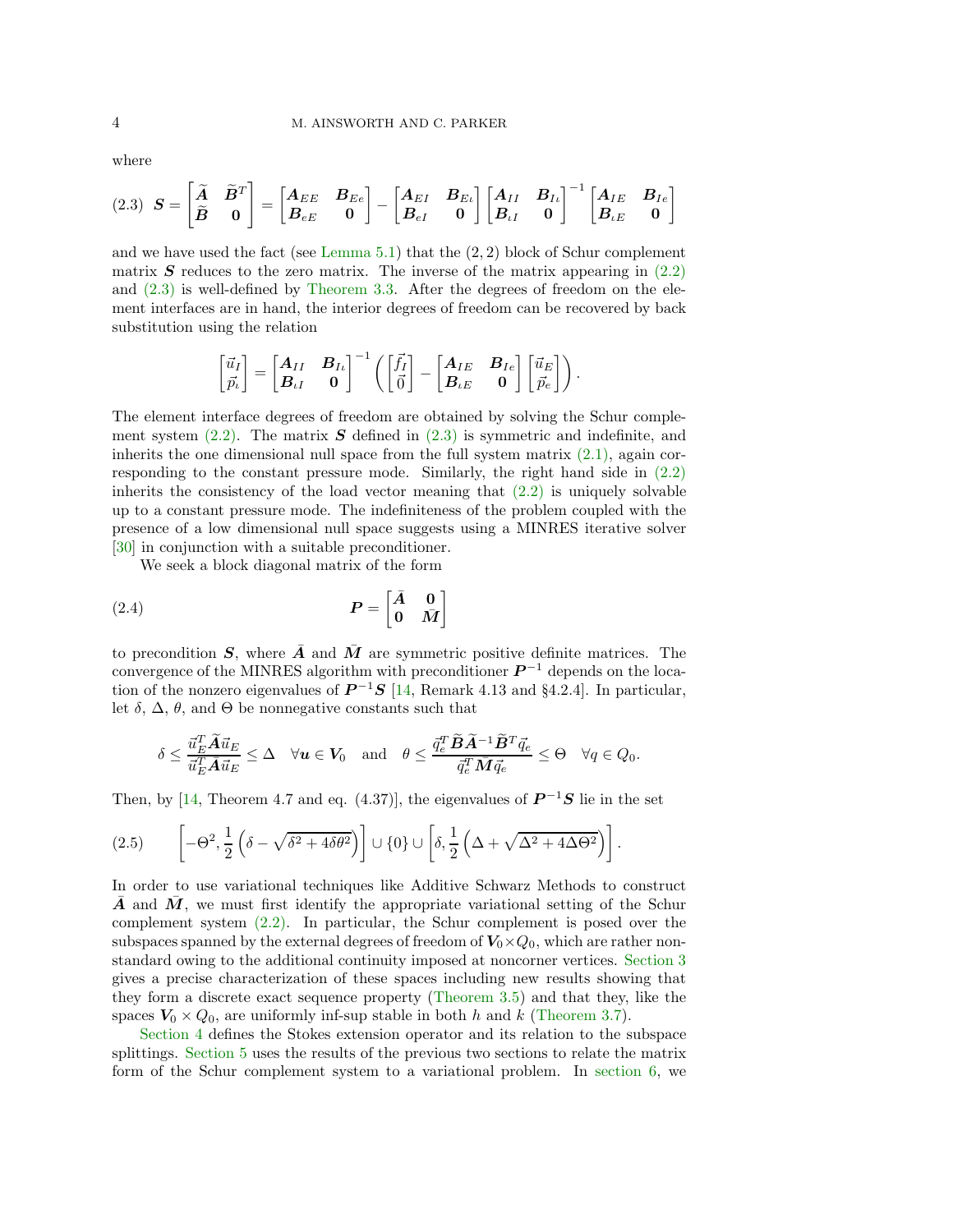where

$$
\boldsymbol{S} = \begin{bmatrix} \widetilde{\boldsymbol{A}} & \widetilde{\boldsymbol{B}}^T \\ \widetilde{\boldsymbol{B}} & \boldsymbol{0} \end{bmatrix} = \begin{bmatrix} \boldsymbol{A}_{EE} & \boldsymbol{B}_{Ee} \\ \boldsymbol{B}_{eE} & \boldsymbol{0} \end{bmatrix} - \begin{bmatrix} \boldsymbol{A}_{EI} & \boldsymbol{B}_{E\iota} \\ \boldsymbol{B}_{eI} & \boldsymbol{0} \end{bmatrix} \begin{bmatrix} \boldsymbol{A}_{II} & \boldsymbol{B}_{I\iota} \\ \boldsymbol{B}_{\iota I} & \boldsymbol{0} \end{bmatrix}^{-1} \begin{bmatrix} \boldsymbol{A}_{IE} & \boldsymbol{B}_{Ie} \\ \boldsymbol{B}_{\iota E} & \boldsymbol{0} \end{bmatrix} \tag{2.3}
$$

and we have used the fact (see Lemma 5.1) that the $(2,2)$ block of Schur complement matrix $\boldsymbol{S}$ reduces to the zero matrix. The inverse of the matrix appearing in (2.2) and (2.3) is well-defined by Theorem 3.3. After the degrees of freedom on the element interfaces are in hand, the interior degrees of freedom can be recovered by back substitution using the relation

$$
\begin{bmatrix} \vec{u}_I \\ \vec{p}_\iota \end{bmatrix} = \begin{bmatrix} \boldsymbol{A}_{II} & \boldsymbol{B}_{I\iota} \\ \boldsymbol{B}_{\iota I} & \boldsymbol{0} \end{bmatrix}^{-1} \left( \begin{bmatrix} \vec{f}_I \\ \vec{0} \end{bmatrix} - \begin{bmatrix} \boldsymbol{A}_{IE} & \boldsymbol{B}_{Ie} \\ \boldsymbol{B}_{\iota E} & \boldsymbol{0} \end{bmatrix} \begin{bmatrix} \vec{u}_E \\ \vec{p}_e \end{bmatrix} \right).
$$

The element interface degrees of freedom are obtained by solving the Schur complement system (2.2). The matrix $\boldsymbol{S}$ defined in (2.3) is symmetric and indefinite, and inherits the one dimensional null space from the full system matrix (2.1), again corresponding to the constant pressure mode. Similarly, the right hand side in (2.2) inherits the consistency of the load vector meaning that (2.2) is uniquely solvable up to a constant pressure mode. The indefiniteness of the problem coupled with the presence of a low dimensional null space suggests using a MINRES iterative solver [30] in conjunction with a suitable preconditioner.

We seek a block diagonal matrix of the form

$$
\boldsymbol{P} = \begin{bmatrix} \bar{\boldsymbol{A}} & \boldsymbol{0} \\ \boldsymbol{0} & \bar{\boldsymbol{M}} \end{bmatrix} \tag{2.4}
$$

to precondition $\boldsymbol{S}$, where $\bar{\boldsymbol{A}}$ and $\bar{\boldsymbol{M}}$ are symmetric positive definite matrices. The convergence of the MINRES algorithm with preconditioner $\boldsymbol{P}^{-1}$ depends on the location of the nonzero eigenvalues of $\boldsymbol{P}^{-1}\boldsymbol{S}$ [14, Remark 4.13 and §4.2.4]. In particular, let $\delta$, $\Delta$, $\theta$, and $\Theta$ be nonnegative constants such that

$$
\delta \leq \frac{\vec{u}_E^T \widetilde{\boldsymbol{A}} \vec{u}_E}{\vec{u}_E^T \bar{\boldsymbol{A}} \vec{u}_E} \leq \Delta \quad \forall \boldsymbol{u} \in \boldsymbol{V}_0 \quad \text{and} \quad \theta \leq \frac{\vec{q}_e^T \widetilde{\boldsymbol{B}} \widetilde{\boldsymbol{A}}^{-1} \widetilde{\boldsymbol{B}}^T \vec{q}_e}{\vec{q}_e^T \bar{\boldsymbol{M}} \vec{q}_e} \leq \Theta \quad \forall q \in Q_0.
$$

Then, by [14, Theorem 4.7 and eq. (4.37)], the eigenvalues of $\boldsymbol{P}^{-1}\boldsymbol{S}$ lie in the set

$$
\left[ -\Theta^2, \frac{1}{2}\left( \delta - \sqrt{\delta^2 + 4\delta\theta^2} \right) \right] \cup \{0\} \cup \left[ \delta, \frac{1}{2}\left( \Delta + \sqrt{\Delta^2 + 4\Delta\Theta^2} \right) \right]. \tag{2.5}
$$

In order to use variational techniques like Additive Schwarz Methods to construct $\bar{\boldsymbol{A}}$ and $\bar{\boldsymbol{M}}$, we must first identify the appropriate variational setting of the Schur complement system (2.2). In particular, the Schur complement is posed over the subspaces spanned by the external degrees of freedom of $\boldsymbol{V}_0 \times Q_0$, which are rather nonstandard owing to the additional continuity imposed at noncorner vertices. Section 3 gives a precise characterization of these spaces including new results showing that they form a discrete exact sequence property (Theorem 3.5) and that they, like the spaces $\boldsymbol{V}_0 \times Q_0$, are uniformly inf-sup stable in both $h$ and $k$ (Theorem 3.7).

Section 4 defines the Stokes extension operator and its relation to the subspace splittings. Section 5 uses the results of the previous two sections to relate the matrix form of the Schur complement system to a variational problem. In section 6, we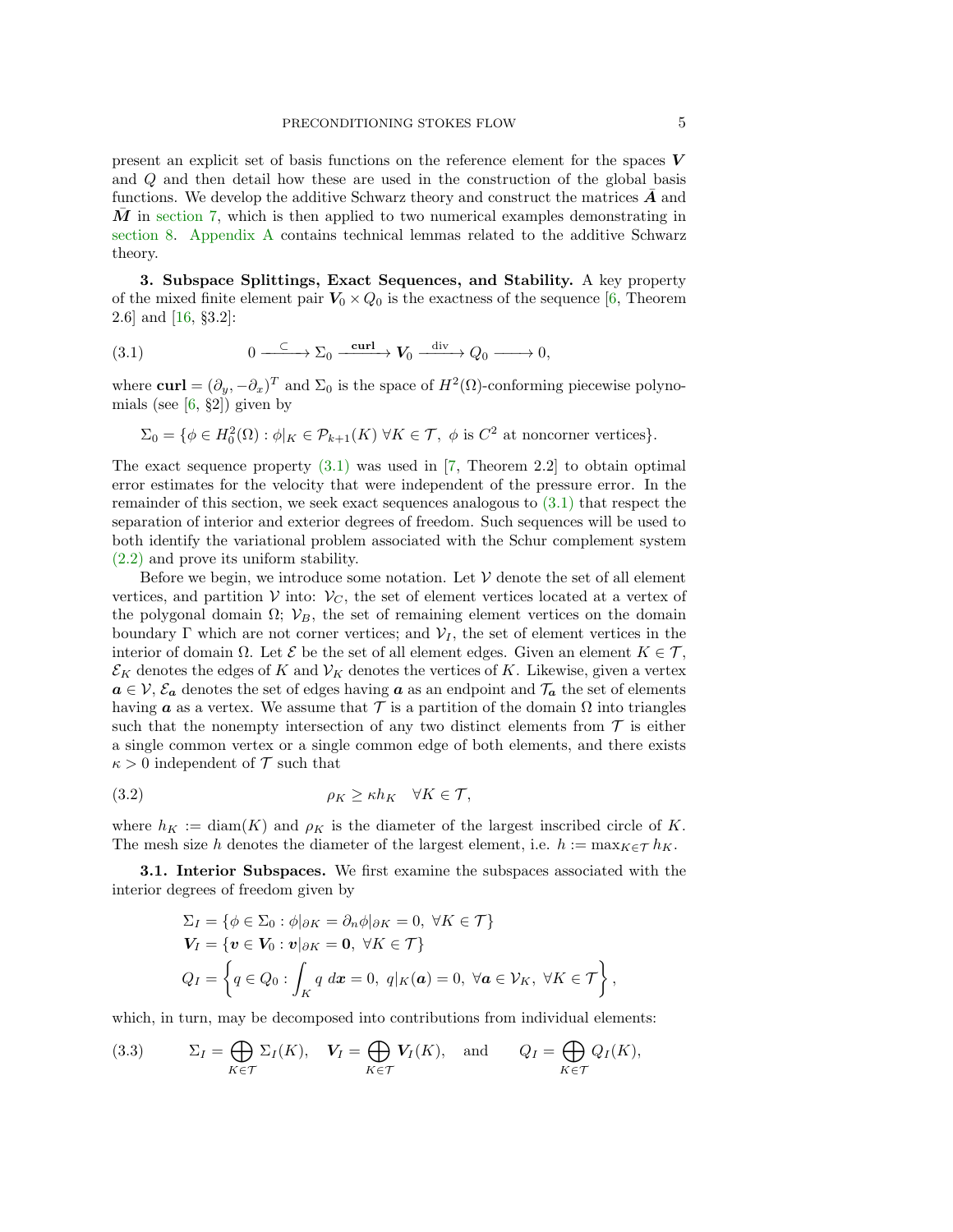present an explicit set of basis functions on the reference element for the spaces $\boldsymbol{V}$ and $Q$ and then detail how these are used in the construction of the global basis functions. We develop the additive Schwarz theory and construct the matrices $\bar{\boldsymbol{A}}$ and $\bar{\boldsymbol{M}}$ in section 7, which is then applied to two numerical examples demonstrating in section 8. Appendix A contains technical lemmas related to the additive Schwarz theory.

## 3. Subspace Splittings, Exact Sequences, and Stability.

A key property of the mixed finite element pair $\boldsymbol{V}_0 \times Q_0$ is the exactness of the sequence [6, Theorem 2.6] and [16, §3.2]:

$$
0 \xrightarrow{\subset} \Sigma_0 \xrightarrow{\mathbf{curl}} \boldsymbol{V}_0 \xrightarrow{\operatorname{div}} Q_0 \longrightarrow 0, \tag{3.1}
$$

where $\mathbf{curl} = (\partial_y, -\partial_x)^T$ and $\Sigma_0$ is the space of $H^2(\Omega)$-conforming piecewise polynomials (see [6, §2]) given by

$$
\Sigma_0 = \{\phi \in H_0^2(\Omega) : \phi|_K \in \mathcal{P}_{k+1}(K) \ \forall K \in \mathcal{T},\ \phi \text{ is } C^2 \text{ at noncorner vertices}\}.
$$

The exact sequence property (3.1) was used in [7, Theorem 2.2] to obtain optimal error estimates for the velocity that were independent of the pressure error. In the remainder of this section, we seek exact sequences analogous to (3.1) that respect the separation of interior and exterior degrees of freedom. Such sequences will be used to both identify the variational problem associated with the Schur complement system (2.2) and prove its uniform stability.

Before we begin, we introduce some notation. Let $\mathcal{V}$ denote the set of all element vertices, and partition $\mathcal{V}$ into: $\mathcal{V}_C$, the set of element vertices located at a vertex of the polygonal domain $\Omega$; $\mathcal{V}_B$, the set of remaining element vertices on the domain boundary $\Gamma$ which are not corner vertices; and $\mathcal{V}_I$, the set of element vertices in the interior of domain $\Omega$. Let $\mathcal{E}$ be the set of all element edges. Given an element $K \in \mathcal{T}$, $\mathcal{E}_K$ denotes the edges of $K$ and $\mathcal{V}_K$ denotes the vertices of $K$. Likewise, given a vertex $\boldsymbol{a} \in \mathcal{V}$, $\mathcal{E}_{\boldsymbol{a}}$ denotes the set of edges having $\boldsymbol{a}$ as an endpoint and $\mathcal{T}_{\boldsymbol{a}}$ the set of elements having $\boldsymbol{a}$ as a vertex. We assume that $\mathcal{T}$ is a partition of the domain $\Omega$ into triangles such that the nonempty intersection of any two distinct elements from $\mathcal{T}$ is either a single common vertex or a single common edge of both elements, and there exists $\kappa > 0$ independent of $\mathcal{T}$ such that

$$
\rho_K \geq \kappa h_K \quad \forall K \in \mathcal{T}, \tag{3.2}
$$

where $h_K := \operatorname{diam}(K)$ and $\rho_K$ is the diameter of the largest inscribed circle of $K$. The mesh size $h$ denotes the diameter of the largest element, i.e. $h := \max_{K\in\mathcal{T}} h_K$.

### 3.1. Interior Subspaces.

We first examine the subspaces associated with the interior degrees of freedom given by

$$
\begin{aligned}
\Sigma_I &= \{\phi \in \Sigma_0 : \phi|_{\partial K} = \partial_n \phi|_{\partial K} = 0,\ \forall K \in \mathcal{T}\} \\
\boldsymbol{V}_I &= \{\boldsymbol{v} \in \boldsymbol{V}_0 : \boldsymbol{v}|_{\partial K} = \boldsymbol{0},\ \forall K \in \mathcal{T}\} \\
Q_I &= \left\{q \in Q_0 : \int_K q \ d\boldsymbol{x} = 0,\ q|_K(\boldsymbol{a}) = 0,\ \forall \boldsymbol{a} \in \mathcal{V}_K,\ \forall K \in \mathcal{T}\right\},
\end{aligned}
$$

which, in turn, may be decomposed into contributions from individual elements:

$$
\Sigma_I = \bigoplus_{K\in\mathcal{T}} \Sigma_I(K), \quad \boldsymbol{V}_I = \bigoplus_{K\in\mathcal{T}} \boldsymbol{V}_I(K), \quad \text{and} \qquad Q_I = \bigoplus_{K\in\mathcal{T}} Q_I(K), \tag{3.3}
$$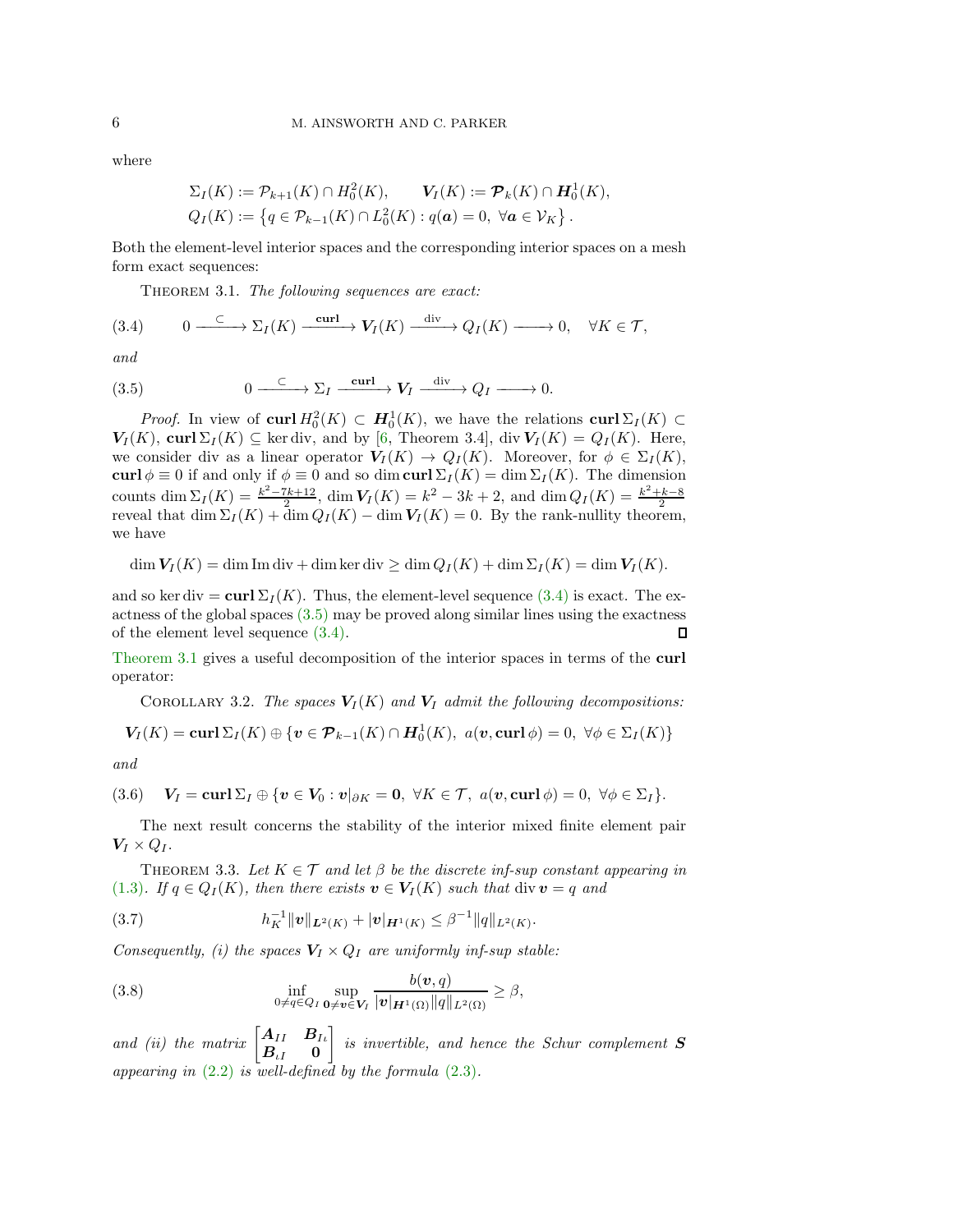where

$$\Sigma_I(K) := \mathcal{P}_{k+1}(K) \cap H_0^2(K), \qquad \boldsymbol{V}_I(K) := \boldsymbol{\mathcal{P}}_k(K) \cap \boldsymbol{H}_0^1(K),$$
$$Q_I(K) := \left\{ q \in \mathcal{P}_{k-1}(K) \cap L_0^2(K) : q(\boldsymbol{a}) = 0, \ \forall \boldsymbol{a} \in \mathcal{V}_K \right\}.$$

Both the element-level interior spaces and the corresponding interior spaces on a mesh form exact sequences:

Theorem 3.1. *The following sequences are exact:*

$$0 \xrightarrow{\ \subset\ } \Sigma_I(K) \xrightarrow{\ \mathbf{curl}\ } \boldsymbol{V}_I(K) \xrightarrow{\ \mathrm{div}\ } Q_I(K) \longrightarrow 0, \quad \forall K \in \mathcal{T}, \tag{3.4}$$

*and*

$$0 \xrightarrow{\ \subset\ } \Sigma_I \xrightarrow{\ \mathbf{curl}\ } \boldsymbol{V}_I \xrightarrow{\ \mathrm{div}\ } Q_I \longrightarrow 0. \tag{3.5}$$

*Proof.* In view of $\mathbf{curl}\, H_0^2(K) \subset \boldsymbol{H}_0^1(K)$, we have the relations $\mathbf{curl}\, \Sigma_I(K) \subset \boldsymbol{V}_I(K)$, $\mathbf{curl}\, \Sigma_I(K) \subseteq \ker \mathrm{div}$, and by [6, Theorem 3.4], $\mathrm{div}\, \boldsymbol{V}_I(K) = Q_I(K)$. Here, we consider div as a linear operator $\boldsymbol{V}_I(K) \to Q_I(K)$. Moreover, for $\phi \in \Sigma_I(K)$, $\mathbf{curl}\, \phi \equiv 0$ if and only if $\phi \equiv 0$ and so $\dim \mathbf{curl}\, \Sigma_I(K) = \dim \Sigma_I(K)$. The dimension counts $\dim \Sigma_I(K) = \frac{k^2-7k+12}{2}$, $\dim \boldsymbol{V}_I(K) = k^2 - 3k + 2$, and $\dim Q_I(K) = \frac{k^2+k-8}{2}$ reveal that $\dim \Sigma_I(K) + \dim Q_I(K) - \dim \boldsymbol{V}_I(K) = 0$. By the rank-nullity theorem, we have

$$\dim \boldsymbol{V}_I(K) = \dim \mathrm{Im}\, \mathrm{div} + \dim \ker \mathrm{div} \geq \dim Q_I(K) + \dim \Sigma_I(K) = \dim \boldsymbol{V}_I(K).$$

and so $\ker \mathrm{div} = \mathbf{curl}\, \Sigma_I(K)$. Thus, the element-level sequence (3.4) is exact. The exactness of the global spaces (3.5) may be proved along similar lines using the exactness of the element level sequence (3.4). ∎

Theorem 3.1 gives a useful decomposition of the interior spaces in terms of the **curl** operator:

Corollary 3.2. *The spaces $\boldsymbol{V}_I(K)$ and $\boldsymbol{V}_I$ admit the following decompositions:*

$$\boldsymbol{V}_I(K) = \mathbf{curl}\, \Sigma_I(K) \oplus \{ \boldsymbol{v} \in \boldsymbol{\mathcal{P}}_{k-1}(K) \cap \boldsymbol{H}_0^1(K), \ a(\boldsymbol{v}, \mathbf{curl}\, \phi) = 0, \ \forall \phi \in \Sigma_I(K) \}$$

*and*

$$\boldsymbol{V}_I = \mathbf{curl}\, \Sigma_I \oplus \{ \boldsymbol{v} \in \boldsymbol{V}_0 : \boldsymbol{v}|_{\partial K} = \boldsymbol{0}, \ \forall K \in \mathcal{T}, \ a(\boldsymbol{v}, \mathbf{curl}\, \phi) = 0, \ \forall \phi \in \Sigma_I \}. \tag{3.6}$$

The next result concerns the stability of the interior mixed finite element pair $\boldsymbol{V}_I \times Q_I$.

Theorem 3.3. *Let $K \in \mathcal{T}$ and let $\beta$ be the discrete inf-sup constant appearing in (1.3). If $q \in Q_I(K)$, then there exists $\boldsymbol{v} \in \boldsymbol{V}_I(K)$ such that $\mathrm{div}\, \boldsymbol{v} = q$ and*

$$h_K^{-1} \|\boldsymbol{v}\|_{\boldsymbol{L}^2(K)} + |\boldsymbol{v}|_{\boldsymbol{H}^1(K)} \leq \beta^{-1} \|q\|_{L^2(K)}. \tag{3.7}$$

*Consequently, (i) the spaces $\boldsymbol{V}_I \times Q_I$ are uniformly inf-sup stable:*

$$\inf_{0 \neq q \in Q_I} \sup_{\boldsymbol{0} \neq \boldsymbol{v} \in \boldsymbol{V}_I} \frac{b(\boldsymbol{v}, q)}{|\boldsymbol{v}|_{\boldsymbol{H}^1(\Omega)} \|q\|_{L^2(\Omega)}} \geq \beta, \tag{3.8}$$

*and (ii) the matrix $\begin{bmatrix} \boldsymbol{A}_{II} & \boldsymbol{B}_{I\iota} \\ \boldsymbol{B}_{\iota I} & \boldsymbol{0} \end{bmatrix}$ is invertible, and hence the Schur complement $\boldsymbol{S}$ appearing in (2.2) is well-defined by the formula (2.3).*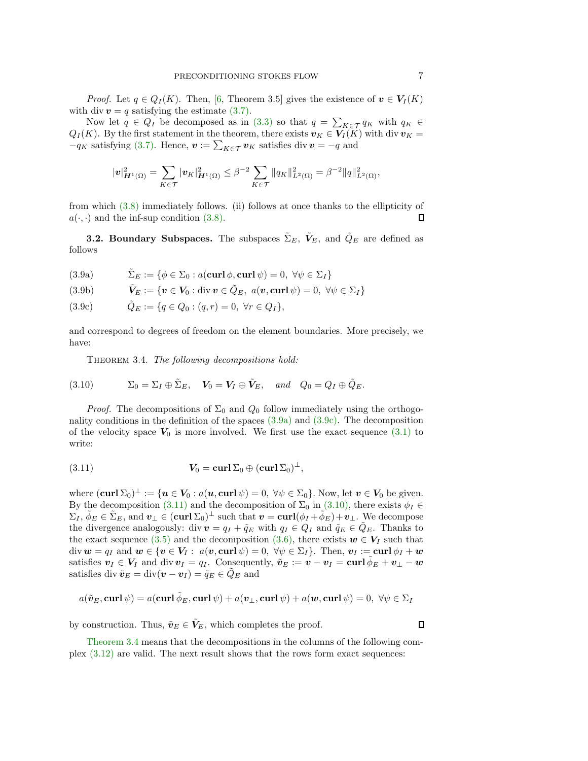*Proof.* Let $q \in Q_I(K)$. Then, [6, Theorem 3.5] gives the existence of $\boldsymbol{v} \in \boldsymbol{V}_I(K)$ with $\operatorname{div} \boldsymbol{v} = q$ satisfying the estimate (3.7).

Now let $q \in Q_I$ be decomposed as in (3.3) so that $q = \sum_{K \in \mathcal{T}} q_K$ with $q_K \in Q_I(K)$. By the first statement in the theorem, there exists $\boldsymbol{v}_K \in \boldsymbol{V}_I(K)$ with $\operatorname{div} \boldsymbol{v}_K = -q_K$ satisfying (3.7). Hence, $\boldsymbol{v} := \sum_{K \in \mathcal{T}} \boldsymbol{v}_K$ satisfies $\operatorname{div} \boldsymbol{v} = -q$ and

$$|\boldsymbol{v}|^2_{\boldsymbol{H}^1(\Omega)} = \sum_{K \in \mathcal{T}} |\boldsymbol{v}_K|^2_{\boldsymbol{H}^1(\Omega)} \leq \beta^{-2} \sum_{K \in \mathcal{T}} \|q_K\|^2_{L^2(\Omega)} = \beta^{-2} \|q\|^2_{L^2(\Omega)},$$

from which (3.8) immediately follows. (ii) follows at once thanks to the ellipticity of $a(\cdot,\cdot)$ and the inf-sup condition (3.8). ◻

**3.2. Boundary Subspaces.** The subspaces $\tilde{\Sigma}_E$, $\tilde{\boldsymbol{V}}_E$, and $\tilde{Q}_E$ are defined as follows

$$\tilde{\Sigma}_E := \{\phi \in \Sigma_0 : a(\operatorname{\mathbf{curl}} \phi, \operatorname{\mathbf{curl}} \psi) = 0, \ \forall \psi \in \Sigma_I\} \tag{3.9a}$$

$$\tilde{\boldsymbol{V}}_E := \{\boldsymbol{v} \in \boldsymbol{V}_0 : \operatorname{div} \boldsymbol{v} \in \tilde{Q}_E, \ a(\boldsymbol{v}, \operatorname{\mathbf{curl}} \psi) = 0, \ \forall \psi \in \Sigma_I\} \tag{3.9b}$$

$$\tilde{Q}_E := \{q \in Q_0 : (q, r) = 0, \ \forall r \in Q_I\}, \tag{3.9c}$$

and correspond to degrees of freedom on the element boundaries. More precisely, we have:

Theorem 3.4. *The following decompositions hold:*

$$\Sigma_0 = \Sigma_I \oplus \tilde{\Sigma}_E, \quad \boldsymbol{V}_0 = \boldsymbol{V}_I \oplus \tilde{\boldsymbol{V}}_E, \quad \text{and} \quad Q_0 = Q_I \oplus \tilde{Q}_E. \tag{3.10}$$

*Proof.* The decompositions of $\Sigma_0$ and $Q_0$ follow immediately using the orthogonality conditions in the definition of the spaces (3.9a) and (3.9c). The decomposition of the velocity space $\boldsymbol{V}_0$ is more involved. We first use the exact sequence (3.1) to write:

$$\boldsymbol{V}_0 = \operatorname{\mathbf{curl}} \Sigma_0 \oplus (\operatorname{\mathbf{curl}} \Sigma_0)^\perp, \tag{3.11}$$

where $(\operatorname{\mathbf{curl}} \Sigma_0)^\perp := \{\boldsymbol{u} \in \boldsymbol{V}_0 : a(\boldsymbol{u}, \operatorname{\mathbf{curl}} \psi) = 0, \ \forall \psi \in \Sigma_0\}$. Now, let $\boldsymbol{v} \in \boldsymbol{V}_0$ be given. By the decomposition (3.11) and the decomposition of $\Sigma_0$ in (3.10), there exists $\phi_I \in \Sigma_I$, $\tilde{\phi}_E \in \tilde{\Sigma}_E$, and $\boldsymbol{v}_\perp \in (\operatorname{\mathbf{curl}} \Sigma_0)^\perp$ such that $\boldsymbol{v} = \operatorname{\mathbf{curl}}(\phi_I + \tilde{\phi}_E) + \boldsymbol{v}_\perp$. We decompose the divergence analogously: $\operatorname{div} \boldsymbol{v} = q_I + \tilde{q}_E$ with $q_I \in Q_I$ and $\tilde{q}_E \in \tilde{Q}_E$. Thanks to the exact sequence (3.5) and the decomposition (3.6), there exists $\boldsymbol{w} \in \boldsymbol{V}_I$ such that $\operatorname{div} \boldsymbol{w} = q_I$ and $\boldsymbol{w} \in \{\boldsymbol{v} \in \boldsymbol{V}_I : \ a(\boldsymbol{v}, \operatorname{\mathbf{curl}} \psi) = 0, \ \forall \psi \in \Sigma_I\}$. Then, $\boldsymbol{v}_I := \operatorname{\mathbf{curl}} \phi_I + \boldsymbol{w}$ satisfies $\boldsymbol{v}_I \in \boldsymbol{V}_I$ and $\operatorname{div} \boldsymbol{v}_I = q_I$. Consequently, $\tilde{\boldsymbol{v}}_E := \boldsymbol{v} - \boldsymbol{v}_I = \operatorname{\mathbf{curl}} \tilde{\phi}_E + \boldsymbol{v}_\perp - \boldsymbol{w}$ satisfies $\operatorname{div} \tilde{\boldsymbol{v}}_E = \operatorname{div}(\boldsymbol{v} - \boldsymbol{v}_I) = \tilde{q}_E \in \tilde{Q}_E$ and

$$a(\tilde{\boldsymbol{v}}_E, \operatorname{\mathbf{curl}} \psi) = a(\operatorname{\mathbf{curl}} \tilde{\phi}_E, \operatorname{\mathbf{curl}} \psi) + a(\boldsymbol{v}_\perp, \operatorname{\mathbf{curl}} \psi) + a(\boldsymbol{w}, \operatorname{\mathbf{curl}} \psi) = 0, \ \forall \psi \in \Sigma_I$$

by construction. Thus, $\tilde{\boldsymbol{v}}_E \in \tilde{\boldsymbol{V}}_E$, which completes the proof. ◻

Theorem 3.4 means that the decompositions in the columns of the following complex (3.12) are valid. The next result shows that the rows form exact sequences: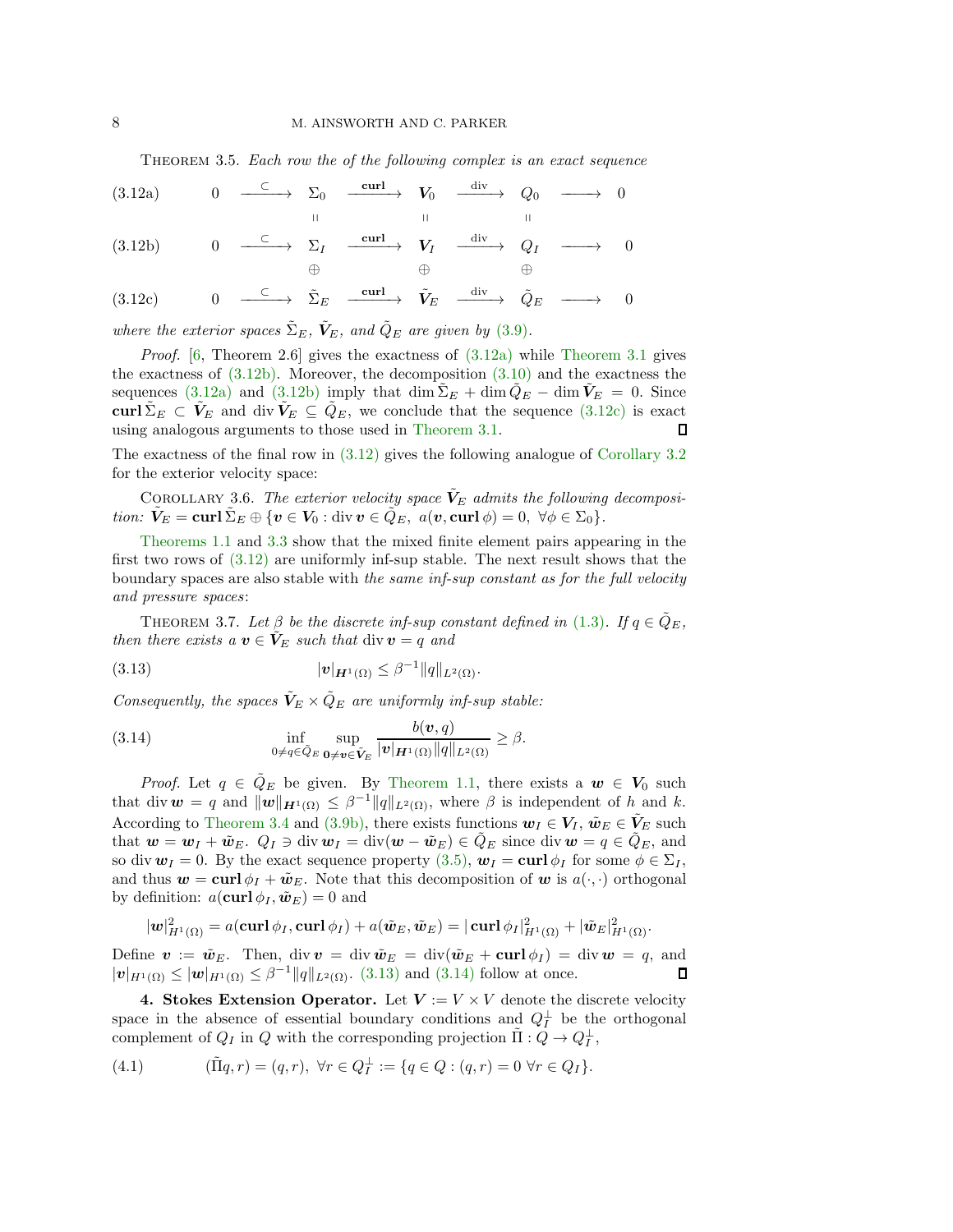THEOREM 3.5. *Each row the of the following complex is an exact sequence*

$$
\begin{array}{llcccccccc}
(3.12a) & 0 & \xrightarrow{\subset} & \Sigma_0 & \xrightarrow{\mathbf{curl}} & \boldsymbol{V}_0 & \xrightarrow{\operatorname{div}} & Q_0 & \longrightarrow & 0 \\
& & & \shortparallel & & \shortparallel & & \shortparallel & & \\
(3.12b) & 0 & \xrightarrow{\subset} & \Sigma_I & \xrightarrow{\mathbf{curl}} & \boldsymbol{V}_I & \xrightarrow{\operatorname{div}} & Q_I & \longrightarrow & 0 \\
& & & \oplus & & \oplus & & \oplus & & \\
(3.12c) & 0 & \xrightarrow{\subset} & \tilde{\Sigma}_E & \xrightarrow{\mathbf{curl}} & \tilde{\boldsymbol{V}}_E & \xrightarrow{\operatorname{div}} & \tilde{Q}_E & \longrightarrow & 0
\end{array}
$$

*where the exterior spaces $\tilde{\Sigma}_E$, $\tilde{\boldsymbol{V}}_E$, and $\tilde{Q}_E$ are given by (3.9).*

*Proof.* [6, Theorem 2.6] gives the exactness of (3.12a) while Theorem 3.1 gives the exactness of (3.12b). Moreover, the decomposition (3.10) and the exactness the sequences (3.12a) and (3.12b) imply that $\dim \tilde{\Sigma}_E + \dim \tilde{Q}_E - \dim \tilde{\boldsymbol{V}}_E = 0$. Since $\mathbf{curl}\, \tilde{\Sigma}_E \subset \tilde{\boldsymbol{V}}_E$ and $\operatorname{div} \tilde{\boldsymbol{V}}_E \subseteq \tilde{Q}_E$, we conclude that the sequence (3.12c) is exact using analogous arguments to those used in Theorem 3.1. ∎

The exactness of the final row in (3.12) gives the following analogue of Corollary 3.2 for the exterior velocity space:

COROLLARY 3.6. *The exterior velocity space $\tilde{\boldsymbol{V}}_E$ admits the following decomposition: $\tilde{\boldsymbol{V}}_E = \mathbf{curl}\, \tilde{\Sigma}_E \oplus \{\boldsymbol{v} \in \boldsymbol{V}_0 : \operatorname{div} \boldsymbol{v} \in \tilde{Q}_E,\ a(\boldsymbol{v}, \mathbf{curl}\, \phi) = 0,\ \forall \phi \in \Sigma_0\}$.*

Theorems 1.1 and 3.3 show that the mixed finite element pairs appearing in the first two rows of (3.12) are uniformly inf-sup stable. The next result shows that the boundary spaces are also stable with *the same inf-sup constant as for the full velocity and pressure spaces*:

THEOREM 3.7. *Let $\beta$ be the discrete inf-sup constant defined in (1.3). If $q \in \tilde{Q}_E$, then there exists a $\boldsymbol{v} \in \tilde{\boldsymbol{V}}_E$ such that $\operatorname{div} \boldsymbol{v} = q$ and*

$$
|\boldsymbol{v}|_{\boldsymbol{H}^1(\Omega)} \leq \beta^{-1} \|q\|_{L^2(\Omega)}. \tag{3.13}
$$

*Consequently, the spaces $\tilde{\boldsymbol{V}}_E \times \tilde{Q}_E$ are uniformly inf-sup stable:*

$$
\inf_{0 \neq q \in \tilde{Q}_E} \sup_{\boldsymbol{0} \neq \boldsymbol{v} \in \tilde{\boldsymbol{V}}_E} \frac{b(\boldsymbol{v}, q)}{|\boldsymbol{v}|_{\boldsymbol{H}^1(\Omega)} \|q\|_{L^2(\Omega)}} \geq \beta. \tag{3.14}
$$

*Proof.* Let $q \in \tilde{Q}_E$ be given. By Theorem 1.1, there exists a $\boldsymbol{w} \in \boldsymbol{V}_0$ such that $\operatorname{div} \boldsymbol{w} = q$ and $\|\boldsymbol{w}\|_{\boldsymbol{H}^1(\Omega)} \leq \beta^{-1} \|q\|_{L^2(\Omega)}$, where $\beta$ is independent of $h$ and $k$. According to Theorem 3.4 and (3.9b), there exists functions $\boldsymbol{w}_I \in \boldsymbol{V}_I$, $\tilde{\boldsymbol{w}}_E \in \tilde{\boldsymbol{V}}_E$ such that $\boldsymbol{w} = \boldsymbol{w}_I + \tilde{\boldsymbol{w}}_E$. $Q_I \ni \operatorname{div} \boldsymbol{w}_I = \operatorname{div}(\boldsymbol{w} - \tilde{\boldsymbol{w}}_E) \in \tilde{Q}_E$ since $\operatorname{div} \boldsymbol{w} = q \in \tilde{Q}_E$, and so $\operatorname{div} \boldsymbol{w}_I = 0$. By the exact sequence property (3.5), $\boldsymbol{w}_I = \mathbf{curl}\, \phi_I$ for some $\phi \in \Sigma_I$, and thus $\boldsymbol{w} = \mathbf{curl}\, \phi_I + \tilde{\boldsymbol{w}}_E$. Note that this decomposition of $\boldsymbol{w}$ is $a(\cdot, \cdot)$ orthogonal by definition: $a(\mathbf{curl}\, \phi_I, \tilde{\boldsymbol{w}}_E) = 0$ and

$$
|\boldsymbol{w}|^2_{H^1(\Omega)} = a(\mathbf{curl}\, \phi_I, \mathbf{curl}\, \phi_I) + a(\tilde{\boldsymbol{w}}_E, \tilde{\boldsymbol{w}}_E) = |\,\mathbf{curl}\, \phi_I|^2_{H^1(\Omega)} + |\tilde{\boldsymbol{w}}_E|^2_{H^1(\Omega)}.
$$

Define $\boldsymbol{v} := \tilde{\boldsymbol{w}}_E$. Then, $\operatorname{div} \boldsymbol{v} = \operatorname{div} \tilde{\boldsymbol{w}}_E = \operatorname{div}(\tilde{\boldsymbol{w}}_E + \mathbf{curl}\, \phi_I) = \operatorname{div} \boldsymbol{w} = q$, and $|\boldsymbol{v}|_{H^1(\Omega)} \leq |\boldsymbol{w}|_{H^1(\Omega)} \leq \beta^{-1} \|q\|_{L^2(\Omega)}$. (3.13) and (3.14) follow at once. ∎

**4. Stokes Extension Operator.** Let $\boldsymbol{V} := V \times V$ denote the discrete velocity space in the absence of essential boundary conditions and $Q_I^{\perp}$ be the orthogonal complement of $Q_I$ in $Q$ with the corresponding projection $\tilde{\Pi} : Q \to Q_I^{\perp}$,

$$
(\tilde{\Pi} q, r) = (q, r),\ \forall r \in Q_I^{\perp} := \{q \in Q : (q, r) = 0\ \forall r \in Q_I\}. \tag{4.1}
$$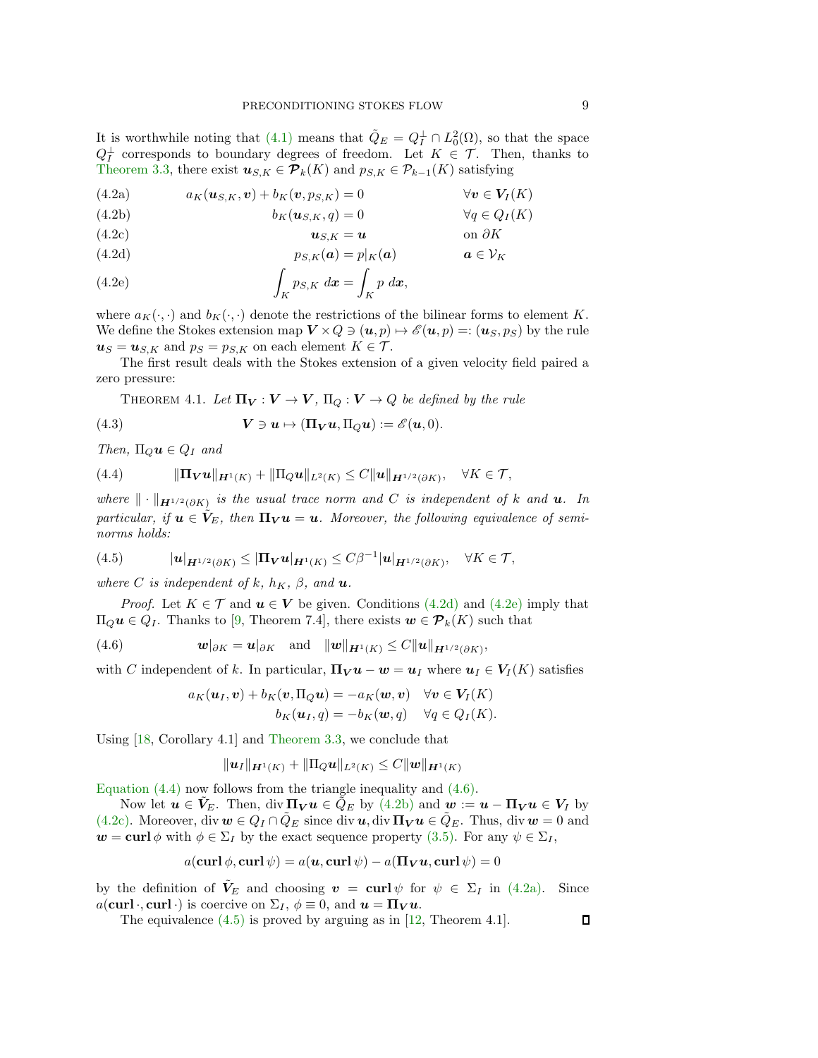It is worthwhile noting that (4.1) means that $\tilde{Q}_E = Q_I^{\perp} \cap L_0^2(\Omega)$, so that the space $Q_I^{\perp}$ corresponds to boundary degrees of freedom. Let $K \in \mathcal{T}$. Then, thanks to Theorem 3.3, there exist $\boldsymbol{u}_{S,K} \in \boldsymbol{\mathcal{P}}_k(K)$ and $p_{S,K} \in \mathcal{P}_{k-1}(K)$ satisfying

$$
\begin{aligned}
&a_K(\boldsymbol{u}_{S,K}, \boldsymbol{v}) + b_K(\boldsymbol{v}, p_{S,K}) = 0 && \forall \boldsymbol{v} \in \boldsymbol{V}_I(K) && \text{(4.2a)}\\
&b_K(\boldsymbol{u}_{S,K}, q) = 0 && \forall q \in Q_I(K) && \text{(4.2b)}\\
&\boldsymbol{u}_{S,K} = \boldsymbol{u} && \text{on } \partial K && \text{(4.2c)}\\
&p_{S,K}(\boldsymbol{a}) = p|_K(\boldsymbol{a}) && \boldsymbol{a} \in \mathcal{V}_K && \text{(4.2d)}\\
&\int_K p_{S,K} \, d\boldsymbol{x} = \int_K p \, d\boldsymbol{x}, && && \text{(4.2e)}
\end{aligned}
$$

where $a_K(\cdot,\cdot)$ and $b_K(\cdot,\cdot)$ denote the restrictions of the bilinear forms to element $K$. We define the Stokes extension map $\boldsymbol{V} \times Q \ni (\boldsymbol{u}, p) \mapsto \mathscr{E}(\boldsymbol{u}, p) =: (\boldsymbol{u}_S, p_S)$ by the rule $\boldsymbol{u}_S = \boldsymbol{u}_{S,K}$ and $p_S = p_{S,K}$ on each element $K \in \mathcal{T}$.

The first result deals with the Stokes extension of a given velocity field paired a zero pressure:

THEOREM 4.1. *Let $\boldsymbol{\Pi_V} : \boldsymbol{V} \to \boldsymbol{V}$, $\Pi_Q : \boldsymbol{V} \to Q$ be defined by the rule*

$$
\boldsymbol{V} \ni \boldsymbol{u} \mapsto (\boldsymbol{\Pi_V} \boldsymbol{u}, \Pi_Q \boldsymbol{u}) := \mathscr{E}(\boldsymbol{u}, 0). \tag{4.3}
$$

*Then, $\Pi_Q \boldsymbol{u} \in Q_I$ and*

$$
\|\boldsymbol{\Pi_V} \boldsymbol{u}\|_{\boldsymbol{H}^1(K)} + \|\Pi_Q \boldsymbol{u}\|_{L^2(K)} \leq C \|\boldsymbol{u}\|_{\boldsymbol{H}^{1/2}(\partial K)}, \quad \forall K \in \mathcal{T}, \tag{4.4}
$$

*where $\|\cdot\|_{\boldsymbol{H}^{1/2}(\partial K)}$ is the usual trace norm and $C$ is independent of $k$ and $\boldsymbol{u}$. In particular, if $\boldsymbol{u} \in \tilde{\boldsymbol{V}}_E$, then $\boldsymbol{\Pi_V} \boldsymbol{u} = \boldsymbol{u}$. Moreover, the following equivalence of semi-norms holds:*

$$
|\boldsymbol{u}|_{\boldsymbol{H}^{1/2}(\partial K)} \leq |\boldsymbol{\Pi_V} \boldsymbol{u}|_{\boldsymbol{H}^1(K)} \leq C \beta^{-1} |\boldsymbol{u}|_{\boldsymbol{H}^{1/2}(\partial K)}, \quad \forall K \in \mathcal{T}, \tag{4.5}
$$

*where $C$ is independent of $k$, $h_K$, $\beta$, and $\boldsymbol{u}$.*

*Proof.* Let $K \in \mathcal{T}$ and $\boldsymbol{u} \in \boldsymbol{V}$ be given. Conditions (4.2d) and (4.2e) imply that $\Pi_Q \boldsymbol{u} \in Q_I$. Thanks to [9, Theorem 7.4], there exists $\boldsymbol{w} \in \boldsymbol{\mathcal{P}}_k(K)$ such that

$$
\boldsymbol{w}|_{\partial K} = \boldsymbol{u}|_{\partial K} \quad \text{and} \quad \|\boldsymbol{w}\|_{\boldsymbol{H}^1(K)} \leq C \|\boldsymbol{u}\|_{\boldsymbol{H}^{1/2}(\partial K)}, \tag{4.6}
$$

with $C$ independent of $k$. In particular, $\boldsymbol{\Pi_V} \boldsymbol{u} - \boldsymbol{w} = \boldsymbol{u}_I$ where $\boldsymbol{u}_I \in \boldsymbol{V}_I(K)$ satisfies

$$
\begin{aligned}
a_K(\boldsymbol{u}_I, \boldsymbol{v}) + b_K(\boldsymbol{v}, \Pi_Q \boldsymbol{u}) &= -a_K(\boldsymbol{w}, \boldsymbol{v}) \quad \forall \boldsymbol{v} \in \boldsymbol{V}_I(K)\\
b_K(\boldsymbol{u}_I, q) &= -b_K(\boldsymbol{w}, q) \quad \forall q \in Q_I(K).
\end{aligned}
$$

Using [18, Corollary 4.1] and Theorem 3.3, we conclude that

$$
\|\boldsymbol{u}_I\|_{\boldsymbol{H}^1(K)} + \|\Pi_Q \boldsymbol{u}\|_{L^2(K)} \leq C \|\boldsymbol{w}\|_{\boldsymbol{H}^1(K)}
$$

Equation (4.4) now follows from the triangle inequality and (4.6).

Now let $\boldsymbol{u} \in \tilde{\boldsymbol{V}}_E$. Then, $\operatorname{div} \boldsymbol{\Pi_V} \boldsymbol{u} \in \tilde{Q}_E$ by (4.2b) and $\boldsymbol{w} := \boldsymbol{u} - \boldsymbol{\Pi_V} \boldsymbol{u} \in \boldsymbol{V}_I$ by (4.2c). Moreover, $\operatorname{div} \boldsymbol{w} \in Q_I \cap \tilde{Q}_E$ since $\operatorname{div} \boldsymbol{u}, \operatorname{div} \boldsymbol{\Pi_V} \boldsymbol{u} \in \tilde{Q}_E$. Thus, $\operatorname{div} \boldsymbol{w} = 0$ and $\boldsymbol{w} = \operatorname{\mathbf{curl}} \phi$ with $\phi \in \Sigma_I$ by the exact sequence property (3.5). For any $\psi \in \Sigma_I$,

$$
a(\operatorname{\mathbf{curl}} \phi, \operatorname{\mathbf{curl}} \psi) = a(\boldsymbol{u}, \operatorname{\mathbf{curl}} \psi) - a(\boldsymbol{\Pi_V} \boldsymbol{u}, \operatorname{\mathbf{curl}} \psi) = 0
$$

by the definition of $\tilde{\boldsymbol{V}}_E$ and choosing $\boldsymbol{v} = \operatorname{\mathbf{curl}} \psi$ for $\psi \in \Sigma_I$ in (4.2a). Since $a(\operatorname{\mathbf{curl}} \cdot, \operatorname{\mathbf{curl}} \cdot)$ is coercive on $\Sigma_I$, $\phi \equiv 0$, and $\boldsymbol{u} = \boldsymbol{\Pi_V} \boldsymbol{u}$.

The equivalence (4.5) is proved by arguing as in [12, Theorem 4.1]. ∎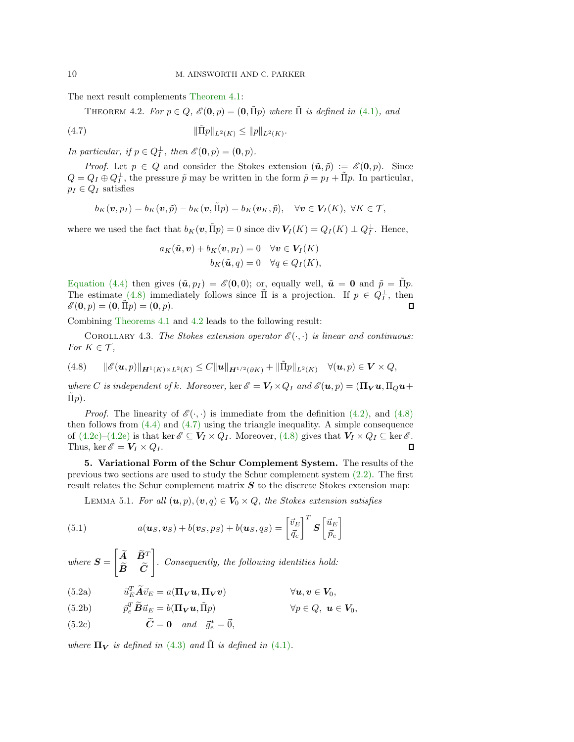The next result complements Theorem 4.1:

THEOREM 4.2. *For $p \in Q$, $\mathscr{E}(\mathbf{0}, p) = (\mathbf{0}, \tilde{\Pi} p)$ where $\tilde{\Pi}$ is defined in (4.1), and*

$$\|\tilde{\Pi} p\|_{L^2(K)} \leq \|p\|_{L^2(K)}. \tag{4.7}$$

*In particular, if $p \in Q_I^\perp$, then $\mathscr{E}(\mathbf{0}, p) = (\mathbf{0}, p)$.*

*Proof.* Let $p \in Q$ and consider the Stokes extension $(\tilde{\boldsymbol{u}}, \tilde{p}) := \mathscr{E}(\mathbf{0}, p)$. Since $Q = Q_I \oplus Q_I^\perp$, the pressure $\tilde{p}$ may be written in the form $\tilde{p} = p_I + \tilde{\Pi} p$. In particular, $p_I \in Q_I$ satisfies

$$b_K(\boldsymbol{v}, p_I) = b_K(\boldsymbol{v}, \tilde{p}) - b_K(\boldsymbol{v}, \tilde{\Pi} p) = b_K(\boldsymbol{v}_K, \tilde{p}), \quad \forall \boldsymbol{v} \in \boldsymbol{V}_I(K),\ \forall K \in \mathcal{T},$$

where we used the fact that $b_K(\boldsymbol{v}, \tilde{\Pi} p) = 0$ since $\operatorname{div} \boldsymbol{V}_I(K) = Q_I(K) \perp Q_I^\perp$. Hence,

$$\begin{aligned} a_K(\tilde{\boldsymbol{u}}, \boldsymbol{v}) + b_K(\boldsymbol{v}, p_I) &= 0 \quad \forall \boldsymbol{v} \in \boldsymbol{V}_I(K) \\ b_K(\tilde{\boldsymbol{u}}, q) &= 0 \quad \forall q \in Q_I(K), \end{aligned}$$

Equation (4.4) then gives $(\tilde{\boldsymbol{u}}, p_I) = \mathscr{E}(\mathbf{0}, 0)$; or, equally well, $\tilde{\boldsymbol{u}} = \mathbf{0}$ and $\tilde{p} = \tilde{\Pi} p$. The estimate (4.8) immediately follows since $\tilde{\Pi}$ is a projection. If $p \in Q_I^\perp$, then $\mathscr{E}(\mathbf{0}, p) = (\mathbf{0}, \tilde{\Pi} p) = (\mathbf{0}, p)$. ∎

Combining Theorems 4.1 and 4.2 leads to the following result:

COROLLARY 4.3. *The Stokes extension operator $\mathscr{E}(\cdot, \cdot)$ is linear and continuous: For $K \in \mathcal{T}$,*

$$\|\mathscr{E}(\boldsymbol{u}, p)\|_{\boldsymbol{H}^1(K) \times L^2(K)} \leq C \|\boldsymbol{u}\|_{\boldsymbol{H}^{1/2}(\partial K)} + \|\tilde{\Pi} p\|_{L^2(K)} \quad \forall (\boldsymbol{u}, p) \in \boldsymbol{V} \times Q, \tag{4.8}$$

*where $C$ is independent of $k$. Moreover, $\ker \mathscr{E} = \boldsymbol{V}_I \times Q_I$ and $\mathscr{E}(\boldsymbol{u}, p) = (\boldsymbol{\Pi}_{\boldsymbol{V}} \boldsymbol{u}, \Pi_Q \boldsymbol{u} + \tilde{\Pi} p)$.*

*Proof.* The linearity of $\mathscr{E}(\cdot, \cdot)$ is immediate from the definition (4.2), and (4.8) then follows from (4.4) and (4.7) using the triangle inequality. A simple consequence of (4.2c)–(4.2e) is that $\ker \mathscr{E} \subseteq \boldsymbol{V}_I \times Q_I$. Moreover, (4.8) gives that $\boldsymbol{V}_I \times Q_I \subseteq \ker \mathscr{E}$. Thus, $\ker \mathscr{E} = \boldsymbol{V}_I \times Q_I$. ∎

## 5. Variational Form of the Schur Complement System.

The results of the previous two sections are used to study the Schur complement system (2.2). The first result relates the Schur complement matrix $\boldsymbol{S}$ to the discrete Stokes extension map:

LEMMA 5.1. *For all $(\boldsymbol{u}, p), (\boldsymbol{v}, q) \in \boldsymbol{V}_0 \times Q$, the Stokes extension satisfies*

$$a(\boldsymbol{u}_S, \boldsymbol{v}_S) + b(\boldsymbol{v}_S, p_S) + b(\boldsymbol{u}_S, q_S) = \begin{bmatrix} \vec{v}_E \\ \vec{q}_e \end{bmatrix}^T \boldsymbol{S} \begin{bmatrix} \vec{u}_E \\ \vec{p}_e \end{bmatrix} \tag{5.1}$$

*where $\boldsymbol{S} = \begin{bmatrix} \widetilde{\boldsymbol{A}} & \widetilde{\boldsymbol{B}}^T \\ \widetilde{\boldsymbol{B}} & \widetilde{\boldsymbol{C}} \end{bmatrix}$. Consequently, the following identities hold:*

$$\vec{u}_E^T \widetilde{\boldsymbol{A}} \vec{v}_E = a(\boldsymbol{\Pi}_{\boldsymbol{V}} \boldsymbol{u}, \boldsymbol{\Pi}_{\boldsymbol{V}} \boldsymbol{v}) \qquad \forall \boldsymbol{u}, \boldsymbol{v} \in \boldsymbol{V}_0, \tag{5.2a}$$

$$\vec{p}_e^T \widetilde{\boldsymbol{B}} \vec{u}_E = b(\boldsymbol{\Pi}_{\boldsymbol{V}} \boldsymbol{u}, \tilde{\Pi} p) \qquad \forall p \in Q,\ \boldsymbol{u} \in \boldsymbol{V}_0, \tag{5.2b}$$

$$\widetilde{\boldsymbol{C}} = \mathbf{0} \quad \text{and} \quad \vec{g}_e^* = \vec{0}, \tag{5.2c}$$

*where $\boldsymbol{\Pi}_{\boldsymbol{V}}$ is defined in (4.3) and $\tilde{\Pi}$ is defined in (4.1).*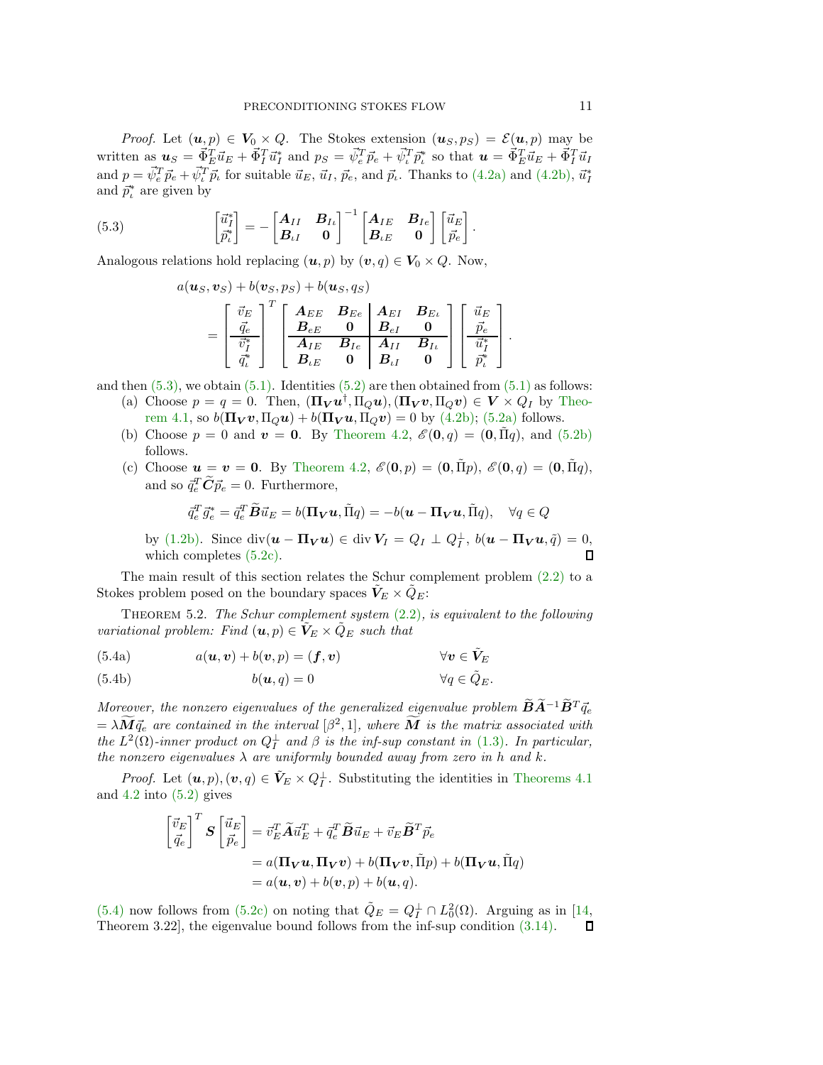*Proof.* Let $(\boldsymbol{u}, p) \in \boldsymbol{V}_0 \times Q$. The Stokes extension $(\boldsymbol{u}_S, p_S) = \mathcal{E}(\boldsymbol{u}, p)$ may be written as $\boldsymbol{u}_S = \vec{\Phi}_E^T \vec{u}_E + \vec{\Phi}_I^T \vec{u}_I^*$ and $p_S = \vec{\psi}_e^T \vec{p}_e + \vec{\psi}_\iota^T \vec{p}_\iota^*$ so that $\boldsymbol{u} = \vec{\Phi}_E^T \vec{u}_E + \vec{\Phi}_I^T \vec{u}_I$ and $p = \vec{\psi}_e^T \vec{p}_e + \vec{\psi}_\iota^T \vec{p}_\iota$ for suitable $\vec{u}_E$, $\vec{u}_I$, $\vec{p}_e$, and $\vec{p}_\iota$. Thanks to (4.2a) and (4.2b), $\vec{u}_I^*$ and $\vec{p}_\iota^*$ are given by

$$
\begin{bmatrix} \vec{u}_I^* \\ \vec{p}_\iota^* \end{bmatrix} = - \begin{bmatrix} \boldsymbol{A}_{II} & \boldsymbol{B}_{I\iota} \\ \boldsymbol{B}_{\iota I} & \boldsymbol{0} \end{bmatrix}^{-1} \begin{bmatrix} \boldsymbol{A}_{IE} & \boldsymbol{B}_{Ie} \\ \boldsymbol{B}_{\iota E} & \boldsymbol{0} \end{bmatrix} \begin{bmatrix} \vec{u}_E \\ \vec{p}_e \end{bmatrix}. \tag{5.3}
$$

Analogous relations hold replacing $(\boldsymbol{u}, p)$ by $(\boldsymbol{v}, q) \in \boldsymbol{V}_0 \times Q$. Now,

$$
\begin{aligned}
&a(\boldsymbol{u}_S, \boldsymbol{v}_S) + b(\boldsymbol{v}_S, p_S) + b(\boldsymbol{u}_S, q_S) \\
&= \left[\begin{array}{c} \vec{v}_E \\ \vec{q}_e \\ \hline \vec{v}_I^* \\ \vec{q}_\iota^* \end{array}\right]^T \left[\begin{array}{cc|cc} \boldsymbol{A}_{EE} & \boldsymbol{B}_{Ee} & \boldsymbol{A}_{EI} & \boldsymbol{B}_{E\iota} \\ \boldsymbol{B}_{eE} & \boldsymbol{0} & \boldsymbol{B}_{eI} & \boldsymbol{0} \\ \hline \boldsymbol{A}_{IE} & \boldsymbol{B}_{Ie} & \boldsymbol{A}_{II} & \boldsymbol{B}_{I\iota} \\ \boldsymbol{B}_{\iota E} & \boldsymbol{0} & \boldsymbol{B}_{\iota I} & \boldsymbol{0} \end{array}\right] \left[\begin{array}{c} \vec{u}_E \\ \vec{p}_e \\ \hline \vec{u}_I^* \\ \vec{p}_\iota^* \end{array}\right].
\end{aligned}
$$

and then (5.3), we obtain (5.1). Identities (5.2) are then obtained from (5.1) as follows:

(a) Choose $p = q = 0$. Then, $(\boldsymbol{\Pi_V} \boldsymbol{u}^\dagger, \Pi_Q \boldsymbol{u}), (\boldsymbol{\Pi_V} \boldsymbol{v}, \Pi_Q \boldsymbol{v}) \in \boldsymbol{V} \times Q_I$ by Theorem 4.1, so $b(\boldsymbol{\Pi_V} \boldsymbol{v}, \Pi_Q \boldsymbol{u}) + b(\boldsymbol{\Pi_V} \boldsymbol{u}, \Pi_Q \boldsymbol{v}) = 0$ by (4.2b); (5.2a) follows.

(b) Choose $p = 0$ and $\boldsymbol{v} = \boldsymbol{0}$. By Theorem 4.2, $\mathscr{E}(\boldsymbol{0}, q) = (\boldsymbol{0}, \tilde{\Pi} q)$, and (5.2b) follows.

(c) Choose $\boldsymbol{u} = \boldsymbol{v} = \boldsymbol{0}$. By Theorem 4.2, $\mathscr{E}(\boldsymbol{0}, p) = (\boldsymbol{0}, \tilde{\Pi} p)$, $\mathscr{E}(\boldsymbol{0}, q) = (\boldsymbol{0}, \tilde{\Pi} q)$, and so $\vec{q}_e^T \widetilde{\boldsymbol{C}} \vec{p}_e = 0$. Furthermore,

$$
\vec{q}_e^T \vec{g}_e^* = \vec{q}_e^T \widetilde{\boldsymbol{B}} \vec{u}_E = b(\boldsymbol{\Pi_V} \boldsymbol{u}, \tilde{\Pi} q) = -b(\boldsymbol{u} - \boldsymbol{\Pi_V} \boldsymbol{u}, \tilde{\Pi} q), \quad \forall q \in Q
$$

by (1.2b). Since $\operatorname{div}(\boldsymbol{u} - \boldsymbol{\Pi_V} \boldsymbol{u}) \in \operatorname{div} \boldsymbol{V}_I = Q_I \perp Q_I^\perp$, $b(\boldsymbol{u} - \boldsymbol{\Pi_V} \boldsymbol{u}, \tilde{q}) = 0$, which completes (5.2c). ∎

The main result of this section relates the Schur complement problem (2.2) to a Stokes problem posed on the boundary spaces $\tilde{\boldsymbol{V}}_E \times \tilde{Q}_E$:

Theorem 5.2. *The Schur complement system (2.2), is equivalent to the following variational problem: Find $(\boldsymbol{u}, p) \in \tilde{\boldsymbol{V}}_E \times \tilde{Q}_E$ such that*

$$
a(\boldsymbol{u}, \boldsymbol{v}) + b(\boldsymbol{v}, p) = (\boldsymbol{f}, \boldsymbol{v}) \qquad \forall \boldsymbol{v} \in \tilde{\boldsymbol{V}}_E \tag{5.4a}
$$

$$
b(\boldsymbol{u}, q) = 0 \qquad \forall q \in \tilde{Q}_E. \tag{5.4b}
$$

*Moreover, the nonzero eigenvalues of the generalized eigenvalue problem $\widetilde{\boldsymbol{B}} \widetilde{\boldsymbol{A}}^{-1} \widetilde{\boldsymbol{B}}^T \vec{q}_e = \lambda \widetilde{\boldsymbol{M}} \vec{q}_e$ are contained in the interval $[\beta^2, 1]$, where $\widetilde{\boldsymbol{M}}$ is the matrix associated with the $L^2(\Omega)$-inner product on $Q_I^\perp$ and $\beta$ is the inf-sup constant in (1.3). In particular, the nonzero eigenvalues $\lambda$ are uniformly bounded away from zero in $h$ and $k$.*

*Proof.* Let $(\boldsymbol{u}, p), (\boldsymbol{v}, q) \in \tilde{\boldsymbol{V}}_E \times Q_I^\perp$. Substituting the identities in Theorems 4.1 and 4.2 into (5.2) gives

$$
\begin{aligned}
\begin{bmatrix} \vec{v}_E \\ \vec{q}_e \end{bmatrix}^T \boldsymbol{S} \begin{bmatrix} \vec{u}_E \\ \vec{p}_e \end{bmatrix} &= \vec{v}_E^T \widetilde{\boldsymbol{A}} \vec{u}_E^T + \vec{q}_e^T \widetilde{\boldsymbol{B}} \vec{u}_E + \vec{v}_E \widetilde{\boldsymbol{B}}^T \vec{p}_e \\
&= a(\boldsymbol{\Pi_V} \boldsymbol{u}, \boldsymbol{\Pi_V} \boldsymbol{v}) + b(\boldsymbol{\Pi_V} \boldsymbol{v}, \tilde{\Pi} p) + b(\boldsymbol{\Pi_V} \boldsymbol{u}, \tilde{\Pi} q) \\
&= a(\boldsymbol{u}, \boldsymbol{v}) + b(\boldsymbol{v}, p) + b(\boldsymbol{u}, q).
\end{aligned}
$$

(5.4) now follows from (5.2c) on noting that $\tilde{Q}_E = Q_I^\perp \cap L_0^2(\Omega)$. Arguing as in [14, Theorem 3.22], the eigenvalue bound follows from the inf-sup condition (3.14). ∎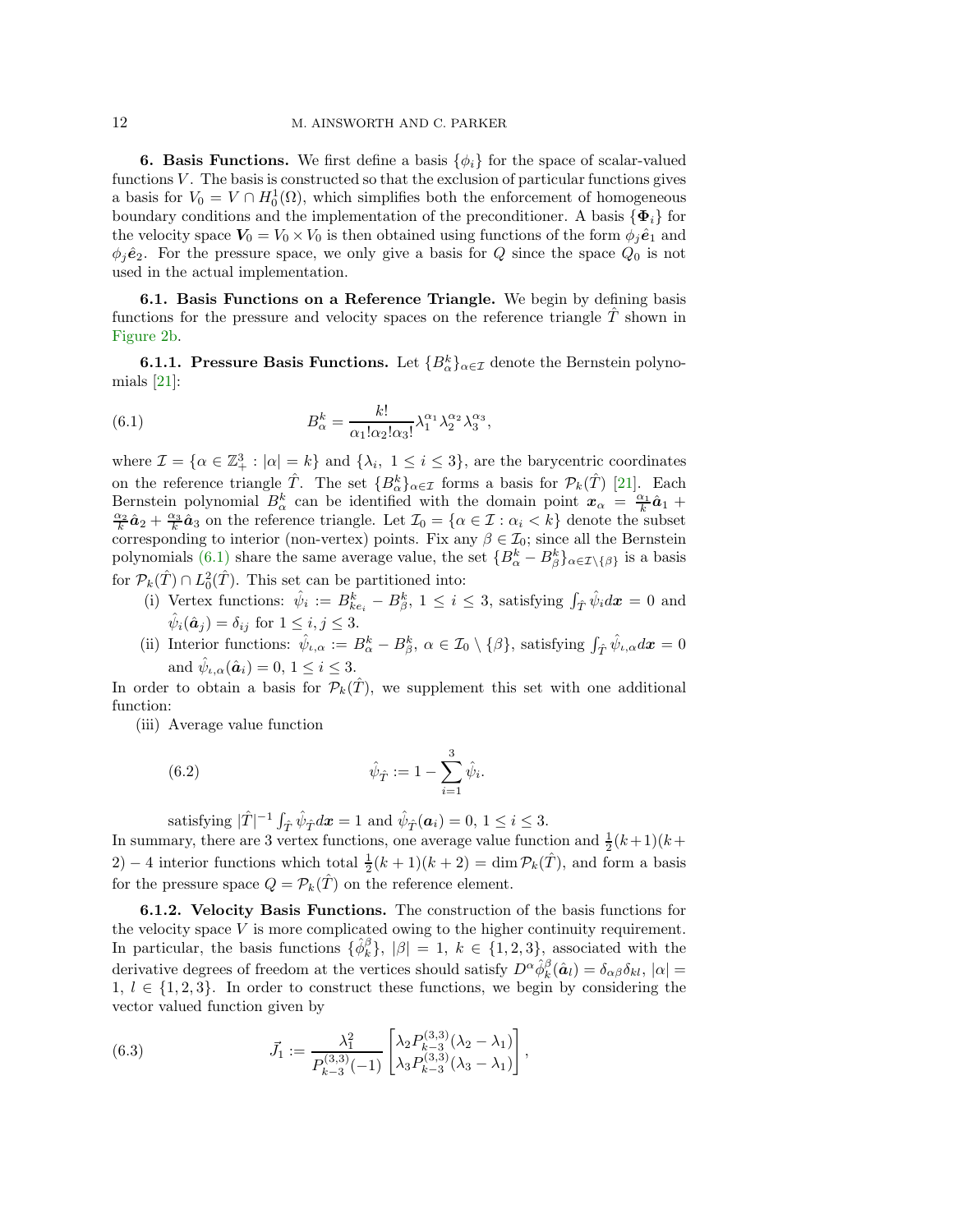**6. Basis Functions.** We first define a basis $\{\phi_i\}$ for the space of scalar-valued functions $V$. The basis is constructed so that the exclusion of particular functions gives a basis for $V_0 = V \cap H_0^1(\Omega)$, which simplifies both the enforcement of homogeneous boundary conditions and the implementation of the preconditioner. A basis $\{\boldsymbol{\Phi}_i\}$ for the velocity space $\boldsymbol{V}_0 = V_0 \times V_0$ is then obtained using functions of the form $\phi_j \hat{\boldsymbol{e}}_1$ and $\phi_j \hat{\boldsymbol{e}}_2$. For the pressure space, we only give a basis for $Q$ since the space $Q_0$ is not used in the actual implementation.

**6.1. Basis Functions on a Reference Triangle.** We begin by defining basis functions for the pressure and velocity spaces on the reference triangle $\hat{T}$ shown in Figure 2b.

**6.1.1. Pressure Basis Functions.** Let $\{B_\alpha^k\}_{\alpha\in\mathcal{I}}$ denote the Bernstein polynomials [21]:

$$B_\alpha^k = \frac{k!}{\alpha_1!\alpha_2!\alpha_3!}\lambda_1^{\alpha_1}\lambda_2^{\alpha_2}\lambda_3^{\alpha_3}, \tag{6.1}$$

where $\mathcal{I} = \{\alpha \in \mathbb{Z}_+^3 : |\alpha| = k\}$ and $\{\lambda_i,\ 1 \le i \le 3\}$, are the barycentric coordinates on the reference triangle $\hat{T}$. The set $\{B_\alpha^k\}_{\alpha\in\mathcal{I}}$ forms a basis for $\mathcal{P}_k(\hat{T})$ [21]. Each Bernstein polynomial $B_\alpha^k$ can be identified with the domain point $\boldsymbol{x}_\alpha = \frac{\alpha_1}{k}\hat{\boldsymbol{a}}_1 + \frac{\alpha_2}{k}\hat{\boldsymbol{a}}_2 + \frac{\alpha_3}{k}\hat{\boldsymbol{a}}_3$ on the reference triangle. Let $\mathcal{I}_0 = \{\alpha \in \mathcal{I} : \alpha_i < k\}$ denote the subset corresponding to interior (non-vertex) points. Fix any $\beta \in \mathcal{I}_0$; since all the Bernstein polynomials (6.1) share the same average value, the set $\{B_\alpha^k - B_\beta^k\}_{\alpha\in\mathcal{I}\setminus\{\beta\}}$ is a basis for $\mathcal{P}_k(\hat{T}) \cap L_0^2(\hat{T})$. This set can be partitioned into:

(i) Vertex functions: $\hat{\psi}_i := B_{ke_i}^k - B_\beta^k$, $1 \le i \le 3$, satisfying $\int_{\hat{T}} \hat{\psi}_i d\boldsymbol{x} = 0$ and $\hat{\psi}_i(\hat{\boldsymbol{a}}_j) = \delta_{ij}$ for $1 \le i, j \le 3$.

(ii) Interior functions: $\hat{\psi}_{\iota,\alpha} := B_\alpha^k - B_\beta^k$, $\alpha \in \mathcal{I}_0 \setminus \{\beta\}$, satisfying $\int_{\hat{T}} \hat{\psi}_{\iota,\alpha} d\boldsymbol{x} = 0$ and $\hat{\psi}_{\iota,\alpha}(\hat{\boldsymbol{a}}_i) = 0$, $1 \le i \le 3$.

In order to obtain a basis for $\mathcal{P}_k(\hat{T})$, we supplement this set with one additional function:

(iii) Average value function

$$\hat{\psi}_{\hat{T}} := 1 - \sum_{i=1}^{3} \hat{\psi}_i. \tag{6.2}$$

satisfying $|\hat{T}|^{-1}\int_{\hat{T}} \hat{\psi}_{\hat{T}} d\boldsymbol{x} = 1$ and $\hat{\psi}_{\hat{T}}(\boldsymbol{a}_i) = 0$, $1 \le i \le 3$.

In summary, there are 3 vertex functions, one average value function and $\frac{1}{2}(k+1)(k+2) - 4$ interior functions which total $\frac{1}{2}(k+1)(k+2) = \dim \mathcal{P}_k(\hat{T})$, and form a basis for the pressure space $Q = \mathcal{P}_k(\hat{T})$ on the reference element.

**6.1.2. Velocity Basis Functions.** The construction of the basis functions for the velocity space $V$ is more complicated owing to the higher continuity requirement. In particular, the basis functions $\{\hat{\phi}_k^\beta\}$, $|\beta| = 1$, $k \in \{1, 2, 3\}$, associated with the derivative degrees of freedom at the vertices should satisfy $D^\alpha \hat{\phi}_k^\beta(\hat{\boldsymbol{a}}_l) = \delta_{\alpha\beta}\delta_{kl}$, $|\alpha| = 1$, $l \in \{1, 2, 3\}$. In order to construct these functions, we begin by considering the vector valued function given by

$$\vec{J}_1 := \frac{\lambda_1^2}{P_{k-3}^{(3,3)}(-1)} \begin{bmatrix} \lambda_2 P_{k-3}^{(3,3)}(\lambda_2 - \lambda_1) \\ \lambda_3 P_{k-3}^{(3,3)}(\lambda_3 - \lambda_1) \end{bmatrix}, \tag{6.3}$$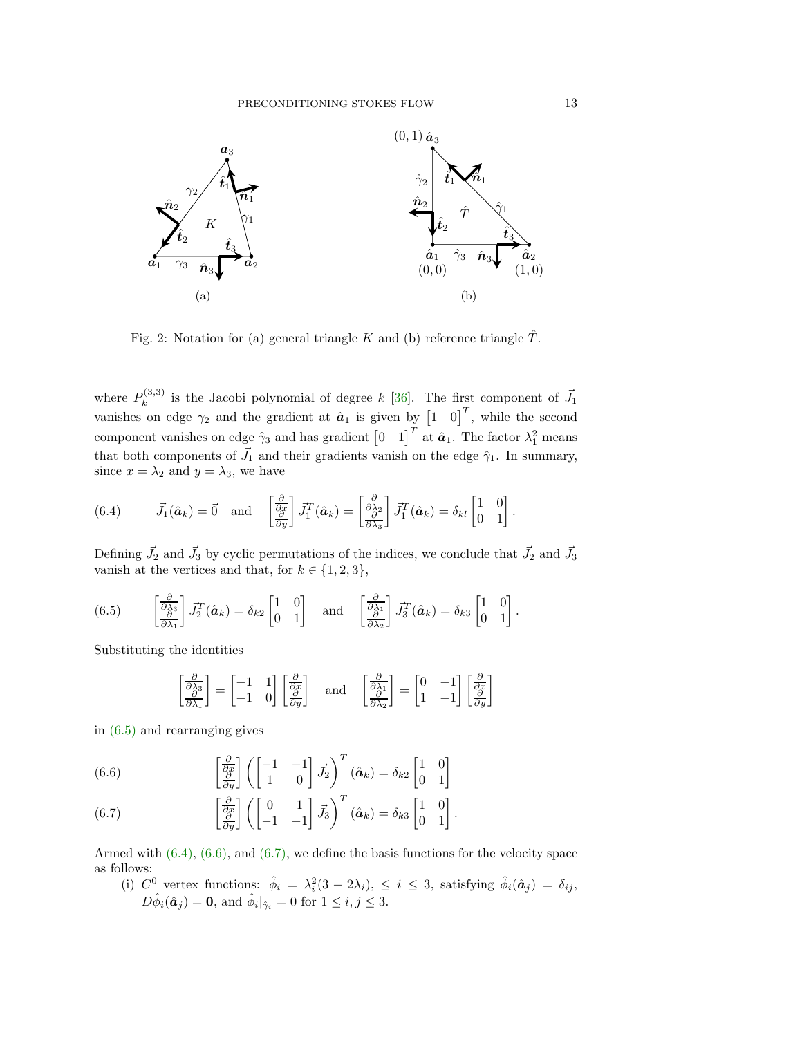Fig. 2: Notation for (a) general triangle $K$ and (b) reference triangle $\hat{T}$.

where $P_k^{(3,3)}$ is the Jacobi polynomial of degree $k$ [36]. The first component of $\vec{J}_1$ vanishes on edge $\gamma_2$ and the gradient at $\hat{\boldsymbol{a}}_1$ is given by $\begin{bmatrix}1 & 0\end{bmatrix}^T$, while the second component vanishes on edge $\hat{\gamma}_3$ and has gradient $\begin{bmatrix}0 & 1\end{bmatrix}^T$ at $\hat{\boldsymbol{a}}_1$. The factor $\lambda_1^2$ means that both components of $\vec{J}_1$ and their gradients vanish on the edge $\hat{\gamma}_1$. In summary, since $x = \lambda_2$ and $y = \lambda_3$, we have

$$
\vec{J}_1(\hat{\boldsymbol{a}}_k) = \vec{0} \quad \text{and} \quad \begin{bmatrix}\frac{\partial}{\partial x}\\ \frac{\partial}{\partial y}\end{bmatrix} \vec{J}_1^T(\hat{\boldsymbol{a}}_k) = \begin{bmatrix}\frac{\partial}{\partial \lambda_2}\\ \frac{\partial}{\partial \lambda_3}\end{bmatrix} \vec{J}_1^T(\hat{\boldsymbol{a}}_k) = \delta_{kl}\begin{bmatrix}1 & 0\\ 0 & 1\end{bmatrix}. \tag{6.4}
$$

Defining $\vec{J}_2$ and $\vec{J}_3$ by cyclic permutations of the indices, we conclude that $\vec{J}_2$ and $\vec{J}_3$ vanish at the vertices and that, for $k \in \{1, 2, 3\}$,

$$
\begin{bmatrix}\frac{\partial}{\partial \lambda_3}\\ \frac{\partial}{\partial \lambda_1}\end{bmatrix} \vec{J}_2^T(\hat{\boldsymbol{a}}_k) = \delta_{k2}\begin{bmatrix}1 & 0\\ 0 & 1\end{bmatrix} \quad \text{and} \quad \begin{bmatrix}\frac{\partial}{\partial \lambda_1}\\ \frac{\partial}{\partial \lambda_2}\end{bmatrix} \vec{J}_3^T(\hat{\boldsymbol{a}}_k) = \delta_{k3}\begin{bmatrix}1 & 0\\ 0 & 1\end{bmatrix}. \tag{6.5}
$$

Substituting the identities

$$
\begin{bmatrix}\frac{\partial}{\partial \lambda_3}\\ \frac{\partial}{\partial \lambda_1}\end{bmatrix} = \begin{bmatrix}-1 & 1\\ -1 & 0\end{bmatrix}\begin{bmatrix}\frac{\partial}{\partial x}\\ \frac{\partial}{\partial y}\end{bmatrix} \quad \text{and} \quad \begin{bmatrix}\frac{\partial}{\partial \lambda_1}\\ \frac{\partial}{\partial \lambda_2}\end{bmatrix} = \begin{bmatrix}0 & -1\\ 1 & -1\end{bmatrix}\begin{bmatrix}\frac{\partial}{\partial x}\\ \frac{\partial}{\partial y}\end{bmatrix}
$$

in (6.5) and rearranging gives

$$
\begin{bmatrix}\frac{\partial}{\partial x}\\ \frac{\partial}{\partial y}\end{bmatrix}\left(\begin{bmatrix}-1 & -1\\ 1 & 0\end{bmatrix}\vec{J}_2\right)^T(\hat{\boldsymbol{a}}_k) = \delta_{k2}\begin{bmatrix}1 & 0\\ 0 & 1\end{bmatrix} \tag{6.6}
$$

$$
\begin{bmatrix}\frac{\partial}{\partial x}\\ \frac{\partial}{\partial y}\end{bmatrix}\left(\begin{bmatrix}0 & 1\\ -1 & -1\end{bmatrix}\vec{J}_3\right)^T(\hat{\boldsymbol{a}}_k) = \delta_{k3}\begin{bmatrix}1 & 0\\ 0 & 1\end{bmatrix}. \tag{6.7}
$$

Armed with (6.4), (6.6), and (6.7), we define the basis functions for the velocity space as follows:

(i) $C^0$ vertex functions: $\hat{\phi}_i = \lambda_i^2(3 - 2\lambda_i)$, $\leq i \leq 3$, satisfying $\hat{\phi}_i(\hat{\boldsymbol{a}}_j) = \delta_{ij}$, $D\hat{\phi}_i(\hat{\boldsymbol{a}}_j) = \mathbf{0}$, and $\hat{\phi}_i|_{\hat{\gamma}_i} = 0$ for $1 \leq i, j \leq 3$.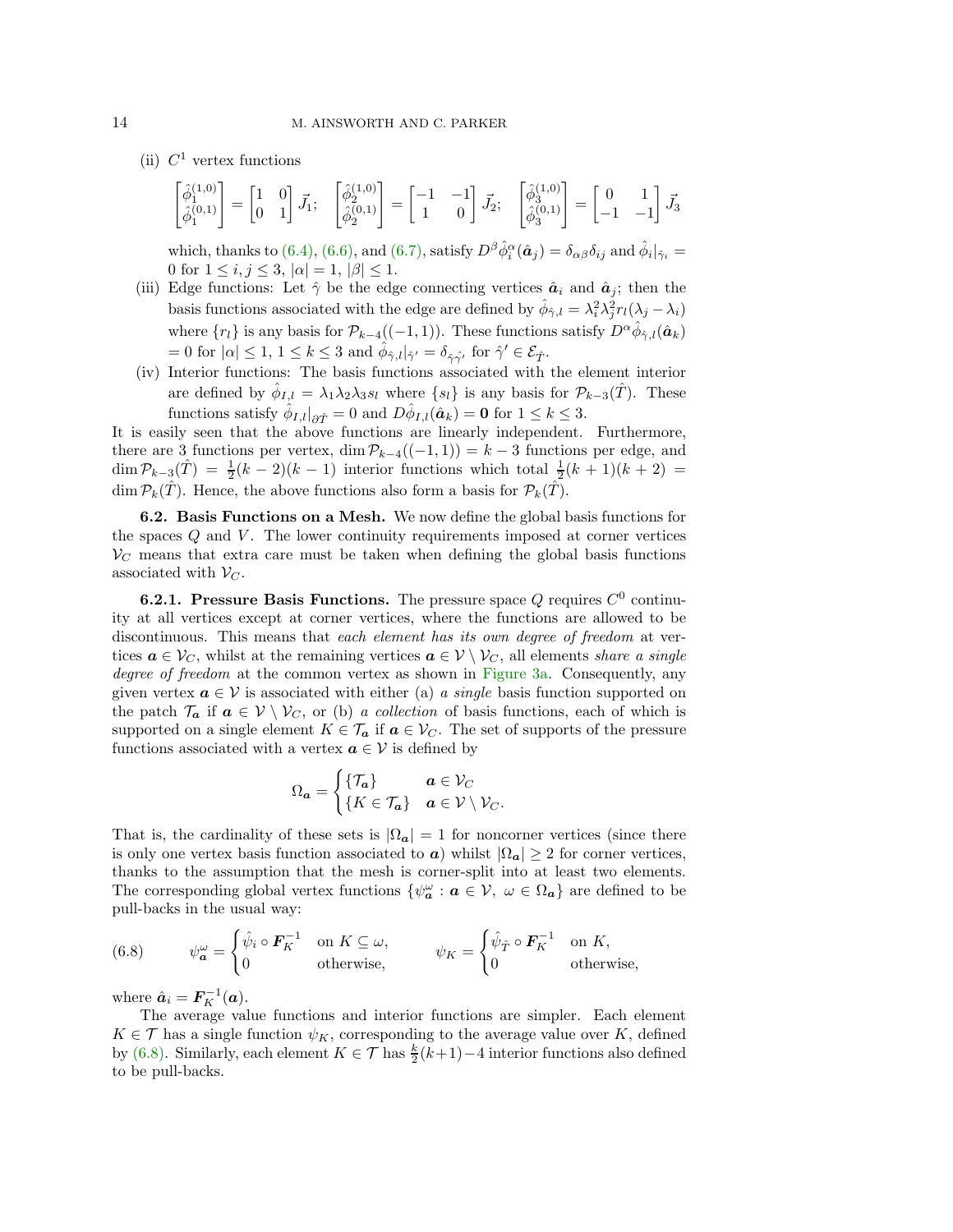(ii) $C^1$ vertex functions

$$\begin{bmatrix} \hat{\phi}_1^{(1,0)} \\ \hat{\phi}_1^{(0,1)} \end{bmatrix} = \begin{bmatrix} 1 & 0 \\ 0 & 1 \end{bmatrix} \vec{J}_1; \quad \begin{bmatrix} \hat{\phi}_2^{(1,0)} \\ \hat{\phi}_2^{(0,1)} \end{bmatrix} = \begin{bmatrix} -1 & -1 \\ 1 & 0 \end{bmatrix} \vec{J}_2; \quad \begin{bmatrix} \hat{\phi}_3^{(1,0)} \\ \hat{\phi}_3^{(0,1)} \end{bmatrix} = \begin{bmatrix} 0 & 1 \\ -1 & -1 \end{bmatrix} \vec{J}_3$$

which, thanks to (6.4), (6.6), and (6.7), satisfy $D^\beta \hat{\phi}_i^\alpha(\hat{\boldsymbol{a}}_j) = \delta_{\alpha\beta}\delta_{ij}$ and $\hat{\phi}_i|_{\hat{\gamma}_i} = 0$ for $1 \leq i, j \leq 3$, $|\alpha| = 1$, $|\beta| \leq 1$.

(iii) Edge functions: Let $\hat{\gamma}$ be the edge connecting vertices $\hat{\boldsymbol{a}}_i$ and $\hat{\boldsymbol{a}}_j$; then the basis functions associated with the edge are defined by $\hat{\phi}_{\hat{\gamma},l} = \lambda_i^2 \lambda_j^2 r_l(\lambda_j - \lambda_i)$ where $\{r_l\}$ is any basis for $\mathcal{P}_{k-4}((-1,1))$. These functions satisfy $D^\alpha \hat{\phi}_{\hat{\gamma},l}(\hat{\boldsymbol{a}}_k) = 0$ for $|\alpha| \leq 1$, $1 \leq k \leq 3$ and $\hat{\phi}_{\hat{\gamma},l}|_{\hat{\gamma}'} = \delta_{\hat{\gamma}\hat{\gamma}'}$ for $\hat{\gamma}' \in \mathcal{E}_{\hat{T}}$.

(iv) Interior functions: The basis functions associated with the element interior are defined by $\hat{\phi}_{I,l} = \lambda_1\lambda_2\lambda_3 s_l$ where $\{s_l\}$ is any basis for $\mathcal{P}_{k-3}(\hat{T})$. These functions satisfy $\hat{\phi}_{I,l}|_{\partial\hat{T}} = 0$ and $D\hat{\phi}_{I,l}(\hat{\boldsymbol{a}}_k) = \mathbf{0}$ for $1 \leq k \leq 3$.

It is easily seen that the above functions are linearly independent. Furthermore, there are 3 functions per vertex, $\dim \mathcal{P}_{k-4}((-1,1)) = k-3$ functions per edge, and $\dim \mathcal{P}_{k-3}(\hat{T}) = \frac{1}{2}(k-2)(k-1)$ interior functions which total $\frac{1}{2}(k+1)(k+2) = \dim \mathcal{P}_k(\hat{T})$. Hence, the above functions also form a basis for $\mathcal{P}_k(\hat{T})$.

**6.2. Basis Functions on a Mesh.** We now define the global basis functions for the spaces $Q$ and $V$. The lower continuity requirements imposed at corner vertices $\mathcal{V}_C$ means that extra care must be taken when defining the global basis functions associated with $\mathcal{V}_C$.

**6.2.1. Pressure Basis Functions.** The pressure space $Q$ requires $C^0$ continuity at all vertices except at corner vertices, where the functions are allowed to be discontinuous. This means that *each element has its own degree of freedom* at vertices $\boldsymbol{a} \in \mathcal{V}_C$, whilst at the remaining vertices $\boldsymbol{a} \in \mathcal{V} \setminus \mathcal{V}_C$, all elements *share a single degree of freedom* at the common vertex as shown in Figure 3a. Consequently, any given vertex $\boldsymbol{a} \in \mathcal{V}$ is associated with either (a) *a single* basis function supported on the patch $\mathcal{T}_{\boldsymbol{a}}$ if $\boldsymbol{a} \in \mathcal{V} \setminus \mathcal{V}_C$, or (b) *a collection* of basis functions, each of which is supported on a single element $K \in \mathcal{T}_{\boldsymbol{a}}$ if $\boldsymbol{a} \in \mathcal{V}_C$. The set of supports of the pressure functions associated with a vertex $\boldsymbol{a} \in \mathcal{V}$ is defined by

$$\Omega_{\boldsymbol{a}} = \begin{cases} \{\mathcal{T}_{\boldsymbol{a}}\} & \boldsymbol{a} \in \mathcal{V}_C \\ \{K \in \mathcal{T}_{\boldsymbol{a}}\} & \boldsymbol{a} \in \mathcal{V} \setminus \mathcal{V}_C. \end{cases}$$

That is, the cardinality of these sets is $|\Omega_{\boldsymbol{a}}| = 1$ for noncorner vertices (since there is only one vertex basis function associated to $\boldsymbol{a}$) whilst $|\Omega_{\boldsymbol{a}}| \geq 2$ for corner vertices, thanks to the assumption that the mesh is corner-split into at least two elements. The corresponding global vertex functions $\{\psi_{\boldsymbol{a}}^\omega : \boldsymbol{a} \in \mathcal{V},\ \omega \in \Omega_{\boldsymbol{a}}\}$ are defined to be pull-backs in the usual way:

$$\psi_{\boldsymbol{a}}^\omega = \begin{cases} \hat{\psi}_i \circ \boldsymbol{F}_K^{-1} & \text{on } K \subseteq \omega, \\ 0 & \text{otherwise,} \end{cases} \qquad \psi_K = \begin{cases} \hat{\psi}_{\hat{T}} \circ \boldsymbol{F}_K^{-1} & \text{on } K, \\ 0 & \text{otherwise,} \end{cases} \tag{6.8}$$

where $\hat{\boldsymbol{a}}_i = \boldsymbol{F}_K^{-1}(\boldsymbol{a})$.

The average value functions and interior functions are simpler. Each element $K \in \mathcal{T}$ has a single function $\psi_K$, corresponding to the average value over $K$, defined by (6.8). Similarly, each element $K \in \mathcal{T}$ has $\frac{k}{2}(k+1) - 4$ interior functions also defined to be pull-backs.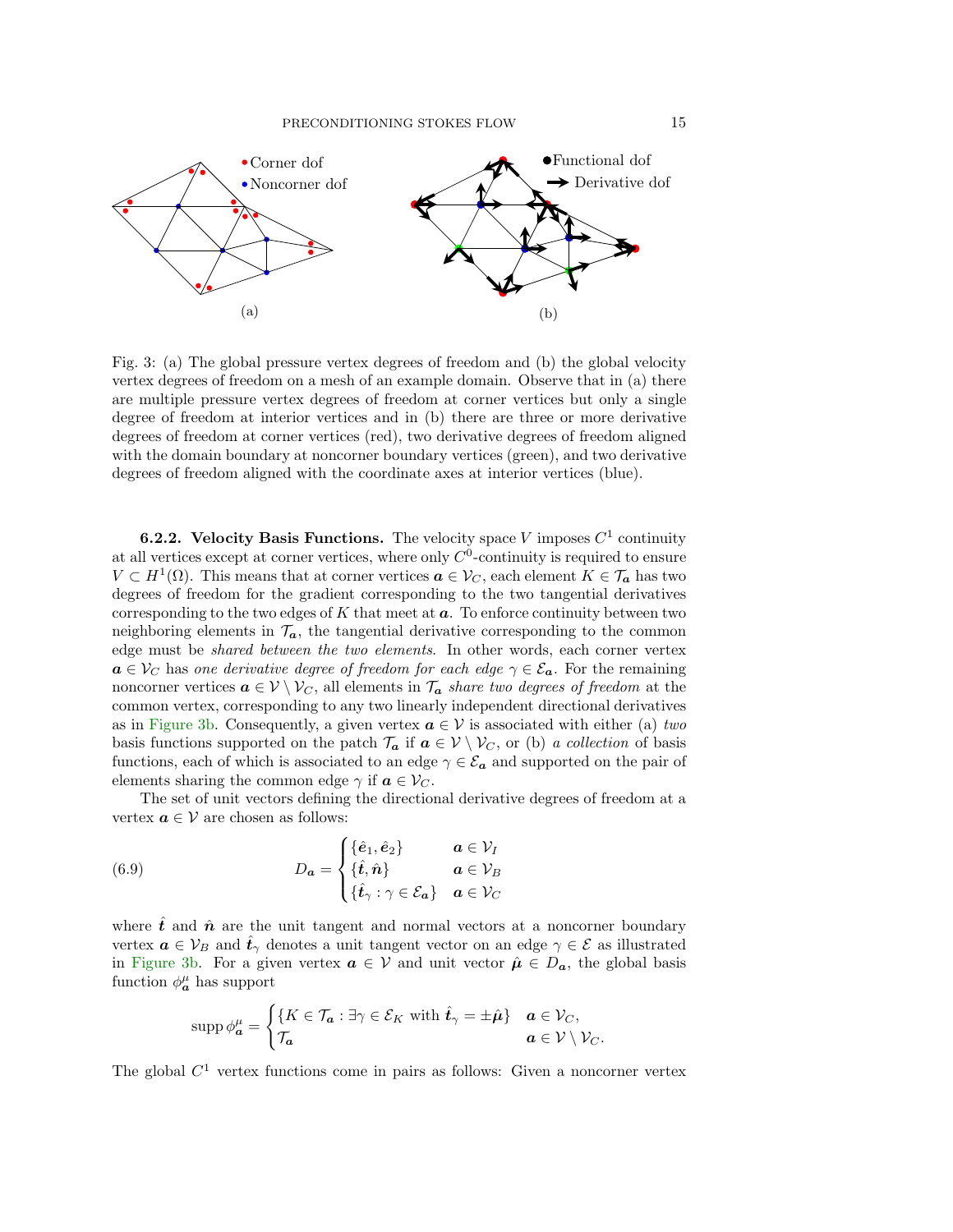Fig. 3: (a) The global pressure vertex degrees of freedom and (b) the global velocity vertex degrees of freedom on a mesh of an example domain. Observe that in (a) there are multiple pressure vertex degrees of freedom at corner vertices but only a single degree of freedom at interior vertices and in (b) there are three or more derivative degrees of freedom at corner vertices (red), two derivative degrees of freedom aligned with the domain boundary at noncorner boundary vertices (green), and two derivative degrees of freedom aligned with the coordinate axes at interior vertices (blue).

**6.2.2. Velocity Basis Functions.** The velocity space $V$ imposes $C^1$ continuity at all vertices except at corner vertices, where only $C^0$-continuity is required to ensure $V \subset H^1(\Omega)$. This means that at corner vertices $\boldsymbol{a} \in \mathcal{V}_C$, each element $K \in \mathcal{T}_{\boldsymbol{a}}$ has two degrees of freedom for the gradient corresponding to the two tangential derivatives corresponding to the two edges of $K$ that meet at $\boldsymbol{a}$. To enforce continuity between two neighboring elements in $\mathcal{T}_{\boldsymbol{a}}$, the tangential derivative corresponding to the common edge must be *shared between the two elements*. In other words, each corner vertex $\boldsymbol{a} \in \mathcal{V}_C$ has *one derivative degree of freedom for each edge* $\gamma \in \mathcal{E}_{\boldsymbol{a}}$. For the remaining noncorner vertices $\boldsymbol{a} \in \mathcal{V} \setminus \mathcal{V}_C$, all elements in $\mathcal{T}_{\boldsymbol{a}}$ *share two degrees of freedom* at the common vertex, corresponding to any two linearly independent directional derivatives as in Figure 3b. Consequently, a given vertex $\boldsymbol{a} \in \mathcal{V}$ is associated with either (a) *two* basis functions supported on the patch $\mathcal{T}_{\boldsymbol{a}}$ if $\boldsymbol{a} \in \mathcal{V} \setminus \mathcal{V}_C$, or (b) *a collection* of basis functions, each of which is associated to an edge $\gamma \in \mathcal{E}_{\boldsymbol{a}}$ and supported on the pair of elements sharing the common edge $\gamma$ if $\boldsymbol{a} \in \mathcal{V}_C$.

The set of unit vectors defining the directional derivative degrees of freedom at a vertex $\boldsymbol{a} \in \mathcal{V}$ are chosen as follows:

$$
D_{\boldsymbol{a}} = \begin{cases} \{\hat{\boldsymbol{e}}_1, \hat{\boldsymbol{e}}_2\} & \boldsymbol{a} \in \mathcal{V}_I \\ \{\hat{\boldsymbol{t}}, \hat{\boldsymbol{n}}\} & \boldsymbol{a} \in \mathcal{V}_B \\ \{\hat{\boldsymbol{t}}_\gamma : \gamma \in \mathcal{E}_{\boldsymbol{a}}\} & \boldsymbol{a} \in \mathcal{V}_C \end{cases} \tag{6.9}
$$

where $\hat{\boldsymbol{t}}$ and $\hat{\boldsymbol{n}}$ are the unit tangent and normal vectors at a noncorner boundary vertex $\boldsymbol{a} \in \mathcal{V}_B$ and $\hat{\boldsymbol{t}}_\gamma$ denotes a unit tangent vector on an edge $\gamma \in \mathcal{E}$ as illustrated in Figure 3b. For a given vertex $\boldsymbol{a} \in \mathcal{V}$ and unit vector $\hat{\boldsymbol{\mu}} \in D_{\boldsymbol{a}}$, the global basis function $\phi_{\boldsymbol{a}}^{\mu}$ has support

$$
\operatorname{supp} \phi_{\boldsymbol{a}}^{\mu} = \begin{cases} \{K \in \mathcal{T}_{\boldsymbol{a}} : \exists \gamma \in \mathcal{E}_K \text{ with } \hat{\boldsymbol{t}}_\gamma = \pm \hat{\boldsymbol{\mu}}\} & \boldsymbol{a} \in \mathcal{V}_C, \\ \mathcal{T}_{\boldsymbol{a}} & \boldsymbol{a} \in \mathcal{V} \setminus \mathcal{V}_C. \end{cases}
$$

The global $C^1$ vertex functions come in pairs as follows: Given a noncorner vertex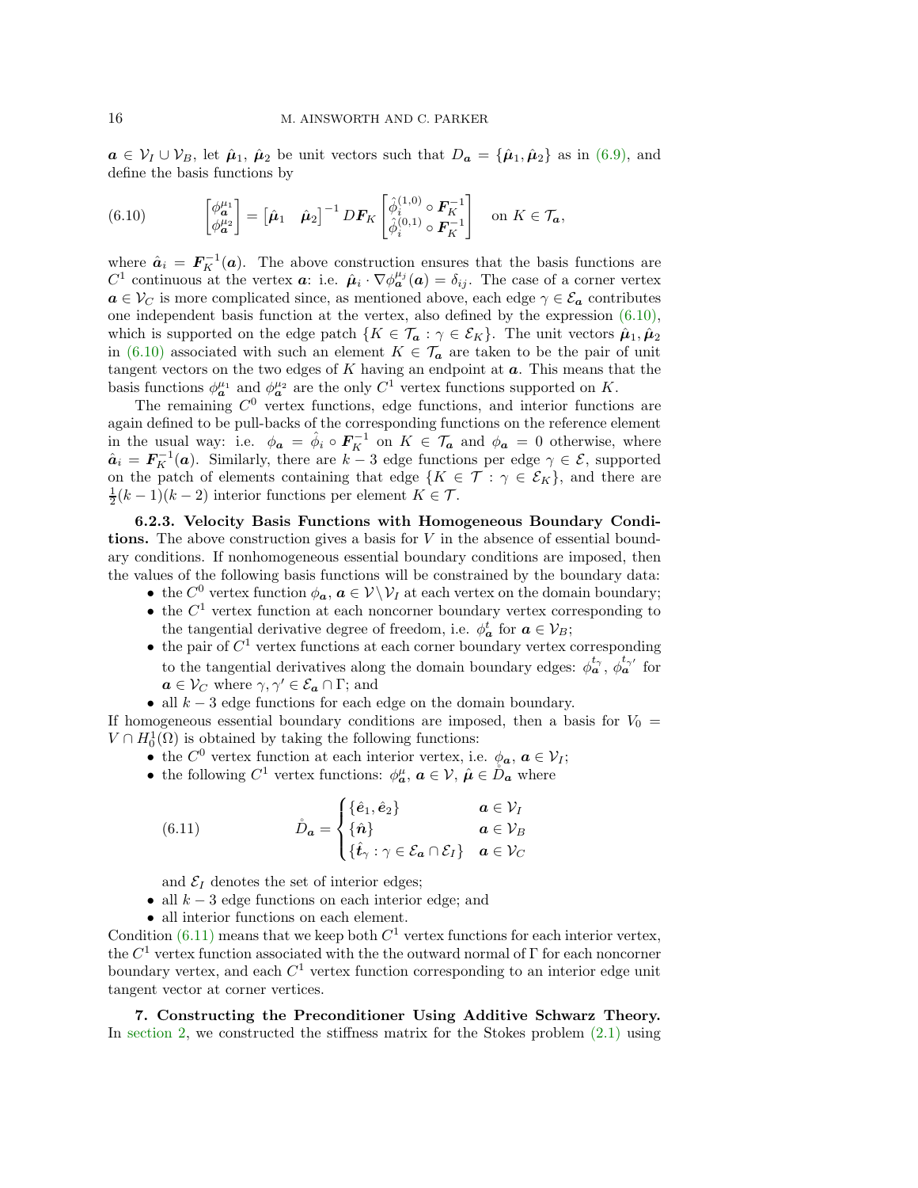$\boldsymbol{a} \in \mathcal{V}_I \cup \mathcal{V}_B$, let $\hat{\boldsymbol{\mu}}_1$, $\hat{\boldsymbol{\mu}}_2$ be unit vectors such that $D_{\boldsymbol{a}} = \{\hat{\boldsymbol{\mu}}_1, \hat{\boldsymbol{\mu}}_2\}$ as in (6.9), and define the basis functions by

$$
\begin{bmatrix} \phi_{\boldsymbol{a}}^{\mu_1} \\ \phi_{\boldsymbol{a}}^{\mu_2} \end{bmatrix} = \begin{bmatrix} \hat{\boldsymbol{\mu}}_1 & \hat{\boldsymbol{\mu}}_2 \end{bmatrix}^{-1} D\boldsymbol{F}_K \begin{bmatrix} \hat{\phi}_i^{(1,0)} \circ \boldsymbol{F}_K^{-1} \\ \hat{\phi}_i^{(0,1)} \circ \boldsymbol{F}_K^{-1} \end{bmatrix} \quad \text{on } K \in \mathcal{T}_{\boldsymbol{a}}, \tag{6.10}
$$

where $\hat{\boldsymbol{a}}_i = \boldsymbol{F}_K^{-1}(\boldsymbol{a})$. The above construction ensures that the basis functions are $C^1$ continuous at the vertex $\boldsymbol{a}$: i.e. $\hat{\boldsymbol{\mu}}_i \cdot \nabla \phi_{\boldsymbol{a}}^{\mu_j}(\boldsymbol{a}) = \delta_{ij}$. The case of a corner vertex $\boldsymbol{a} \in \mathcal{V}_C$ is more complicated since, as mentioned above, each edge $\gamma \in \mathcal{E}_{\boldsymbol{a}}$ contributes one independent basis function at the vertex, also defined by the expression (6.10), which is supported on the edge patch $\{K \in \mathcal{T}_{\boldsymbol{a}} : \gamma \in \mathcal{E}_K\}$. The unit vectors $\hat{\boldsymbol{\mu}}_1, \hat{\boldsymbol{\mu}}_2$ in (6.10) associated with such an element $K \in \mathcal{T}_{\boldsymbol{a}}$ are taken to be the pair of unit tangent vectors on the two edges of $K$ having an endpoint at $\boldsymbol{a}$. This means that the basis functions $\phi_{\boldsymbol{a}}^{\mu_1}$ and $\phi_{\boldsymbol{a}}^{\mu_2}$ are the only $C^1$ vertex functions supported on $K$.

The remaining $C^0$ vertex functions, edge functions, and interior functions are again defined to be pull-backs of the corresponding functions on the reference element in the usual way: i.e. $\phi_{\boldsymbol{a}} = \hat{\phi}_i \circ \boldsymbol{F}_K^{-1}$ on $K \in \mathcal{T}_{\boldsymbol{a}}$ and $\phi_{\boldsymbol{a}} = 0$ otherwise, where $\hat{\boldsymbol{a}}_i = \boldsymbol{F}_K^{-1}(\boldsymbol{a})$. Similarly, there are $k-3$ edge functions per edge $\gamma \in \mathcal{E}$, supported on the patch of elements containing that edge $\{K \in \mathcal{T} : \gamma \in \mathcal{E}_K\}$, and there are $\frac{1}{2}(k-1)(k-2)$ interior functions per element $K \in \mathcal{T}$.

**6.2.3. Velocity Basis Functions with Homogeneous Boundary Conditions.** The above construction gives a basis for $V$ in the absence of essential boundary conditions. If nonhomogeneous essential boundary conditions are imposed, then the values of the following basis functions will be constrained by the boundary data:

- the $C^0$ vertex function $\phi_{\boldsymbol{a}}$, $\boldsymbol{a} \in \mathcal{V} \setminus \mathcal{V}_I$ at each vertex on the domain boundary;
- the $C^1$ vertex function at each noncorner boundary vertex corresponding to the tangential derivative degree of freedom, i.e. $\phi_{\boldsymbol{a}}^t$ for $\boldsymbol{a} \in \mathcal{V}_B$;
- the pair of $C^1$ vertex functions at each corner boundary vertex corresponding to the tangential derivatives along the domain boundary edges: $\phi_{\boldsymbol{a}}^{t_\gamma}$, $\phi_{\boldsymbol{a}}^{t_{\gamma'}}$ for $\boldsymbol{a} \in \mathcal{V}_C$ where $\gamma, \gamma' \in \mathcal{E}_{\boldsymbol{a}} \cap \Gamma$; and
- all $k-3$ edge functions for each edge on the domain boundary.

If homogeneous essential boundary conditions are imposed, then a basis for $V_0 = V \cap H_0^1(\Omega)$ is obtained by taking the following functions:

- the $C^0$ vertex function at each interior vertex, i.e. $\phi_{\boldsymbol{a}}$, $\boldsymbol{a} \in \mathcal{V}_I$;
- the following $C^1$ vertex functions: $\phi_{\boldsymbol{a}}^{\mu}$, $\boldsymbol{a} \in \mathcal{V}$, $\hat{\boldsymbol{\mu}} \in \mathring{D}_{\boldsymbol{a}}$ where

$$
\mathring{D}_{\boldsymbol{a}} = \begin{cases} \{\hat{\boldsymbol{e}}_1, \hat{\boldsymbol{e}}_2\} & \boldsymbol{a} \in \mathcal{V}_I \\ \{\hat{\boldsymbol{n}}\} & \boldsymbol{a} \in \mathcal{V}_B \\ \{\hat{\boldsymbol{t}}_\gamma : \gamma \in \mathcal{E}_{\boldsymbol{a}} \cap \mathcal{E}_I\} & \boldsymbol{a} \in \mathcal{V}_C \end{cases} \tag{6.11}
$$

  and $\mathcal{E}_I$ denotes the set of interior edges;
- all $k-3$ edge functions on each interior edge; and
- all interior functions on each element.

Condition (6.11) means that we keep both $C^1$ vertex functions for each interior vertex, the $C^1$ vertex function associated with the outward normal of $\Gamma$ for each noncorner boundary vertex, and each $C^1$ vertex function corresponding to an interior edge unit tangent vector at corner vertices.

## 7. Constructing the Preconditioner Using Additive Schwarz Theory.

In section 2, we constructed the stiffness matrix for the Stokes problem (2.1) using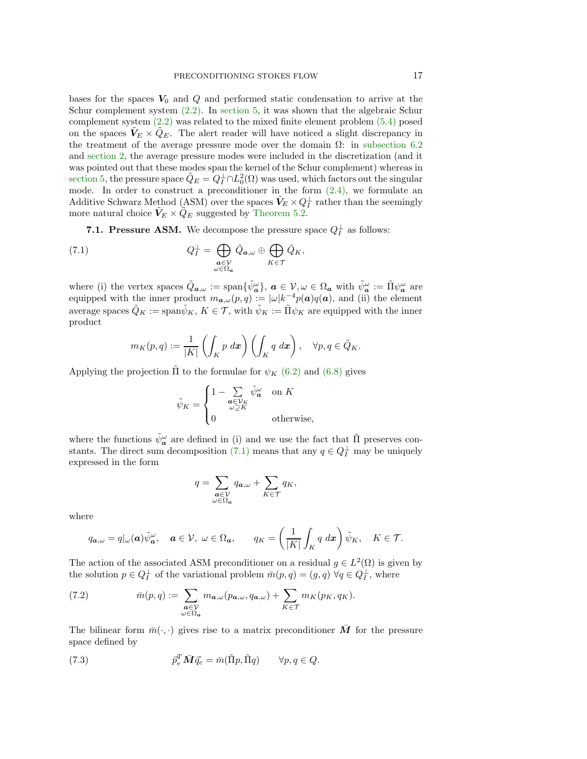bases for the spaces $\boldsymbol{V}_0$ and $Q$ and performed static condensation to arrive at the Schur complement system (2.2). In section 5, it was shown that the algebraic Schur complement system (2.2) was related to the mixed finite element problem (5.4) posed on the spaces $\tilde{\boldsymbol{V}}_E \times \tilde{Q}_E$. The alert reader will have noticed a slight discrepancy in the treatment of the average pressure mode over the domain $\Omega$: in subsection 6.2 and section 2, the average pressure modes were included in the discretization (and it was pointed out that these modes span the kernel of the Schur complement) whereas in section 5, the pressure space $\tilde{Q}_E = Q_I^{\perp} \cap L_0^2(\Omega)$ was used, which factors out the singular mode. In order to construct a preconditioner in the form (2.4), we formulate an Additive Schwarz Method (ASM) over the spaces $\tilde{\boldsymbol{V}}_E \times Q_I^{\perp}$ rather than the seemingly more natural choice $\tilde{\boldsymbol{V}}_E \times \tilde{Q}_E$ suggested by Theorem 5.2.

**7.1. Pressure ASM.** We decompose the pressure space $Q_I^{\perp}$ as follows:

$$
Q_I^{\perp} = \bigoplus_{\substack{\boldsymbol{a}\in\mathcal{V} \\ \omega\in\Omega_{\boldsymbol{a}}}} \tilde{Q}_{\boldsymbol{a},\omega} \oplus \bigoplus_{K\in\mathcal{T}} \tilde{Q}_K, \tag{7.1}
$$

where (i) the vertex spaces $\tilde{Q}_{\boldsymbol{a},\omega} := \operatorname{span}\{\tilde{\psi}_{\boldsymbol{a}}^{\omega}\}$, $\boldsymbol{a} \in \mathcal{V}, \omega \in \Omega_{\boldsymbol{a}}$ with $\tilde{\psi}_{\boldsymbol{a}}^{\omega} := \tilde{\Pi}\psi_{\boldsymbol{a}}^{\omega}$ are equipped with the inner product $m_{\boldsymbol{a},\omega}(p,q) := |\omega| k^{-4} p(\boldsymbol{a}) q(\boldsymbol{a})$, and (ii) the element average spaces $\tilde{Q}_K := \operatorname{span}\tilde{\psi}_K$, $K \in \mathcal{T}$, with $\tilde{\psi}_K := \tilde{\Pi}\psi_K$ are equipped with the inner product

$$
m_K(p,q) := \frac{1}{|K|}\left(\int_K p \, d\boldsymbol{x}\right)\left(\int_K q \, d\boldsymbol{x}\right), \quad \forall p,q \in \tilde{Q}_K.
$$

Applying the projection $\tilde{\Pi}$ to the formulae for $\psi_K$ (6.2) and (6.8) gives

$$
\tilde{\psi}_K = \begin{cases} 1 - \displaystyle\sum_{\substack{\boldsymbol{a}\in\mathcal{V}_K \\ \omega\supseteq K}} \tilde{\psi}_{\boldsymbol{a}}^{\omega} & \text{on } K \\ 0 & \text{otherwise,} \end{cases}
$$

where the functions $\tilde{\psi}_{\boldsymbol{a}}^{\omega}$ are defined in (i) and we use the fact that $\tilde{\Pi}$ preserves constants. The direct sum decomposition (7.1) means that any $q \in Q_I^{\perp}$ may be uniquely expressed in the form

$$
q = \sum_{\substack{\boldsymbol{a}\in\mathcal{V} \\ \omega\in\Omega_{\boldsymbol{a}}}} q_{\boldsymbol{a},\omega} + \sum_{K\in\mathcal{T}} q_K,
$$

where

$$
q_{\boldsymbol{a},\omega} = q|_{\omega}(\boldsymbol{a})\tilde{\psi}_{\boldsymbol{a}}^{\omega}, \quad \boldsymbol{a} \in \mathcal{V},\ \omega \in \Omega_{\boldsymbol{a}}, \qquad q_K = \left(\frac{1}{|K|}\int_K q \, d\boldsymbol{x}\right)\tilde{\psi}_K, \quad K \in \mathcal{T}.
$$

The action of the associated ASM preconditioner on a residual $g \in L^2(\Omega)$ is given by the solution $p \in Q_I^{\perp}$ of the variational problem $\bar{m}(p,q) = (g,q)\ \forall q \in Q_I^{\perp}$, where

$$
\bar{m}(p,q) := \sum_{\substack{\boldsymbol{a}\in\mathcal{V} \\ \omega\in\Omega_{\boldsymbol{a}}}} m_{\boldsymbol{a},\omega}(p_{\boldsymbol{a},\omega}, q_{\boldsymbol{a},\omega}) + \sum_{K\in\mathcal{T}} m_K(p_K, q_K). \tag{7.2}
$$

The bilinear form $\bar{m}(\cdot,\cdot)$ gives rise to a matrix preconditioner $\bar{\boldsymbol{M}}$ for the pressure space defined by

$$
\vec{p}_e^{\,T} \bar{\boldsymbol{M}} \vec{q}_e = \bar{m}(\tilde{\Pi}p, \tilde{\Pi}q) \qquad \forall p,q \in Q. \tag{7.3}
$$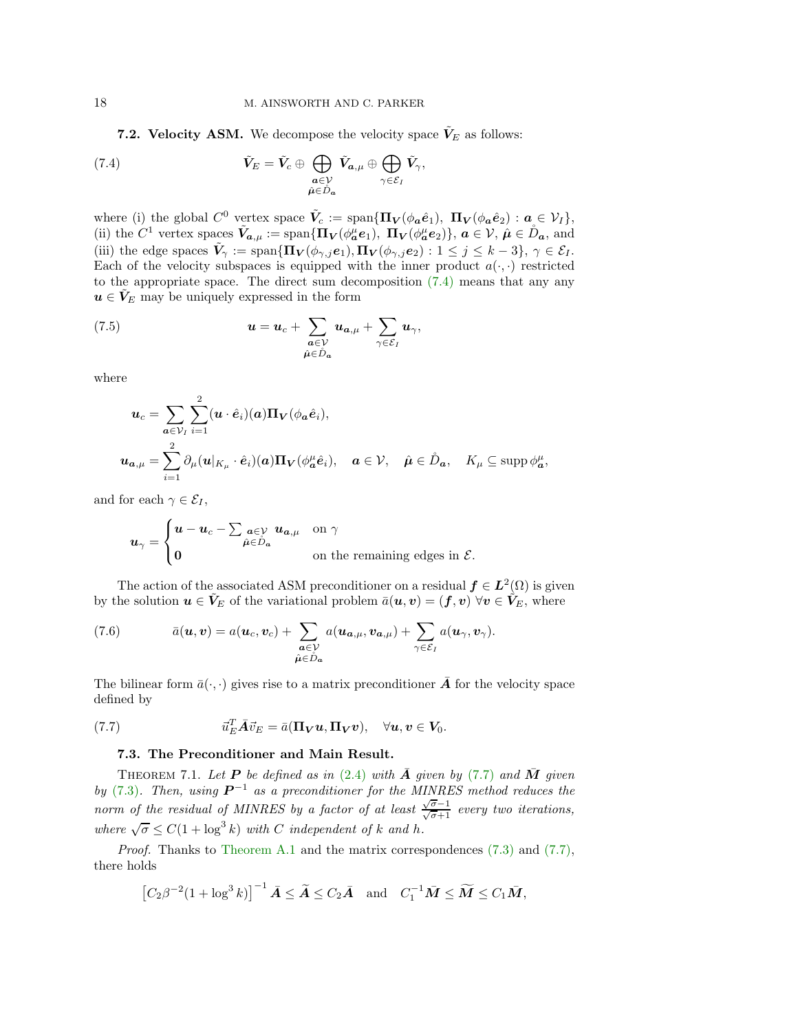**7.2. Velocity ASM.** We decompose the velocity space $\tilde{\boldsymbol{V}}_E$ as follows:

$$\tilde{\boldsymbol{V}}_E = \tilde{\boldsymbol{V}}_c \oplus \bigoplus_{\substack{\boldsymbol{a}\in\mathcal{V}\\ \hat{\boldsymbol{\mu}}\in\mathring{D}_{\boldsymbol{a}}}} \tilde{\boldsymbol{V}}_{\boldsymbol{a},\mu} \oplus \bigoplus_{\gamma\in\mathcal{E}_I} \tilde{\boldsymbol{V}}_{\gamma}, \tag{7.4}$$

where (i) the global $C^0$ vertex space $\tilde{\boldsymbol{V}}_c := \operatorname{span}\{\boldsymbol{\Pi}_{\boldsymbol{V}}(\phi_{\boldsymbol{a}}\hat{\boldsymbol{e}}_1),\ \boldsymbol{\Pi}_{\boldsymbol{V}}(\phi_{\boldsymbol{a}}\hat{\boldsymbol{e}}_2) : \boldsymbol{a}\in\mathcal{V}_I\}$, (ii) the $C^1$ vertex spaces $\tilde{\boldsymbol{V}}_{\boldsymbol{a},\mu} := \operatorname{span}\{\boldsymbol{\Pi}_{\boldsymbol{V}}(\phi_{\boldsymbol{a}}^{\mu}\boldsymbol{e}_1),\ \boldsymbol{\Pi}_{\boldsymbol{V}}(\phi_{\boldsymbol{a}}^{\mu}\boldsymbol{e}_2)\}$, $\boldsymbol{a}\in\mathcal{V}$, $\hat{\boldsymbol{\mu}}\in\mathring{D}_{\boldsymbol{a}}$, and (iii) the edge spaces $\tilde{\boldsymbol{V}}_{\gamma} := \operatorname{span}\{\boldsymbol{\Pi}_{\boldsymbol{V}}(\phi_{\gamma,j}\boldsymbol{e}_1), \boldsymbol{\Pi}_{\boldsymbol{V}}(\phi_{\gamma,j}\boldsymbol{e}_2) : 1\leq j\leq k-3\}$, $\gamma\in\mathcal{E}_I$. Each of the velocity subspaces is equipped with the inner product $a(\cdot,\cdot)$ restricted to the appropriate space. The direct sum decomposition (7.4) means that any any $\boldsymbol{u}\in\tilde{\boldsymbol{V}}_E$ may be uniquely expressed in the form

$$\boldsymbol{u} = \boldsymbol{u}_c + \sum_{\substack{\boldsymbol{a}\in\mathcal{V}\\ \hat{\boldsymbol{\mu}}\in\mathring{D}_{\boldsymbol{a}}}} \boldsymbol{u}_{\boldsymbol{a},\mu} + \sum_{\gamma\in\mathcal{E}_I} \boldsymbol{u}_{\gamma}, \tag{7.5}$$

where

$$\begin{aligned}
\boldsymbol{u}_c &= \sum_{\boldsymbol{a}\in\mathcal{V}_I}\sum_{i=1}^{2} (\boldsymbol{u}\cdot\hat{\boldsymbol{e}}_i)(\boldsymbol{a})\boldsymbol{\Pi}_{\boldsymbol{V}}(\phi_{\boldsymbol{a}}\hat{\boldsymbol{e}}_i),\\
\boldsymbol{u}_{\boldsymbol{a},\mu} &= \sum_{i=1}^{2} \partial_{\mu}(\boldsymbol{u}|_{K_\mu}\cdot\hat{\boldsymbol{e}}_i)(\boldsymbol{a})\boldsymbol{\Pi}_{\boldsymbol{V}}(\phi_{\boldsymbol{a}}^{\mu}\hat{\boldsymbol{e}}_i), \quad \boldsymbol{a}\in\mathcal{V}, \quad \hat{\boldsymbol{\mu}}\in\mathring{D}_{\boldsymbol{a}}, \quad K_\mu\subseteq \operatorname{supp}\phi_{\boldsymbol{a}}^{\mu},
\end{aligned}$$

and for each $\gamma\in\mathcal{E}_I$,

$$\boldsymbol{u}_{\gamma} = \begin{cases} \boldsymbol{u}-\boldsymbol{u}_c - \sum_{\substack{\boldsymbol{a}\in\mathcal{V}\\ \hat{\boldsymbol{\mu}}\in\mathring{D}_{\boldsymbol{a}}}} \boldsymbol{u}_{\boldsymbol{a},\mu} & \text{on } \gamma\\ \boldsymbol{0} & \text{on the remaining edges in } \mathcal{E}. \end{cases}$$

The action of the associated ASM preconditioner on a residual $\boldsymbol{f}\in\boldsymbol{L}^2(\Omega)$ is given by the solution $\boldsymbol{u}\in\tilde{\boldsymbol{V}}_E$ of the variational problem $\bar{a}(\boldsymbol{u},\boldsymbol{v}) = (\boldsymbol{f},\boldsymbol{v})\ \forall\boldsymbol{v}\in\tilde{\boldsymbol{V}}_E$, where

$$\bar{a}(\boldsymbol{u},\boldsymbol{v}) = a(\boldsymbol{u}_c,\boldsymbol{v}_c) + \sum_{\substack{\boldsymbol{a}\in\mathcal{V}\\ \hat{\boldsymbol{\mu}}\in\mathring{D}_{\boldsymbol{a}}}} a(\boldsymbol{u}_{\boldsymbol{a},\mu},\boldsymbol{v}_{\boldsymbol{a},\mu}) + \sum_{\gamma\in\mathcal{E}_I} a(\boldsymbol{u}_{\gamma},\boldsymbol{v}_{\gamma}). \tag{7.6}$$

The bilinear form $\bar{a}(\cdot,\cdot)$ gives rise to a matrix preconditioner $\bar{\boldsymbol{A}}$ for the velocity space defined by

$$\vec{u}_E^T\bar{\boldsymbol{A}}\vec{v}_E = \bar{a}(\boldsymbol{\Pi}_{\boldsymbol{V}}\boldsymbol{u},\boldsymbol{\Pi}_{\boldsymbol{V}}\boldsymbol{v}), \quad \forall\boldsymbol{u},\boldsymbol{v}\in\boldsymbol{V}_0. \tag{7.7}$$

**7.3. The Preconditioner and Main Result.**

THEOREM 7.1. *Let $\boldsymbol{P}$ be defined as in (2.4) with $\bar{\boldsymbol{A}}$ given by (7.7) and $\bar{\boldsymbol{M}}$ given by (7.3). Then, using $\boldsymbol{P}^{-1}$ as a preconditioner for the MINRES method reduces the norm of the residual of MINRES by a factor of at least $\frac{\sqrt{\sigma}-1}{\sqrt{\sigma}+1}$ every two iterations, where $\sqrt{\sigma}\leq C(1+\log^3 k)$ with $C$ independent of $k$ and $h$.*

*Proof.* Thanks to Theorem A.1 and the matrix correspondences (7.3) and (7.7), there holds

$$\left[C_2\beta^{-2}(1+\log^3 k)\right]^{-1}\bar{\boldsymbol{A}} \leq \widetilde{\boldsymbol{A}} \leq C_2\bar{\boldsymbol{A}} \quad \text{and} \quad C_1^{-1}\bar{\boldsymbol{M}} \leq \widetilde{\boldsymbol{M}} \leq C_1\bar{\boldsymbol{M}},$$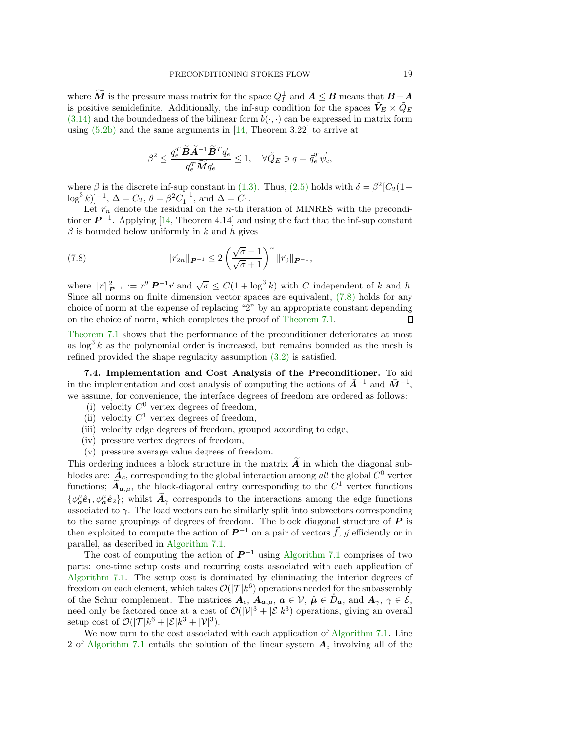where $\widetilde{\boldsymbol{M}}$ is the pressure mass matrix for the space $Q_I^{\perp}$ and $\boldsymbol{A} \leq \boldsymbol{B}$ means that $\boldsymbol{B} - \boldsymbol{A}$ is positive semidefinite. Additionally, the inf-sup condition for the spaces $\tilde{\boldsymbol{V}}_E \times \tilde{Q}_E$ (3.14) and the boundedness of the bilinear form $b(\cdot, \cdot)$ can be expressed in matrix form using (5.2b) and the same arguments in [14, Theorem 3.22] to arrive at

$$\beta^2 \leq \frac{\vec{q}_e^T \widetilde{\boldsymbol{B}} \widetilde{\boldsymbol{A}}^{-1} \widetilde{\boldsymbol{B}}^T \vec{q}_e}{\vec{q}_e^T \widetilde{\boldsymbol{M}} \vec{q}_e} \leq 1, \quad \forall \tilde{Q}_E \ni q = \vec{q}_e^T \vec{\psi}_e,$$

where $\beta$ is the discrete inf-sup constant in (1.3). Thus, (2.5) holds with $\delta = \beta^2 [C_2(1 + \log^3 k)]^{-1}$, $\Delta = C_2$, $\theta = \beta^2 C_1^{-1}$, and $\Delta = C_1$.

Let $\vec{r}_n$ denote the residual on the $n$-th iteration of MINRES with the preconditioner $\boldsymbol{P}^{-1}$. Applying [14, Theorem 4.14] and using the fact that the inf-sup constant $\beta$ is bounded below uniformly in $k$ and $h$ gives

$$\|\vec{r}_{2n}\|_{\boldsymbol{P}^{-1}} \leq 2 \left( \frac{\sqrt{\sigma} - 1}{\sqrt{\sigma} + 1} \right)^n \|\vec{r}_0\|_{\boldsymbol{P}^{-1}}, \tag{7.8}$$

where $\|\vec{r}\|_{\boldsymbol{P}^{-1}}^2 := \vec{r}^T \boldsymbol{P}^{-1} \vec{r}$ and $\sqrt{\sigma} \leq C(1 + \log^3 k)$ with $C$ independent of $k$ and $h$. Since all norms on finite dimension vector spaces are equivalent, (7.8) holds for any choice of norm at the expense of replacing "2" by an appropriate constant depending on the choice of norm, which completes the proof of Theorem 7.1. ∎

Theorem 7.1 shows that the performance of the preconditioner deteriorates at most as $\log^3 k$ as the polynomial order is increased, but remains bounded as the mesh is refined provided the shape regularity assumption (3.2) is satisfied.

**7.4. Implementation and Cost Analysis of the Preconditioner.** To aid in the implementation and cost analysis of computing the actions of $\bar{\boldsymbol{A}}^{-1}$ and $\bar{\boldsymbol{M}}^{-1}$, we assume, for convenience, the interface degrees of freedom are ordered as follows:

(i) velocity $C^0$ vertex degrees of freedom,
(ii) velocity $C^1$ vertex degrees of freedom,
(iii) velocity edge degrees of freedom, grouped according to edge,
(iv) pressure vertex degrees of freedom,
(v) pressure average value degrees of freedom.

This ordering induces a block structure in the matrix $\widetilde{\boldsymbol{A}}$ in which the diagonal sub-blocks are: $\widetilde{\boldsymbol{A}}_c$, corresponding to the global interaction among *all* the global $C^0$ vertex functions; $\widetilde{\boldsymbol{A}}_{\boldsymbol{a},\mu}$, the block-diagonal entry corresponding to the $C^1$ vertex functions $\{\phi_{\boldsymbol{a}}^{\mu} \hat{\boldsymbol{e}}_1, \phi_{\boldsymbol{a}}^{\mu} \hat{\boldsymbol{e}}_2\}$; whilst $\widetilde{\boldsymbol{A}}_{\gamma}$ corresponds to the interactions among the edge functions associated to $\gamma$. The load vectors can be similarly split into subvectors corresponding to the same groupings of degrees of freedom. The block diagonal structure of $\boldsymbol{P}$ is then exploited to compute the action of $\boldsymbol{P}^{-1}$ on a pair of vectors $\vec{f}$, $\vec{g}$ efficiently or in parallel, as described in Algorithm 7.1.

The cost of computing the action of $\boldsymbol{P}^{-1}$ using Algorithm 7.1 comprises of two parts: one-time setup costs and recurring costs associated with each application of Algorithm 7.1. The setup cost is dominated by eliminating the interior degrees of freedom on each element, which takes $\mathcal{O}(|\mathcal{T}|k^6)$ operations needed for the subassembly of the Schur complement. The matrices $\boldsymbol{A}_c$, $\boldsymbol{A}_{\boldsymbol{a},\mu}$, $\boldsymbol{a} \in \mathcal{V}$, $\hat{\boldsymbol{\mu}} \in \mathring{D}_{\boldsymbol{a}}$, and $\boldsymbol{A}_{\gamma}$, $\gamma \in \mathcal{E}$, need only be factored once at a cost of $\mathcal{O}(|\mathcal{V}|^3 + |\mathcal{E}|k^3)$ operations, giving an overall setup cost of $\mathcal{O}(|\mathcal{T}|k^6 + |\mathcal{E}|k^3 + |\mathcal{V}|^3)$.

We now turn to the cost associated with each application of Algorithm 7.1. Line 2 of Algorithm 7.1 entails the solution of the linear system $\boldsymbol{A}_c$ involving all of the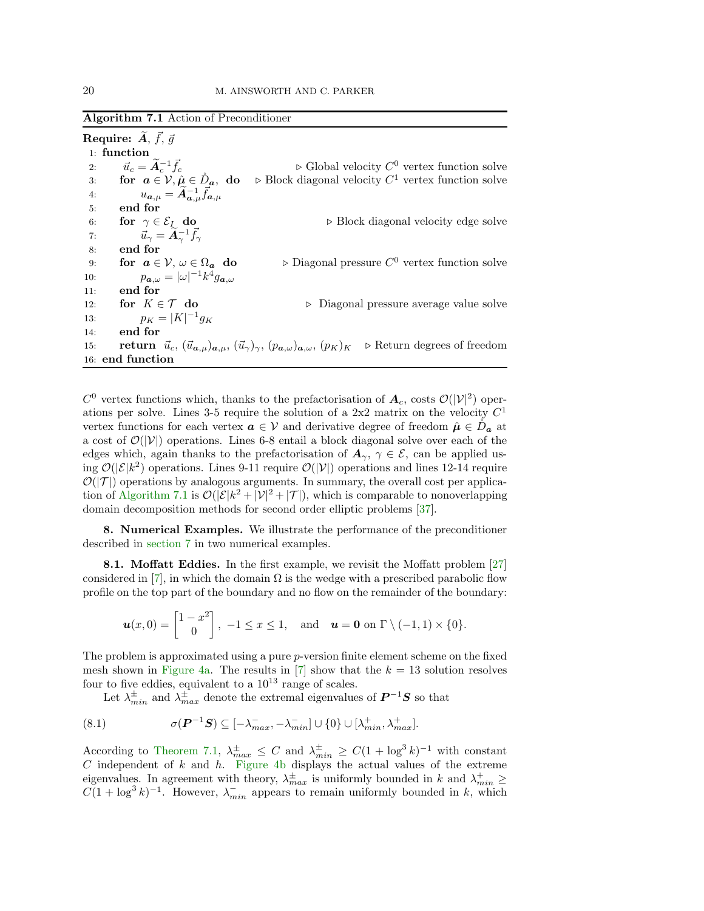**Algorithm 7.1** Action of Preconditioner

```
Require: Ã, f⃗, g⃗
 1: function
 2:     u⃗_c = Ã_c^{-1} f⃗_c                          ▷ Global velocity C^0 vertex function solve
 3:     for a ∈ V, μ̂ ∈ D̊_a, do                      ▷ Block diagonal velocity C^1 vertex function solve
 4:         u_{a,μ} = Ã_{a,μ}^{-1} f⃗_{a,μ}
 5:     end for
 6:     for γ ∈ E_I do                               ▷ Block diagonal velocity edge solve
 7:         u⃗_γ = Ã_γ^{-1} f⃗_γ
 8:     end for
 9:     for a ∈ V, ω ∈ Ω_a do                        ▷ Diagonal pressure C^0 vertex function solve
10:         p_{a,ω} = |ω|^{-1} k^4 g_{a,ω}
11:     end for
12:     for K ∈ T do                                 ▷ Diagonal pressure average value solve
13:         p_K = |K|^{-1} g_K
14:     end for
15:     return u⃗_c, (u⃗_{a,μ})_{a,μ}, (u⃗_γ)_γ, (p_{a,ω})_{a,ω}, (p_K)_K   ▷ Return degrees of freedom
16: end function
```

$C^0$ vertex functions which, thanks to the prefactorisation of $\boldsymbol{A}_c$, costs $\mathcal{O}(|\mathcal{V}|^2)$ operations per solve. Lines 3-5 require the solution of a 2x2 matrix on the velocity $C^1$ vertex functions for each vertex $\boldsymbol{a} \in \mathcal{V}$ and derivative degree of freedom $\hat{\boldsymbol{\mu}} \in \mathring{D}_{\boldsymbol{a}}$ at a cost of $\mathcal{O}(|\mathcal{V}|)$ operations. Lines 6-8 entail a block diagonal solve over each of the edges which, again thanks to the prefactorisation of $\boldsymbol{A}_\gamma$, $\gamma \in \mathcal{E}$, can be applied using $\mathcal{O}(|\mathcal{E}|k^2)$ operations. Lines 9-11 require $\mathcal{O}(|\mathcal{V}|)$ operations and lines 12-14 require $\mathcal{O}(|\mathcal{T}|)$ operations by analogous arguments. In summary, the overall cost per application of Algorithm 7.1 is $\mathcal{O}(|\mathcal{E}|k^2 + |\mathcal{V}|^2 + |\mathcal{T}|)$, which is comparable to nonoverlapping domain decomposition methods for second order elliptic problems [37].

## 8. Numerical Examples.

We illustrate the performance of the preconditioner described in section 7 in two numerical examples.

### 8.1. Moffatt Eddies.

In the first example, we revisit the Moffatt problem [27] considered in [7], in which the domain $\Omega$ is the wedge with a prescribed parabolic flow profile on the top part of the boundary and no flow on the remainder of the boundary:

$$\boldsymbol{u}(x,0) = \begin{bmatrix} 1-x^2 \\ 0 \end{bmatrix}, \ -1 \leq x \leq 1, \quad \text{and} \quad \boldsymbol{u} = \boldsymbol{0} \text{ on } \Gamma \setminus (-1,1) \times \{0\}.$$

The problem is approximated using a pure $p$-version finite element scheme on the fixed mesh shown in Figure 4a. The results in [7] show that the $k = 13$ solution resolves four to five eddies, equivalent to a $10^{13}$ range of scales.

Let $\lambda^{\pm}_{min}$ and $\lambda^{\pm}_{max}$ denote the extremal eigenvalues of $\boldsymbol{P}^{-1}\boldsymbol{S}$ so that

$$\sigma(\boldsymbol{P}^{-1}\boldsymbol{S}) \subseteq [-\lambda^{-}_{max}, -\lambda^{-}_{min}] \cup \{0\} \cup [\lambda^{+}_{min}, \lambda^{+}_{max}]. \tag{8.1}$$

According to Theorem 7.1, $\lambda^{\pm}_{max} \leq C$ and $\lambda^{\pm}_{min} \geq C(1 + \log^3 k)^{-1}$ with constant $C$ independent of $k$ and $h$. Figure 4b displays the actual values of the extreme eigenvalues. In agreement with theory, $\lambda^{\pm}_{max}$ is uniformly bounded in $k$ and $\lambda^{+}_{min} \geq C(1 + \log^3 k)^{-1}$. However, $\lambda^{-}_{min}$ appears to remain uniformly bounded in $k$, which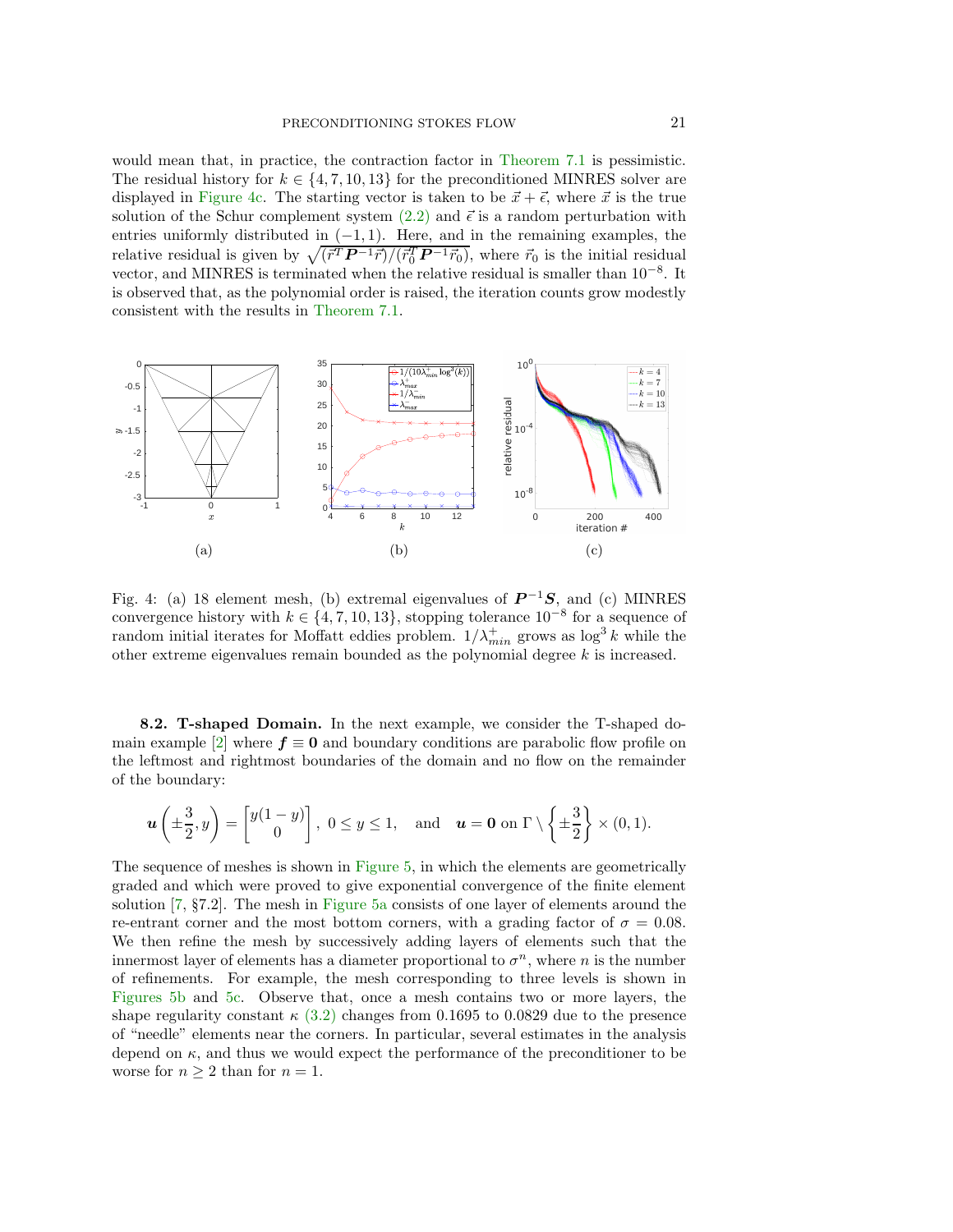would mean that, in practice, the contraction factor in Theorem 7.1 is pessimistic. The residual history for $k \in \{4, 7, 10, 13\}$ for the preconditioned MINRES solver are displayed in Figure 4c. The starting vector is taken to be $\vec{x} + \vec{\epsilon}$, where $\vec{x}$ is the true solution of the Schur complement system (2.2) and $\vec{\epsilon}$ is a random perturbation with entries uniformly distributed in $(-1, 1)$. Here, and in the remaining examples, the relative residual is given by $\sqrt{(\vec{r}^T \boldsymbol{P}^{-1} \vec{r})/(\vec{r}_0^T \boldsymbol{P}^{-1} \vec{r}_0)}$, where $\vec{r}_0$ is the initial residual vector, and MINRES is terminated when the relative residual is smaller than $10^{-8}$. It is observed that, as the polynomial order is raised, the iteration counts grow modestly consistent with the results in Theorem 7.1.

Fig. 4: (a) 18 element mesh, (b) extremal eigenvalues of $\boldsymbol{P}^{-1}\boldsymbol{S}$, and (c) MINRES convergence history with $k \in \{4, 7, 10, 13\}$, stopping tolerance $10^{-8}$ for a sequence of random initial iterates for Moffatt eddies problem. $1/\lambda_{min}^{+}$ grows as $\log^3 k$ while the other extreme eigenvalues remain bounded as the polynomial degree $k$ is increased.

**8.2. T-shaped Domain.** In the next example, we consider the T-shaped domain example [2] where $\boldsymbol{f} \equiv \boldsymbol{0}$ and boundary conditions are parabolic flow profile on the leftmost and rightmost boundaries of the domain and no flow on the remainder of the boundary:

$$\boldsymbol{u}\left(\pm\frac{3}{2}, y\right) = \begin{bmatrix} y(1-y) \\ 0 \end{bmatrix}, \; 0 \leq y \leq 1, \quad \text{and} \quad \boldsymbol{u} = \boldsymbol{0} \text{ on } \Gamma \setminus \left\{\pm\frac{3}{2}\right\} \times (0, 1).$$

The sequence of meshes is shown in Figure 5, in which the elements are geometrically graded and which were proved to give exponential convergence of the finite element solution [7, §7.2]. The mesh in Figure 5a consists of one layer of elements around the re-entrant corner and the most bottom corners, with a grading factor of $\sigma = 0.08$. We then refine the mesh by successively adding layers of elements such that the innermost layer of elements has a diameter proportional to $\sigma^n$, where $n$ is the number of refinements. For example, the mesh corresponding to three levels is shown in Figures 5b and 5c. Observe that, once a mesh contains two or more layers, the shape regularity constant $\kappa$ (3.2) changes from 0.1695 to 0.0829 due to the presence of "needle" elements near the corners. In particular, several estimates in the analysis depend on $\kappa$, and thus we would expect the performance of the preconditioner to be worse for $n \geq 2$ than for $n = 1$.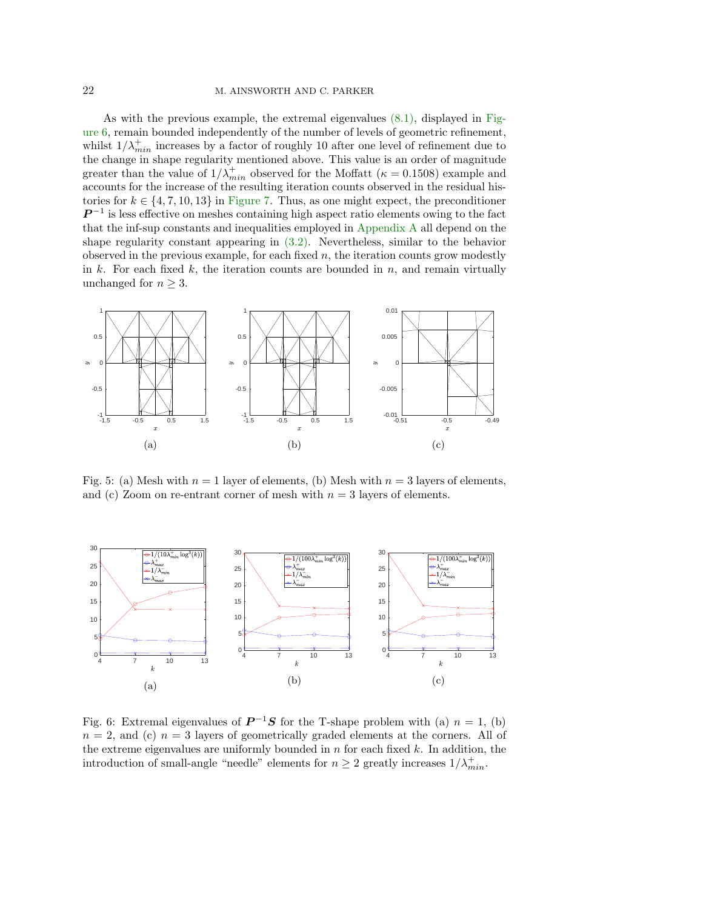As with the previous example, the extremal eigenvalues (8.1), displayed in Figure 6, remain bounded independently of the number of levels of geometric refinement, whilst $1/\lambda^+_{min}$ increases by a factor of roughly 10 after one level of refinement due to the change in shape regularity mentioned above. This value is an order of magnitude greater than the value of $1/\lambda^+_{min}$ observed for the Moffatt ($\kappa = 0.1508$) example and accounts for the increase of the resulting iteration counts observed in the residual histories for $k \in \{4, 7, 10, 13\}$ in Figure 7. Thus, as one might expect, the preconditioner $\boldsymbol{P}^{-1}$ is less effective on meshes containing high aspect ratio elements owing to the fact that the inf-sup constants and inequalities employed in Appendix A all depend on the shape regularity constant appearing in (3.2). Nevertheless, similar to the behavior observed in the previous example, for each fixed $n$, the iteration counts grow modestly in $k$. For each fixed $k$, the iteration counts are bounded in $n$, and remain virtually unchanged for $n \geq 3$.

Fig. 5: (a) Mesh with $n = 1$ layer of elements, (b) Mesh with $n = 3$ layers of elements, and (c) Zoom on re-entrant corner of mesh with $n = 3$ layers of elements.

Fig. 6: Extremal eigenvalues of $\boldsymbol{P}^{-1}\boldsymbol{S}$ for the T-shape problem with (a) $n = 1$, (b) $n = 2$, and (c) $n = 3$ layers of geometrically graded elements at the corners. All of the extreme eigenvalues are uniformly bounded in $n$ for each fixed $k$. In addition, the introduction of small-angle "needle" elements for $n \geq 2$ greatly increases $1/\lambda^+_{min}$.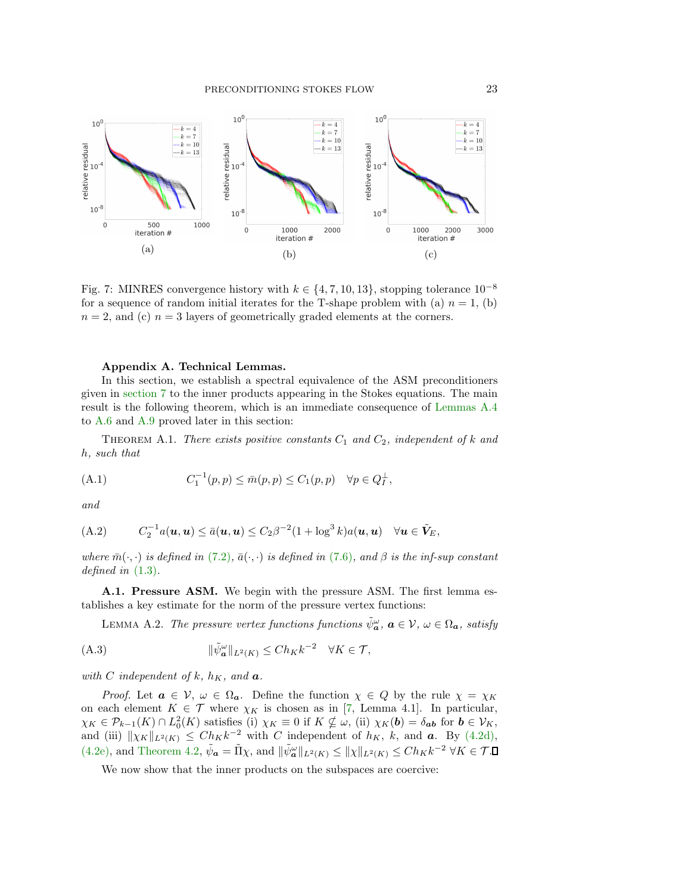(a)

(b)

(c)

Fig. 7: MINRES convergence history with $k \in \{4, 7, 10, 13\}$, stopping tolerance $10^{-8}$ for a sequence of random initial iterates for the T-shape problem with (a) $n = 1$, (b) $n = 2$, and (c) $n = 3$ layers of geometrically graded elements at the corners.

## Appendix A. Technical Lemmas.

In this section, we establish a spectral equivalence of the ASM preconditioners given in section 7 to the inner products appearing in the Stokes equations. The main result is the following theorem, which is an immediate consequence of Lemmas A.4 to A.6 and A.9 proved later in this section:

Theorem A.1. *There exists positive constants $C_1$ and $C_2$, independent of $k$ and $h$, such that*

$$C_1^{-1}(p, p) \leq \bar{m}(p, p) \leq C_1(p, p) \quad \forall p \in Q_I^{\perp}, \tag{A.1}$$

*and*

$$C_2^{-1} a(\boldsymbol{u}, \boldsymbol{u}) \leq \bar{a}(\boldsymbol{u}, \boldsymbol{u}) \leq C_2 \beta^{-2}(1 + \log^3 k) a(\boldsymbol{u}, \boldsymbol{u}) \quad \forall \boldsymbol{u} \in \tilde{\boldsymbol{V}}_E, \tag{A.2}$$

*where $\bar{m}(\cdot, \cdot)$ is defined in (7.2), $\bar{a}(\cdot, \cdot)$ is defined in (7.6), and $\beta$ is the inf-sup constant defined in (1.3).*

**A.1. Pressure ASM.** We begin with the pressure ASM. The first lemma establishes a key estimate for the norm of the pressure vertex functions:

Lemma A.2. *The pressure vertex functions functions $\tilde{\psi}_{\boldsymbol{a}}^{\omega}$, $\boldsymbol{a} \in \mathcal{V}$, $\omega \in \Omega_{\boldsymbol{a}}$, satisfy*

$$\|\tilde{\psi}_{\boldsymbol{a}}^{\omega}\|_{L^2(K)} \leq C h_K k^{-2} \quad \forall K \in \mathcal{T}, \tag{A.3}$$

*with $C$ independent of $k$, $h_K$, and $\boldsymbol{a}$.*

*Proof.* Let $\boldsymbol{a} \in \mathcal{V}$, $\omega \in \Omega_{\boldsymbol{a}}$. Define the function $\chi \in Q$ by the rule $\chi = \chi_K$ on each element $K \in \mathcal{T}$ where $\chi_K$ is chosen as in [7, Lemma 4.1]. In particular, $\chi_K \in \mathcal{P}_{k-1}(K) \cap L_0^2(K)$ satisfies (i) $\chi_K \equiv 0$ if $K \not\subseteq \omega$, (ii) $\chi_K(\boldsymbol{b}) = \delta_{\boldsymbol{ab}}$ for $\boldsymbol{b} \in \mathcal{V}_K$, and (iii) $\|\chi_K\|_{L^2(K)} \leq C h_K k^{-2}$ with $C$ independent of $h_K$, $k$, and $\boldsymbol{a}$. By (4.2d), (4.2e), and Theorem 4.2, $\tilde{\psi}_{\boldsymbol{a}} = \tilde{\Pi}\chi$, and $\|\tilde{\psi}_{\boldsymbol{a}}^{\omega}\|_{L^2(K)} \leq \|\chi\|_{L^2(K)} \leq C h_K k^{-2}$ $\forall K \in \mathcal{T}$. $\square$

We now show that the inner products on the subspaces are coercive: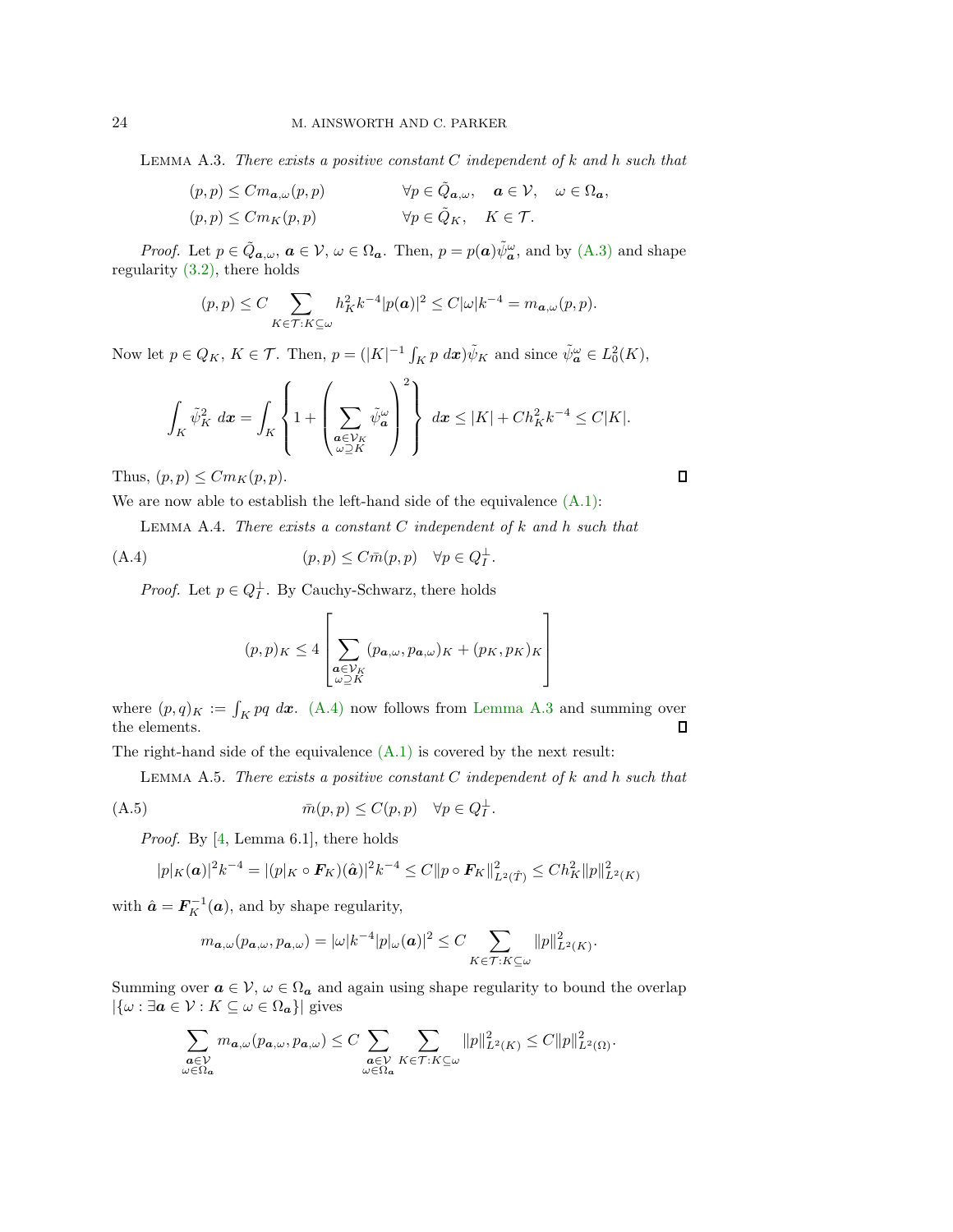**Lemma A.3.** *There exists a positive constant $C$ independent of $k$ and $h$ such that*

$$
\begin{aligned}
(p,p) &\le C m_{\boldsymbol{a},\omega}(p,p) \qquad && \forall p \in \tilde{Q}_{\boldsymbol{a},\omega}, \quad \boldsymbol{a} \in \mathcal{V}, \quad \omega \in \Omega_{\boldsymbol{a}}, \\
(p,p) &\le C m_K(p,p) \qquad && \forall p \in \tilde{Q}_K, \quad K \in \mathcal{T}.
\end{aligned}
$$

*Proof.* Let $p \in \tilde{Q}_{\boldsymbol{a},\omega}$, $\boldsymbol{a} \in \mathcal{V}$, $\omega \in \Omega_{\boldsymbol{a}}$. Then, $p = p(\boldsymbol{a})\tilde{\psi}_{\boldsymbol{a}}^{\omega}$, and by (A.3) and shape regularity (3.2), there holds

$$
(p,p) \le C \sum_{K \in \mathcal{T}: K \subseteq \omega} h_K^2 k^{-4} |p(\boldsymbol{a})|^2 \le C|\omega| k^{-4} = m_{\boldsymbol{a},\omega}(p,p).
$$

Now let $p \in Q_K$, $K \in \mathcal{T}$. Then, $p = (|K|^{-1}\int_K p \, d\boldsymbol{x})\tilde{\psi}_K$ and since $\tilde{\psi}_{\boldsymbol{a}}^{\omega} \in L_0^2(K)$,

$$
\int_K \tilde{\psi}_K^2 \, d\boldsymbol{x} = \int_K \left\{ 1 + \left( \sum_{\substack{\boldsymbol{a} \in \mathcal{V}_K \\ \omega \supseteq K}} \tilde{\psi}_{\boldsymbol{a}}^{\omega} \right)^2 \right\} \, d\boldsymbol{x} \le |K| + C h_K^2 k^{-4} \le C|K|.
$$

Thus, $(p,p) \le C m_K(p,p)$. ∎

We are now able to establish the left-hand side of the equivalence (A.1):

**Lemma A.4.** *There exists a constant $C$ independent of $k$ and $h$ such that*

$$
(p,p) \le C \bar{m}(p,p) \quad \forall p \in Q_I^{\perp}. \tag{A.4}
$$

*Proof.* Let $p \in Q_I^{\perp}$. By Cauchy-Schwarz, there holds

$$
(p,p)_K \le 4 \left[ \sum_{\substack{\boldsymbol{a} \in \mathcal{V}_K \\ \omega \supseteq K}} (p_{\boldsymbol{a},\omega}, p_{\boldsymbol{a},\omega})_K + (p_K, p_K)_K \right]
$$

where $(p,q)_K := \int_K pq \, d\boldsymbol{x}$. (A.4) now follows from Lemma A.3 and summing over the elements. ∎

The right-hand side of the equivalence (A.1) is covered by the next result:

**Lemma A.5.** *There exists a positive constant $C$ independent of $k$ and $h$ such that*

$$
\bar{m}(p,p) \le C(p,p) \quad \forall p \in Q_I^{\perp}. \tag{A.5}
$$

*Proof.* By [4, Lemma 6.1], there holds

$$
|p|_K(\boldsymbol{a})|^2 k^{-4} = |(p|_K \circ \boldsymbol{F}_K)(\hat{\boldsymbol{a}})|^2 k^{-4} \le C \|p \circ \boldsymbol{F}_K\|_{L^2(\hat{T})}^2 \le C h_K^2 \|p\|_{L^2(K)}^2
$$

with $\hat{\boldsymbol{a}} = \boldsymbol{F}_K^{-1}(\boldsymbol{a})$, and by shape regularity,

$$
m_{\boldsymbol{a},\omega}(p_{\boldsymbol{a},\omega}, p_{\boldsymbol{a},\omega}) = |\omega| k^{-4} |p|_{\omega}(\boldsymbol{a})|^2 \le C \sum_{K \in \mathcal{T}: K \subseteq \omega} \|p\|_{L^2(K)}^2.
$$

Summing over $\boldsymbol{a} \in \mathcal{V}$, $\omega \in \Omega_{\boldsymbol{a}}$ and again using shape regularity to bound the overlap $|\{\omega : \exists \boldsymbol{a} \in \mathcal{V} : K \subseteq \omega \in \Omega_{\boldsymbol{a}}\}|$ gives

$$
\sum_{\substack{\boldsymbol{a} \in \mathcal{V} \\ \omega \in \Omega_{\boldsymbol{a}}}} m_{\boldsymbol{a},\omega}(p_{\boldsymbol{a},\omega}, p_{\boldsymbol{a},\omega}) \le C \sum_{\substack{\boldsymbol{a} \in \mathcal{V} \\ \omega \in \Omega_{\boldsymbol{a}}}} \sum_{K \in \mathcal{T}: K \subseteq \omega} \|p\|_{L^2(K)}^2 \le C \|p\|_{L^2(\Omega)}^2.
$$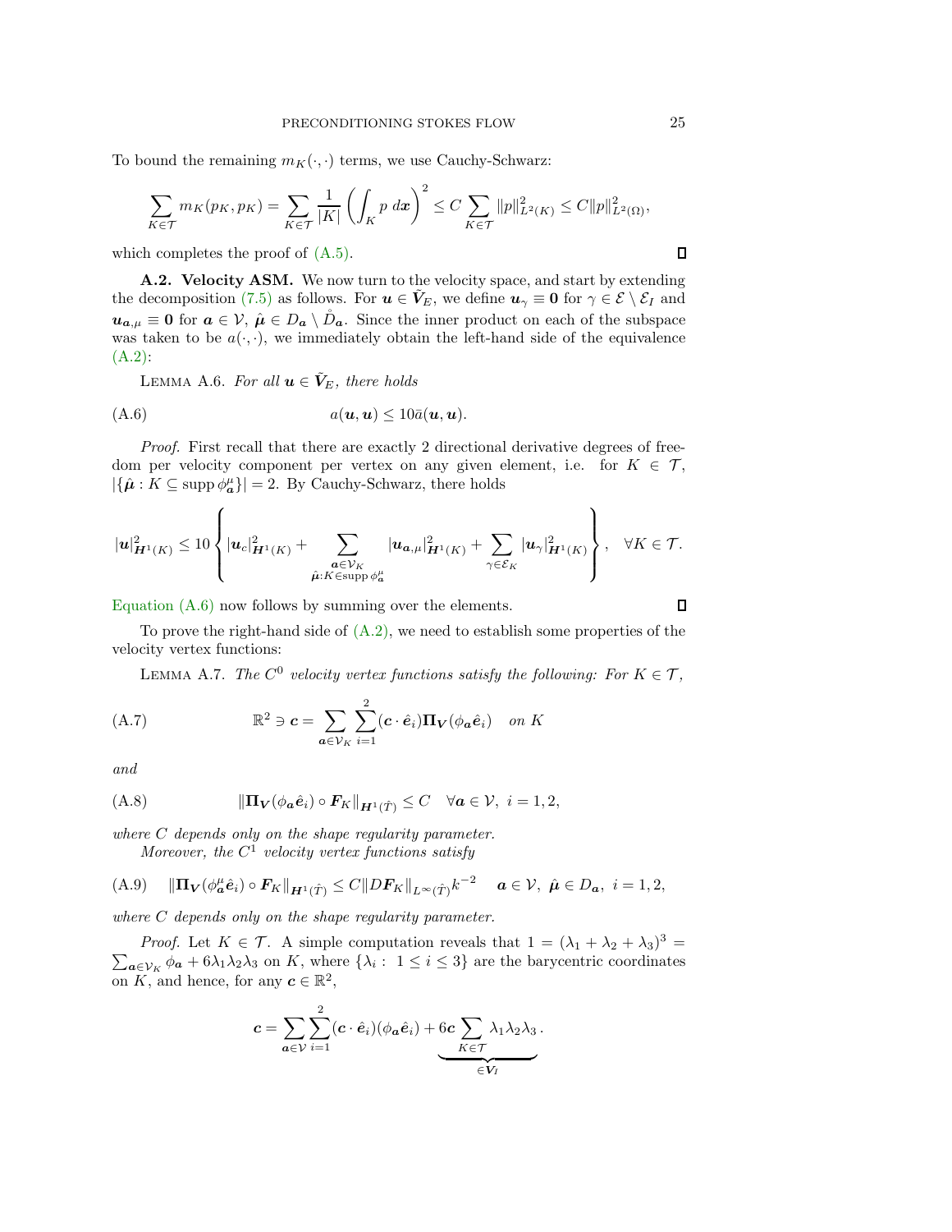To bound the remaining $m_K(\cdot,\cdot)$ terms, we use Cauchy-Schwarz:

$$\sum_{K\in\mathcal{T}} m_K(p_K,p_K) = \sum_{K\in\mathcal{T}} \frac{1}{|K|}\left(\int_K p\ d\boldsymbol{x}\right)^2 \leq C\sum_{K\in\mathcal{T}} \|p\|^2_{L^2(K)} \leq C\|p\|^2_{L^2(\Omega)},$$

which completes the proof of (A.5). ◻

**A.2. Velocity ASM.** We now turn to the velocity space, and start by extending the decomposition (7.5) as follows. For $\boldsymbol{u}\in\tilde{\boldsymbol{V}}_E$, we define $\boldsymbol{u}_\gamma \equiv \boldsymbol{0}$ for $\gamma\in\mathcal{E}\setminus\mathcal{E}_I$ and $\boldsymbol{u}_{\boldsymbol{a},\mu}\equiv\boldsymbol{0}$ for $\boldsymbol{a}\in\mathcal{V}$, $\hat{\boldsymbol{\mu}}\in D_{\boldsymbol{a}}\setminus\mathring{D}_{\boldsymbol{a}}$. Since the inner product on each of the subspace was taken to be $a(\cdot,\cdot)$, we immediately obtain the left-hand side of the equivalence (A.2):

Lemma A.6. *For all $\boldsymbol{u}\in\tilde{\boldsymbol{V}}_E$, there holds*

$$a(\boldsymbol{u},\boldsymbol{u}) \leq 10\bar{a}(\boldsymbol{u},\boldsymbol{u}). \tag{A.6}$$

*Proof.* First recall that there are exactly 2 directional derivative degrees of freedom per velocity component per vertex on any given element, i.e. for $K\in\mathcal{T}$, $|\{\hat{\boldsymbol{\mu}} : K\subseteq \operatorname{supp}\phi^\mu_{\boldsymbol{a}}\}| = 2$. By Cauchy-Schwarz, there holds

$$|\boldsymbol{u}|^2_{\boldsymbol{H}^1(K)} \leq 10\left\{ |\boldsymbol{u}_c|^2_{\boldsymbol{H}^1(K)} + \sum_{\substack{\boldsymbol{a}\in\mathcal{V}_K\\ \hat{\boldsymbol{\mu}}:K\in\operatorname{supp}\phi^\mu_{\boldsymbol{a}}}} |\boldsymbol{u}_{\boldsymbol{a},\mu}|^2_{\boldsymbol{H}^1(K)} + \sum_{\gamma\in\mathcal{E}_K} |\boldsymbol{u}_\gamma|^2_{\boldsymbol{H}^1(K)} \right\}, \quad \forall K\in\mathcal{T}.$$

Equation (A.6) now follows by summing over the elements. ◻

To prove the right-hand side of (A.2), we need to establish some properties of the velocity vertex functions:

Lemma A.7. *The $C^0$ velocity vertex functions satisfy the following: For $K\in\mathcal{T}$,*

$$\mathbb{R}^2 \ni \boldsymbol{c} = \sum_{\boldsymbol{a}\in\mathcal{V}_K}\sum_{i=1}^{2} (\boldsymbol{c}\cdot\hat{\boldsymbol{e}}_i)\boldsymbol{\Pi}_{\boldsymbol{V}}(\phi_{\boldsymbol{a}}\hat{\boldsymbol{e}}_i) \quad \text{on } K \tag{A.7}$$

*and*

$$\|\boldsymbol{\Pi}_{\boldsymbol{V}}(\phi_{\boldsymbol{a}}\hat{\boldsymbol{e}}_i)\circ\boldsymbol{F}_K\|_{\boldsymbol{H}^1(\hat{T})} \leq C \quad \forall \boldsymbol{a}\in\mathcal{V},\ i=1,2, \tag{A.8}$$

*where $C$ depends only on the shape regularity parameter.*

*Moreover, the $C^1$ velocity vertex functions satisfy*

$$\|\boldsymbol{\Pi}_{\boldsymbol{V}}(\phi^\mu_{\boldsymbol{a}}\hat{\boldsymbol{e}}_i)\circ\boldsymbol{F}_K\|_{\boldsymbol{H}^1(\hat{T})} \leq C\|D\boldsymbol{F}_K\|_{L^\infty(\hat{T})}k^{-2} \quad \boldsymbol{a}\in\mathcal{V},\ \hat{\boldsymbol{\mu}}\in D_{\boldsymbol{a}},\ i=1,2, \tag{A.9}$$

*where $C$ depends only on the shape regularity parameter.*

*Proof.* Let $K\in\mathcal{T}$. A simple computation reveals that $1 = (\lambda_1+\lambda_2+\lambda_3)^3 = \sum_{\boldsymbol{a}\in\mathcal{V}_K}\phi_{\boldsymbol{a}} + 6\lambda_1\lambda_2\lambda_3$ on $K$, where $\{\lambda_i : 1\leq i\leq 3\}$ are the barycentric coordinates on $K$, and hence, for any $\boldsymbol{c}\in\mathbb{R}^2$,

$$\boldsymbol{c} = \sum_{\boldsymbol{a}\in\mathcal{V}}\sum_{i=1}^{2}(\boldsymbol{c}\cdot\hat{\boldsymbol{e}}_i)(\phi_{\boldsymbol{a}}\hat{\boldsymbol{e}}_i) + \underbrace{6\boldsymbol{c}\sum_{K\in\mathcal{T}}\lambda_1\lambda_2\lambda_3}_{\in\boldsymbol{V}_I}.$$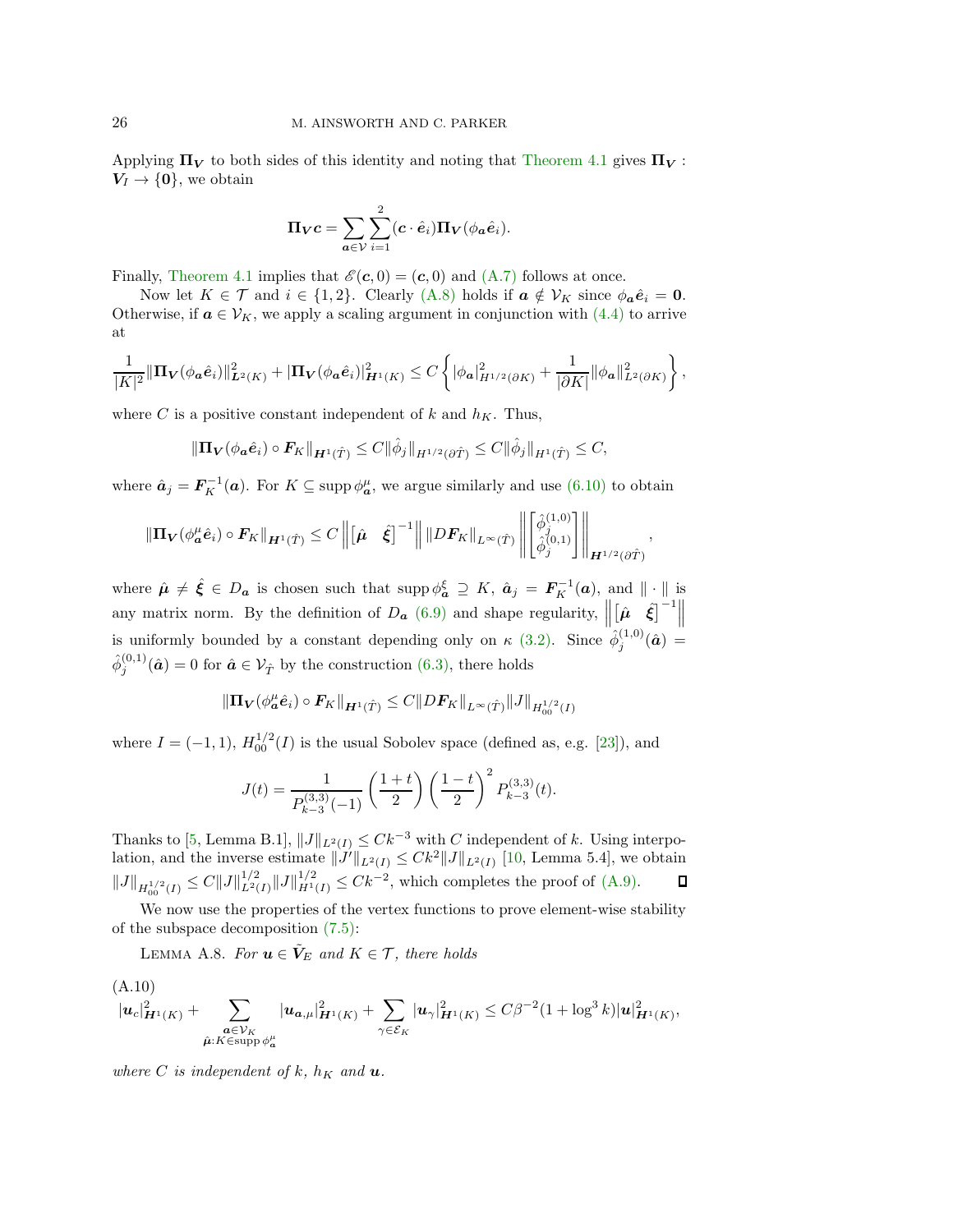Applying $\boldsymbol{\Pi}_{\boldsymbol{V}}$ to both sides of this identity and noting that Theorem 4.1 gives $\boldsymbol{\Pi}_{\boldsymbol{V}} : \boldsymbol{V}_I \to \{\mathbf{0}\}$, we obtain

$$\boldsymbol{\Pi}_{\boldsymbol{V}} \boldsymbol{c} = \sum_{\boldsymbol{a} \in \mathcal{V}} \sum_{i=1}^{2} (\boldsymbol{c} \cdot \hat{\boldsymbol{e}}_i) \boldsymbol{\Pi}_{\boldsymbol{V}} (\phi_{\boldsymbol{a}} \hat{\boldsymbol{e}}_i).$$

Finally, Theorem 4.1 implies that $\mathscr{E}(\boldsymbol{c}, 0) = (\boldsymbol{c}, 0)$ and (A.7) follows at once.

Now let $K \in \mathcal{T}$ and $i \in \{1, 2\}$. Clearly (A.8) holds if $\boldsymbol{a} \notin \mathcal{V}_K$ since $\phi_{\boldsymbol{a}} \hat{\boldsymbol{e}}_i = \mathbf{0}$. Otherwise, if $\boldsymbol{a} \in \mathcal{V}_K$, we apply a scaling argument in conjunction with (4.4) to arrive at

$$\frac{1}{|K|^2} \|\boldsymbol{\Pi}_{\boldsymbol{V}} (\phi_{\boldsymbol{a}} \hat{\boldsymbol{e}}_i)\|_{\boldsymbol{L}^2(K)}^2 + |\boldsymbol{\Pi}_{\boldsymbol{V}} (\phi_{\boldsymbol{a}} \hat{\boldsymbol{e}}_i)|_{\boldsymbol{H}^1(K)}^2 \leq C \left\{ |\phi_{\boldsymbol{a}}|_{H^{1/2}(\partial K)}^2 + \frac{1}{|\partial K|} \|\phi_{\boldsymbol{a}}\|_{L^2(\partial K)}^2 \right\},$$

where $C$ is a positive constant independent of $k$ and $h_K$. Thus,

$$\|\boldsymbol{\Pi}_{\boldsymbol{V}} (\phi_{\boldsymbol{a}} \hat{\boldsymbol{e}}_i) \circ \boldsymbol{F}_K\|_{\boldsymbol{H}^1(\hat{T})} \leq C \|\hat{\phi}_j\|_{H^{1/2}(\partial \hat{T})} \leq C \|\hat{\phi}_j\|_{H^1(\hat{T})} \leq C,$$

where $\hat{\boldsymbol{a}}_j = \boldsymbol{F}_K^{-1}(\boldsymbol{a})$. For $K \subseteq \operatorname{supp} \phi_{\boldsymbol{a}}^{\mu}$, we argue similarly and use (6.10) to obtain

$$\|\boldsymbol{\Pi}_{\boldsymbol{V}} (\phi_{\boldsymbol{a}}^{\mu} \hat{\boldsymbol{e}}_i) \circ \boldsymbol{F}_K\|_{\boldsymbol{H}^1(\hat{T})} \leq C \left\| \begin{bmatrix} \hat{\boldsymbol{\mu}} & \hat{\boldsymbol{\xi}} \end{bmatrix}^{-1} \right\| \|D\boldsymbol{F}_K\|_{L^\infty(\hat{T})} \left\| \begin{bmatrix} \hat{\phi}_j^{(1,0)} \\ \hat{\phi}_j^{(0,1)} \end{bmatrix} \right\|_{\boldsymbol{H}^{1/2}(\partial \hat{T})},$$

where $\hat{\boldsymbol{\mu}} \neq \hat{\boldsymbol{\xi}} \in D_{\boldsymbol{a}}$ is chosen such that $\operatorname{supp} \phi_{\boldsymbol{a}}^{\xi} \supseteq K$, $\hat{\boldsymbol{a}}_j = \boldsymbol{F}_K^{-1}(\boldsymbol{a})$, and $\|\cdot\|$ is any matrix norm. By the definition of $D_{\boldsymbol{a}}$ (6.9) and shape regularity, $\left\| \begin{bmatrix} \hat{\boldsymbol{\mu}} & \hat{\boldsymbol{\xi}} \end{bmatrix}^{-1} \right\|$ is uniformly bounded by a constant depending only on $\kappa$ (3.2). Since $\hat{\phi}_j^{(1,0)}(\hat{\boldsymbol{a}}) = \hat{\phi}_j^{(0,1)}(\hat{\boldsymbol{a}}) = 0$ for $\hat{\boldsymbol{a}} \in \mathcal{V}_{\hat{T}}$ by the construction (6.3), there holds

$$\|\boldsymbol{\Pi}_{\boldsymbol{V}} (\phi_{\boldsymbol{a}}^{\mu} \hat{\boldsymbol{e}}_i) \circ \boldsymbol{F}_K\|_{\boldsymbol{H}^1(\hat{T})} \leq C \|D\boldsymbol{F}_K\|_{L^\infty(\hat{T})} \|J\|_{H_{00}^{1/2}(I)}$$

where $I = (-1, 1)$, $H_{00}^{1/2}(I)$ is the usual Sobolev space (defined as, e.g. [23]), and

$$J(t) = \frac{1}{P_{k-3}^{(3,3)}(-1)} \left( \frac{1+t}{2} \right) \left( \frac{1-t}{2} \right)^2 P_{k-3}^{(3,3)}(t).$$

Thanks to [5, Lemma B.1], $\|J\|_{L^2(I)} \leq Ck^{-3}$ with $C$ independent of $k$. Using interpolation, and the inverse estimate $\|J'\|_{L^2(I)} \leq Ck^2 \|J\|_{L^2(I)}$ [10, Lemma 5.4], we obtain $\|J\|_{H_{00}^{1/2}(I)} \leq C \|J\|_{L^2(I)}^{1/2} \|J\|_{H^1(I)}^{1/2} \leq Ck^{-2}$, which completes the proof of (A.9). ∎

We now use the properties of the vertex functions to prove element-wise stability of the subspace decomposition (7.5):

Lemma A.8. *For $\boldsymbol{u} \in \tilde{\boldsymbol{V}}_E$ and $K \in \mathcal{T}$, there holds*

(A.10)
$$|\boldsymbol{u}_c|_{\boldsymbol{H}^1(K)}^2 + \sum_{\substack{\boldsymbol{a} \in \mathcal{V}_K \\ \hat{\boldsymbol{\mu}} : K \in \operatorname{supp} \phi_{\boldsymbol{a}}^{\mu}}} |\boldsymbol{u}_{\boldsymbol{a},\mu}|_{\boldsymbol{H}^1(K)}^2 + \sum_{\gamma \in \mathcal{E}_K} |\boldsymbol{u}_\gamma|_{\boldsymbol{H}^1(K)}^2 \leq C \beta^{-2} (1 + \log^3 k) |\boldsymbol{u}|_{\boldsymbol{H}^1(K)}^2,$$

*where $C$ is independent of $k$, $h_K$ and $\boldsymbol{u}$.*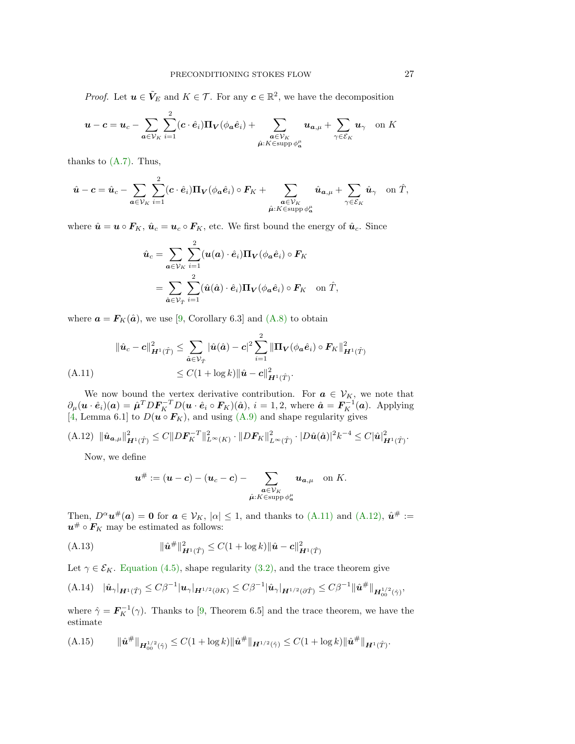*Proof.* Let $\boldsymbol{u} \in \tilde{\boldsymbol{V}}_E$ and $K \in \mathcal{T}$. For any $\boldsymbol{c} \in \mathbb{R}^2$, we have the decomposition

$$
\boldsymbol{u} - \boldsymbol{c} = \boldsymbol{u}_c - \sum_{\boldsymbol{a} \in \mathcal{V}_K} \sum_{i=1}^{2} (\boldsymbol{c} \cdot \hat{\boldsymbol{e}}_i) \boldsymbol{\Pi_V}(\phi_{\boldsymbol{a}} \hat{\boldsymbol{e}}_i) + \sum_{\substack{\boldsymbol{a} \in \mathcal{V}_K \\ \hat{\boldsymbol{\mu}} : K \in \operatorname{supp} \phi_{\boldsymbol{a}}^{\mu}}} \boldsymbol{u}_{\boldsymbol{a},\mu} + \sum_{\gamma \in \mathcal{E}_K} \boldsymbol{u}_\gamma \quad \text{on } K
$$

thanks to (A.7). Thus,

$$
\hat{\boldsymbol{u}} - \boldsymbol{c} = \hat{\boldsymbol{u}}_c - \sum_{\boldsymbol{a} \in \mathcal{V}_K} \sum_{i=1}^{2} (\boldsymbol{c} \cdot \hat{\boldsymbol{e}}_i) \boldsymbol{\Pi_V}(\phi_{\boldsymbol{a}} \hat{\boldsymbol{e}}_i) \circ \boldsymbol{F}_K + \sum_{\substack{\boldsymbol{a} \in \mathcal{V}_K \\ \hat{\boldsymbol{\mu}} : K \in \operatorname{supp} \phi_{\boldsymbol{a}}^{\mu}}} \hat{\boldsymbol{u}}_{\boldsymbol{a},\mu} + \sum_{\gamma \in \mathcal{E}_K} \hat{\boldsymbol{u}}_\gamma \quad \text{on } \hat{T},
$$

where $\hat{\boldsymbol{u}} = \boldsymbol{u} \circ \boldsymbol{F}_K$, $\hat{\boldsymbol{u}}_c = \boldsymbol{u}_c \circ \boldsymbol{F}_K$, etc. We first bound the energy of $\hat{\boldsymbol{u}}_c$. Since

$$
\begin{aligned}
\hat{\boldsymbol{u}}_c &= \sum_{\boldsymbol{a} \in \mathcal{V}_K} \sum_{i=1}^{2} (\boldsymbol{u}(\boldsymbol{a}) \cdot \hat{\boldsymbol{e}}_i) \boldsymbol{\Pi_V}(\phi_{\boldsymbol{a}} \hat{\boldsymbol{e}}_i) \circ \boldsymbol{F}_K \\
&= \sum_{\hat{\boldsymbol{a}} \in \mathcal{V}_{\hat{T}}} \sum_{i=1}^{2} (\hat{\boldsymbol{u}}(\hat{\boldsymbol{a}}) \cdot \hat{\boldsymbol{e}}_i) \boldsymbol{\Pi_V}(\phi_{\boldsymbol{a}} \hat{\boldsymbol{e}}_i) \circ \boldsymbol{F}_K \quad \text{on } \hat{T},
\end{aligned}
$$

where $\boldsymbol{a} = \boldsymbol{F}_K(\hat{\boldsymbol{a}})$, we use [9, Corollary 6.3] and (A.8) to obtain

$$
\begin{aligned}
\|\hat{\boldsymbol{u}}_c - \boldsymbol{c}\|_{\boldsymbol{H}^1(\hat{T})}^2 &\leq \sum_{\hat{\boldsymbol{a}} \in \mathcal{V}_{\hat{T}}} |\hat{\boldsymbol{u}}(\hat{\boldsymbol{a}}) - \boldsymbol{c}|^2 \sum_{i=1}^{2} \|\boldsymbol{\Pi_V}(\phi_{\boldsymbol{a}} \hat{\boldsymbol{e}}_i) \circ \boldsymbol{F}_K\|_{\boldsymbol{H}^1(\hat{T})}^2 \\
&\leq C(1 + \log k) \|\hat{\boldsymbol{u}} - \boldsymbol{c}\|_{\boldsymbol{H}^1(\hat{T})}^2. \qquad \text{(A.11)}
\end{aligned}
$$

We now bound the vertex derivative contribution. For $\boldsymbol{a} \in \mathcal{V}_K$, we note that $\partial_\mu (\boldsymbol{u} \cdot \hat{\boldsymbol{e}}_i)(\boldsymbol{a}) = \hat{\boldsymbol{\mu}}^T D\boldsymbol{F}_K^{-T} D(\boldsymbol{u} \cdot \hat{\boldsymbol{e}}_i \circ \boldsymbol{F}_K)(\hat{\boldsymbol{a}})$, $i = 1, 2$, where $\hat{\boldsymbol{a}} = \boldsymbol{F}_K^{-1}(\boldsymbol{a})$. Applying [4, Lemma 6.1] to $D(\boldsymbol{u} \circ \boldsymbol{F}_K)$, and using (A.9) and shape regularity gives

$$
\|\hat{\boldsymbol{u}}_{\boldsymbol{a},\mu}\|_{\boldsymbol{H}^1(\hat{T})}^2 \leq C \|D\boldsymbol{F}_K^{-T}\|_{L^\infty(K)}^2 \cdot \|D\boldsymbol{F}_K\|_{L^\infty(\hat{T})}^2 \cdot |D\hat{\boldsymbol{u}}(\hat{\boldsymbol{a}})|^2 k^{-4} \leq C |\hat{\boldsymbol{u}}|_{\boldsymbol{H}^1(\hat{T})}^2. \qquad \text{(A.12)}
$$

Now, we define

$$
\boldsymbol{u}^\# := (\boldsymbol{u} - \boldsymbol{c}) - (\boldsymbol{u}_c - \boldsymbol{c}) - \sum_{\substack{\boldsymbol{a} \in \mathcal{V}_K \\ \hat{\boldsymbol{\mu}} : K \in \operatorname{supp} \phi_{\boldsymbol{a}}^{\mu}}} \boldsymbol{u}_{\boldsymbol{a},\mu} \quad \text{on } K.
$$

Then, $D^\alpha \boldsymbol{u}^\#(\boldsymbol{a}) = \boldsymbol{0}$ for $\boldsymbol{a} \in \mathcal{V}_K$, $|\alpha| \leq 1$, and thanks to (A.11) and (A.12), $\hat{\boldsymbol{u}}^\# := \boldsymbol{u}^\# \circ \boldsymbol{F}_K$ may be estimated as follows:

$$
\|\hat{\boldsymbol{u}}^\#\|_{\boldsymbol{H}^1(\hat{T})}^2 \leq C(1 + \log k) \|\hat{\boldsymbol{u}} - \boldsymbol{c}\|_{\boldsymbol{H}^1(\hat{T})}^2 \qquad \text{(A.13)}
$$

Let $\gamma \in \mathcal{E}_K$. Equation (4.5), shape regularity (3.2), and the trace theorem give

$$
|\hat{\boldsymbol{u}}_\gamma|_{\boldsymbol{H}^1(\hat{T})} \leq C\beta^{-1} |\boldsymbol{u}_\gamma|_{\boldsymbol{H}^{1/2}(\partial K)} \leq C\beta^{-1} |\hat{\boldsymbol{u}}_\gamma|_{\boldsymbol{H}^{1/2}(\partial \hat{T})} \leq C\beta^{-1} \|\hat{\boldsymbol{u}}^\#\|_{\boldsymbol{H}_{00}^{1/2}(\hat{\gamma})}, \qquad \text{(A.14)}
$$

where $\hat{\gamma} = \boldsymbol{F}_K^{-1}(\gamma)$. Thanks to [9, Theorem 6.5] and the trace theorem, we have the estimate

$$
\|\hat{\boldsymbol{u}}^\#\|_{\boldsymbol{H}_{00}^{1/2}(\hat{\gamma})} \leq C(1 + \log k) \|\hat{\boldsymbol{u}}^\#\|_{\boldsymbol{H}^{1/2}(\hat{\gamma})} \leq C(1 + \log k) \|\hat{\boldsymbol{u}}^\#\|_{\boldsymbol{H}^1(\hat{T})}. \qquad \text{(A.15)}
$$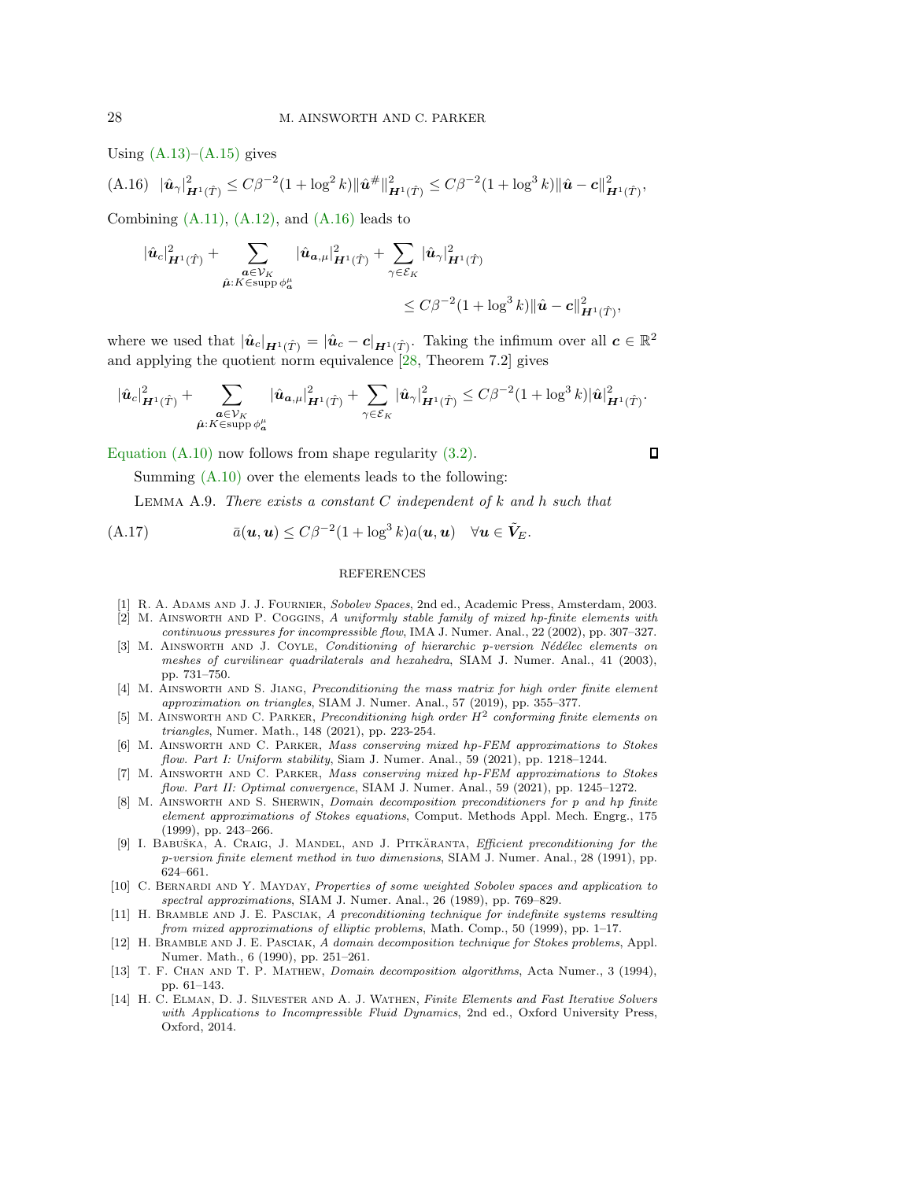Using (A.13)–(A.15) gives

$$
|\hat{\boldsymbol{u}}_\gamma|^2_{\boldsymbol{H}^1(\hat{T})} \le C\beta^{-2}(1+\log^2 k)\|\hat{\boldsymbol{u}}^{\#}\|^2_{\boldsymbol{H}^1(\hat{T})} \le C\beta^{-2}(1+\log^3 k)\|\hat{\boldsymbol{u}}-\boldsymbol{c}\|^2_{\boldsymbol{H}^1(\hat{T})}, \tag{A.16}
$$

Combining (A.11), (A.12), and (A.16) leads to

$$
|\hat{\boldsymbol{u}}_c|^2_{\boldsymbol{H}^1(\hat{T})} + \sum_{\substack{\boldsymbol{a}\in\mathcal{V}_K \\ \hat{\boldsymbol{\mu}}:K\in\operatorname{supp}\phi^{\mu}_{\boldsymbol{a}}}} |\hat{\boldsymbol{u}}_{\boldsymbol{a},\mu}|^2_{\boldsymbol{H}^1(\hat{T})} + \sum_{\gamma\in\mathcal{E}_K} |\hat{\boldsymbol{u}}_\gamma|^2_{\boldsymbol{H}^1(\hat{T})} \le C\beta^{-2}(1+\log^3 k)\|\hat{\boldsymbol{u}}-\boldsymbol{c}\|^2_{\boldsymbol{H}^1(\hat{T})},
$$

where we used that $|\hat{\boldsymbol{u}}_c|_{\boldsymbol{H}^1(\hat{T})} = |\hat{\boldsymbol{u}}_c - \boldsymbol{c}|_{\boldsymbol{H}^1(\hat{T})}$. Taking the infimum over all $\boldsymbol{c}\in\mathbb{R}^2$ and applying the quotient norm equivalence [28, Theorem 7.2] gives

$$
|\hat{\boldsymbol{u}}_c|^2_{\boldsymbol{H}^1(\hat{T})} + \sum_{\substack{\boldsymbol{a}\in\mathcal{V}_K \\ \hat{\boldsymbol{\mu}}:K\in\operatorname{supp}\phi^{\mu}_{\boldsymbol{a}}}} |\hat{\boldsymbol{u}}_{\boldsymbol{a},\mu}|^2_{\boldsymbol{H}^1(\hat{T})} + \sum_{\gamma\in\mathcal{E}_K} |\hat{\boldsymbol{u}}_\gamma|^2_{\boldsymbol{H}^1(\hat{T})} \le C\beta^{-2}(1+\log^3 k)|\hat{\boldsymbol{u}}|^2_{\boldsymbol{H}^1(\hat{T})}.
$$

Equation (A.10) now follows from shape regularity (3.2). ◻

Summing (A.10) over the elements leads to the following:

Lemma A.9. *There exists a constant $C$ independent of $k$ and $h$ such that*

$$
\bar{a}(\boldsymbol{u},\boldsymbol{u}) \le C\beta^{-2}(1+\log^3 k)a(\boldsymbol{u},\boldsymbol{u}) \quad \forall \boldsymbol{u}\in\tilde{\boldsymbol{V}}_E. \tag{A.17}
$$

## REFERENCES

[1] R. A. Adams and J. J. Fournier, *Sobolev Spaces*, 2nd ed., Academic Press, Amsterdam, 2003.

[2] M. Ainsworth and P. Coggins, *A uniformly stable family of mixed hp-finite elements with continuous pressures for incompressible flow*, IMA J. Numer. Anal., 22 (2002), pp. 307–327.

[3] M. Ainsworth and J. Coyle, *Conditioning of hierarchic p-version Nédélec elements on meshes of curvilinear quadrilaterals and hexahedra*, SIAM J. Numer. Anal., 41 (2003), pp. 731–750.

[4] M. Ainsworth and S. Jiang, *Preconditioning the mass matrix for high order finite element approximation on triangles*, SIAM J. Numer. Anal., 57 (2019), pp. 355–377.

[5] M. Ainsworth and C. Parker, *Preconditioning high order $H^2$ conforming finite elements on triangles*, Numer. Math., 148 (2021), pp. 223-254.

[6] M. Ainsworth and C. Parker, *Mass conserving mixed hp-FEM approximations to Stokes flow. Part I: Uniform stability*, Siam J. Numer. Anal., 59 (2021), pp. 1218–1244.

[7] M. Ainsworth and C. Parker, *Mass conserving mixed hp-FEM approximations to Stokes flow. Part II: Optimal convergence*, SIAM J. Numer. Anal., 59 (2021), pp. 1245–1272.

[8] M. Ainsworth and S. Sherwin, *Domain decomposition preconditioners for p and hp finite element approximations of Stokes equations*, Comput. Methods Appl. Mech. Engrg., 175 (1999), pp. 243–266.

[9] I. Babuška, A. Craig, J. Mandel, and J. Pitkäranta, *Efficient preconditioning for the p-version finite element method in two dimensions*, SIAM J. Numer. Anal., 28 (1991), pp. 624–661.

[10] C. Bernardi and Y. Mayday, *Properties of some weighted Sobolev spaces and application to spectral approximations*, SIAM J. Numer. Anal., 26 (1989), pp. 769–829.

[11] H. Bramble and J. E. Pasciak, *A preconditioning technique for indefinite systems resulting from mixed approximations of elliptic problems*, Math. Comp., 50 (1999), pp. 1–17.

[12] H. Bramble and J. E. Pasciak, *A domain decomposition technique for Stokes problems*, Appl. Numer. Math., 6 (1990), pp. 251–261.

[13] T. F. Chan and T. P. Mathew, *Domain decomposition algorithms*, Acta Numer., 3 (1994), pp. 61–143.

[14] H. C. Elman, D. J. Silvester and A. J. Wathen, *Finite Elements and Fast Iterative Solvers with Applications to Incompressible Fluid Dynamics*, 2nd ed., Oxford University Press, Oxford, 2014.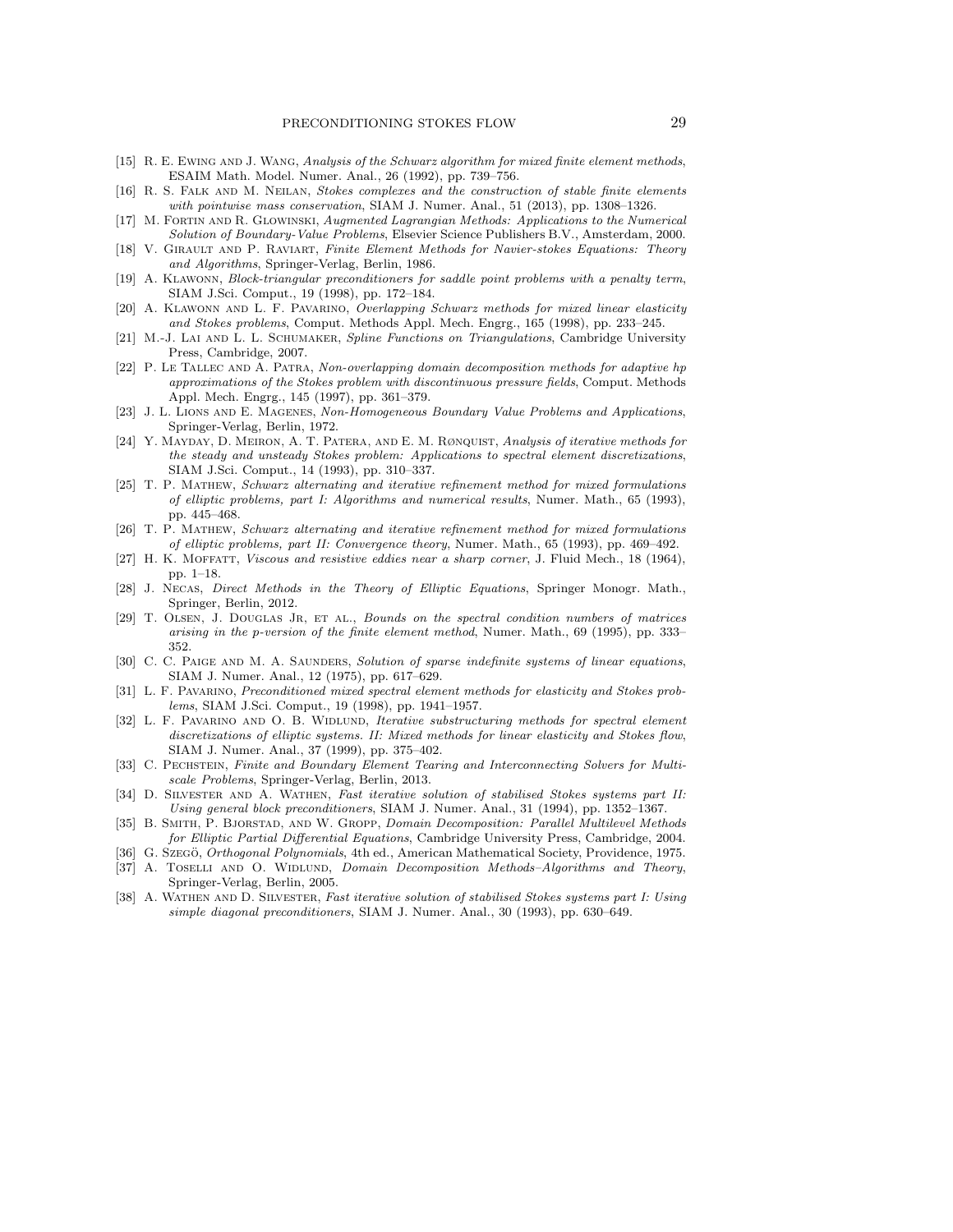[15] R. E. Ewing and J. Wang, *Analysis of the Schwarz algorithm for mixed finite element methods*, ESAIM Math. Model. Numer. Anal., 26 (1992), pp. 739–756.

[16] R. S. Falk and M. Neilan, *Stokes complexes and the construction of stable finite elements with pointwise mass conservation*, SIAM J. Numer. Anal., 51 (2013), pp. 1308–1326.

[17] M. Fortin and R. Glowinski, *Augmented Lagrangian Methods: Applications to the Numerical Solution of Boundary-Value Problems*, Elsevier Science Publishers B.V., Amsterdam, 2000.

[18] V. Girault and P. Raviart, *Finite Element Methods for Navier-stokes Equations: Theory and Algorithms*, Springer-Verlag, Berlin, 1986.

[19] A. Klawonn, *Block-triangular preconditioners for saddle point problems with a penalty term*, SIAM J.Sci. Comput., 19 (1998), pp. 172–184.

[20] A. Klawonn and L. F. Pavarino, *Overlapping Schwarz methods for mixed linear elasticity and Stokes problems*, Comput. Methods Appl. Mech. Engrg., 165 (1998), pp. 233–245.

[21] M.-J. Lai and L. L. Schumaker, *Spline Functions on Triangulations*, Cambridge University Press, Cambridge, 2007.

[22] P. Le Tallec and A. Patra, *Non-overlapping domain decomposition methods for adaptive hp approximations of the Stokes problem with discontinuous pressure fields*, Comput. Methods Appl. Mech. Engrg., 145 (1997), pp. 361–379.

[23] J. L. Lions and E. Magenes, *Non-Homogeneous Boundary Value Problems and Applications*, Springer-Verlag, Berlin, 1972.

[24] Y. Mayday, D. Meiron, A. T. Patera, and E. M. Rønquist, *Analysis of iterative methods for the steady and unsteady Stokes problem: Applications to spectral element discretizations*, SIAM J.Sci. Comput., 14 (1993), pp. 310–337.

[25] T. P. Mathew, *Schwarz alternating and iterative refinement method for mixed formulations of elliptic problems, part I: Algorithms and numerical results*, Numer. Math., 65 (1993), pp. 445–468.

[26] T. P. Mathew, *Schwarz alternating and iterative refinement method for mixed formulations of elliptic problems, part II: Convergence theory*, Numer. Math., 65 (1993), pp. 469–492.

[27] H. K. Moffatt, *Viscous and resistive eddies near a sharp corner*, J. Fluid Mech., 18 (1964), pp. 1–18.

[28] J. Necas, *Direct Methods in the Theory of Elliptic Equations*, Springer Monogr. Math., Springer, Berlin, 2012.

[29] T. Olsen, J. Douglas Jr, et al., *Bounds on the spectral condition numbers of matrices arising in the p-version of the finite element method*, Numer. Math., 69 (1995), pp. 333–352.

[30] C. C. Paige and M. A. Saunders, *Solution of sparse indefinite systems of linear equations*, SIAM J. Numer. Anal., 12 (1975), pp. 617–629.

[31] L. F. Pavarino, *Preconditioned mixed spectral element methods for elasticity and Stokes problems*, SIAM J.Sci. Comput., 19 (1998), pp. 1941–1957.

[32] L. F. Pavarino and O. B. Widlund, *Iterative substructuring methods for spectral element discretizations of elliptic systems. II: Mixed methods for linear elasticity and Stokes flow*, SIAM J. Numer. Anal., 37 (1999), pp. 375–402.

[33] C. Pechstein, *Finite and Boundary Element Tearing and Interconnecting Solvers for Multiscale Problems*, Springer-Verlag, Berlin, 2013.

[34] D. Silvester and A. Wathen, *Fast iterative solution of stabilised Stokes systems part II: Using general block preconditioners*, SIAM J. Numer. Anal., 31 (1994), pp. 1352–1367.

[35] B. Smith, P. Bjorstad, and W. Gropp, *Domain Decomposition: Parallel Multilevel Methods for Elliptic Partial Differential Equations*, Cambridge University Press, Cambridge, 2004.

[36] G. Szegö, *Orthogonal Polynomials*, 4th ed., American Mathematical Society, Providence, 1975.

[37] A. Toselli and O. Widlund, *Domain Decomposition Methods–Algorithms and Theory*, Springer-Verlag, Berlin, 2005.

[38] A. Wathen and D. Silvester, *Fast iterative solution of stabilised Stokes systems part I: Using simple diagonal preconditioners*, SIAM J. Numer. Anal., 30 (1993), pp. 630–649.